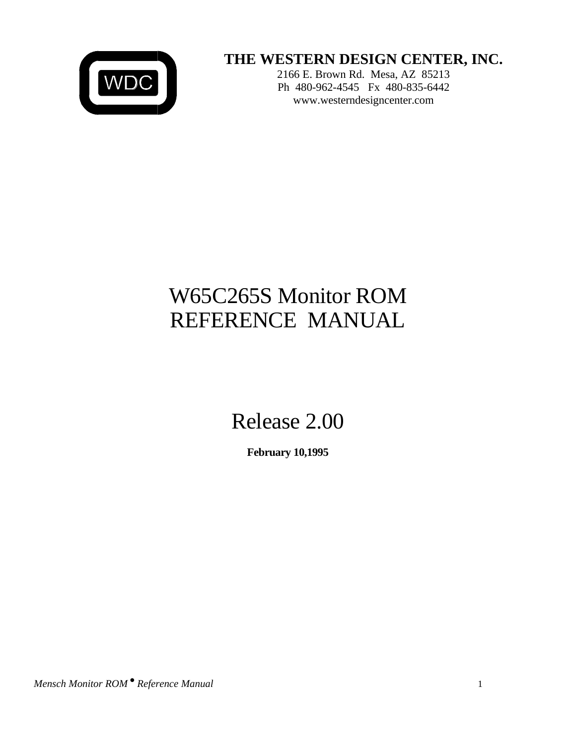**THE WESTERN DESIGN CENTER, INC.**

2166 E. Brown Rd. Mesa, AZ 85213
Ph 480-962-4545 Fx 480-835-6442
www.westerndesigncenter.com

# W65C265S Monitor ROM REFERENCE MANUAL

## Release 2.00

**February 10,1995**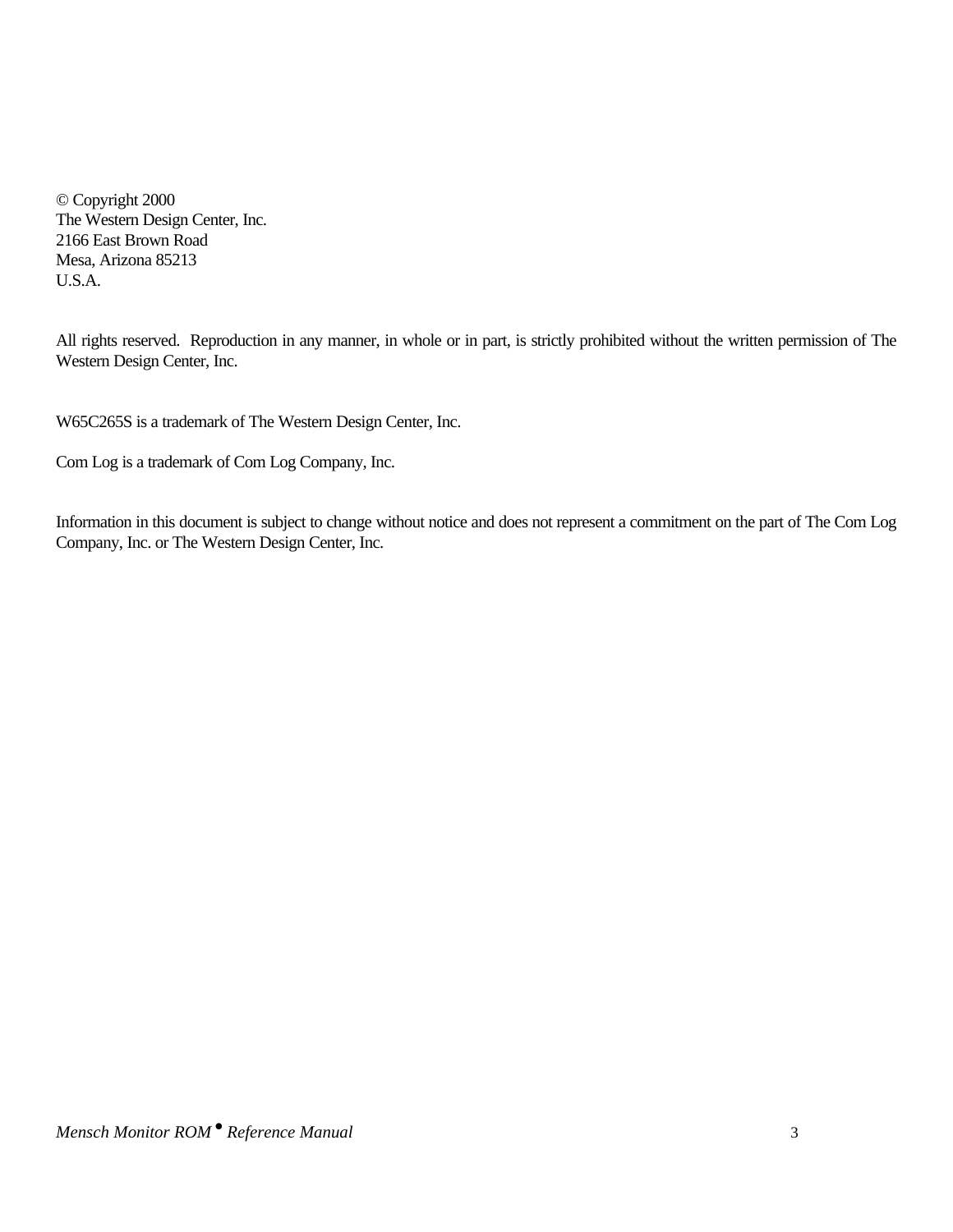© Copyright 2000
The Western Design Center, Inc.
2166 East Brown Road
Mesa, Arizona 85213
U.S.A.

All rights reserved. Reproduction in any manner, in whole or in part, is strictly prohibited without the written permission of The Western Design Center, Inc.

W65C265S is a trademark of The Western Design Center, Inc.

Com Log is a trademark of Com Log Company, Inc.

Information in this document is subject to change without notice and does not represent a commitment on the part of The Com Log Company, Inc. or The Western Design Center, Inc.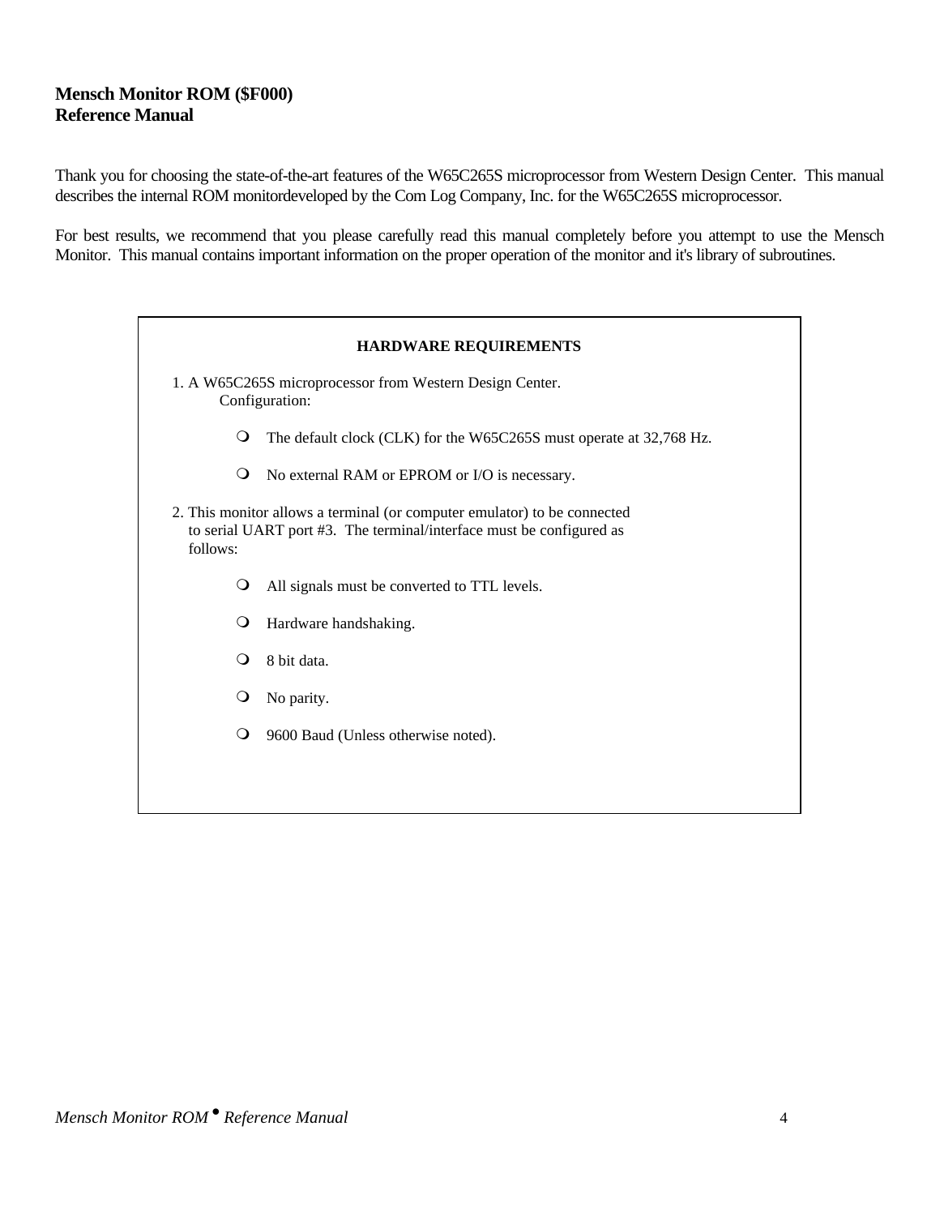**Mensch Monitor ROM ($F000)**
**Reference Manual**

Thank you for choosing the state-of-the-art features of the W65C265S microprocessor from Western Design Center. This manual describes the internal ROM monitordeveloped by the Com Log Company, Inc. for the W65C265S microprocessor.

For best results, we recommend that you please carefully read this manual completely before you attempt to use the Mensch Monitor. This manual contains important information on the proper operation of the monitor and it's library of subroutines.

**HARDWARE REQUIREMENTS**

1. A W65C265S microprocessor from Western Design Center.
   Configuration:

   - The default clock (CLK) for the W65C265S must operate at 32,768 Hz.
   - No external RAM or EPROM or I/O is necessary.

2. This monitor allows a terminal (or computer emulator) to be connected to serial UART port #3. The terminal/interface must be configured as follows:

   - All signals must be converted to TTL levels.
   - Hardware handshaking.
   - 8 bit data.
   - No parity.
   - 9600 Baud (Unless otherwise noted).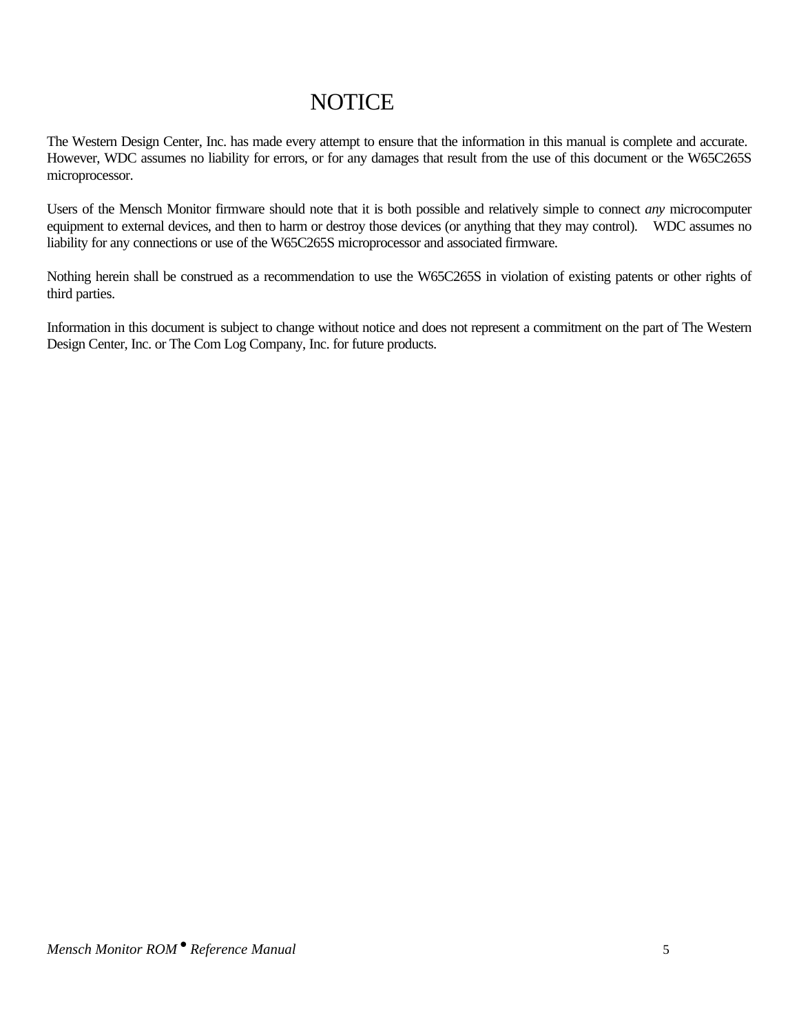# NOTICE

The Western Design Center, Inc. has made every attempt to ensure that the information in this manual is complete and accurate. However, WDC assumes no liability for errors, or for any damages that result from the use of this document or the W65C265S microprocessor.

Users of the Mensch Monitor firmware should note that it is both possible and relatively simple to connect *any* microcomputer equipment to external devices, and then to harm or destroy those devices (or anything that they may control). WDC assumes no liability for any connections or use of the W65C265S microprocessor and associated firmware.

Nothing herein shall be construed as a recommendation to use the W65C265S in violation of existing patents or other rights of third parties.

Information in this document is subject to change without notice and does not represent a commitment on the part of The Western Design Center, Inc. or The Com Log Company, Inc. for future products.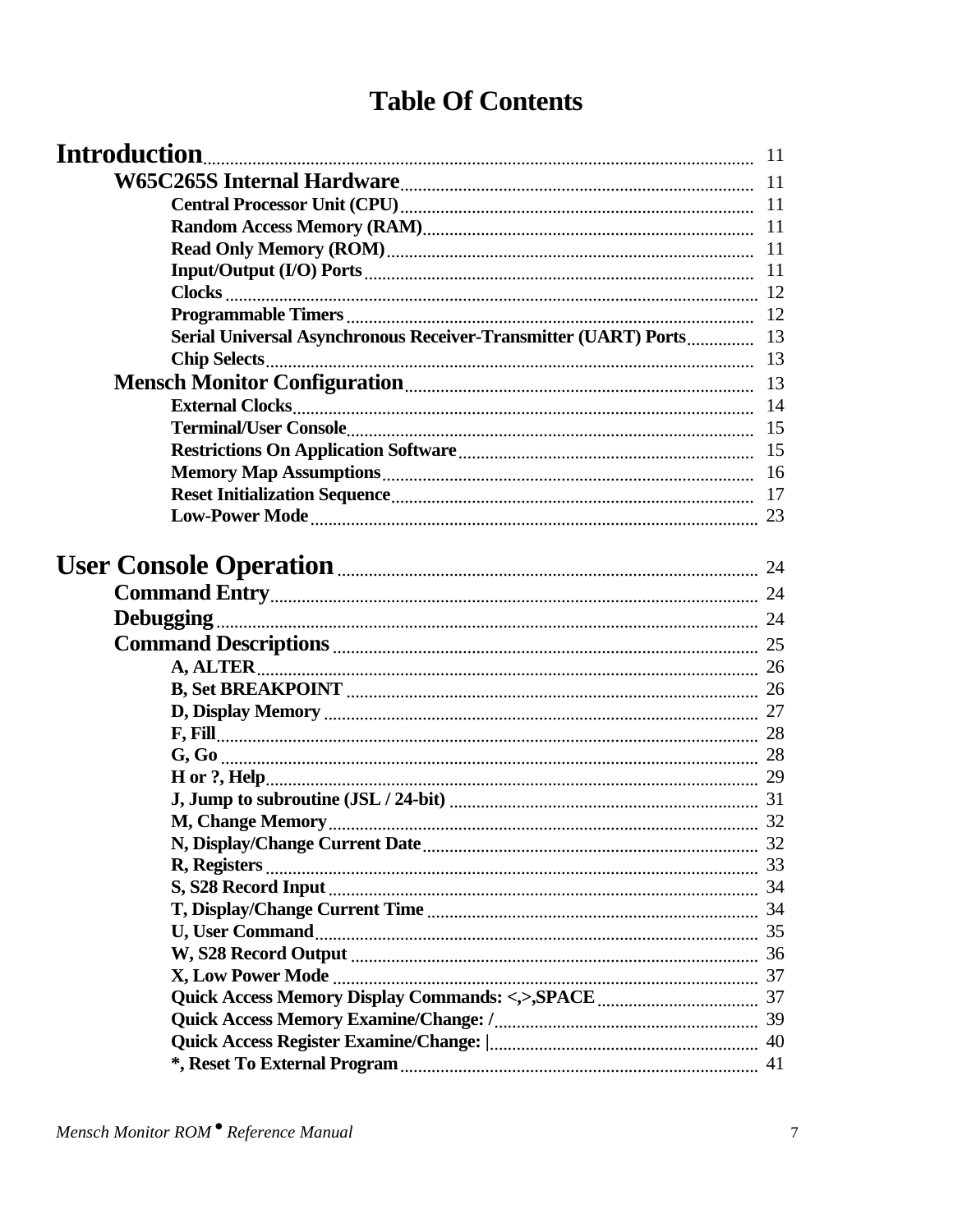# Table Of Contents

**Introduction** ........ 11

- **W65C265S Internal Hardware** ........ 11
  - **Central Processor Unit (CPU)** ........ 11
  - **Random Access Memory (RAM)** ........ 11
  - **Read Only Memory (ROM)** ........ 11
  - **Input/Output (I/O) Ports** ........ 11
  - **Clocks** ........ 12
  - **Programmable Timers** ........ 12
  - **Serial Universal Asynchronous Receiver-Transmitter (UART) Ports** ........ 13
  - **Chip Selects** ........ 13
- **Mensch Monitor Configuration** ........ 13
  - **External Clocks** ........ 14
  - **Terminal/User Console** ........ 15
  - **Restrictions On Application Software** ........ 15
  - **Memory Map Assumptions** ........ 16
  - **Reset Initialization Sequence** ........ 17
  - **Low-Power Mode** ........ 23

**User Console Operation** ........ 24

- **Command Entry** ........ 24
- **Debugging** ........ 24
- **Command Descriptions** ........ 25
  - **A, ALTER** ........ 26
  - **B, Set BREAKPOINT** ........ 26
  - **D, Display Memory** ........ 27
  - **F, Fill** ........ 28
  - **G, Go** ........ 28
  - **H or ?, Help** ........ 29
  - **J, Jump to subroutine (JSL / 24-bit)** ........ 31
  - **M, Change Memory** ........ 32
  - **N, Display/Change Current Date** ........ 32
  - **R, Registers** ........ 33
  - **S, S28 Record Input** ........ 34
  - **T, Display/Change Current Time** ........ 34
  - **U, User Command** ........ 35
  - **W, S28 Record Output** ........ 36
  - **X, Low Power Mode** ........ 37
  - **Quick Access Memory Display Commands: <,>,SPACE** ........ 37
  - **Quick Access Memory Examine/Change: /** ........ 39
  - **Quick Access Register Examine/Change: |** ........ 40
  - **\*, Reset To External Program** ........ 41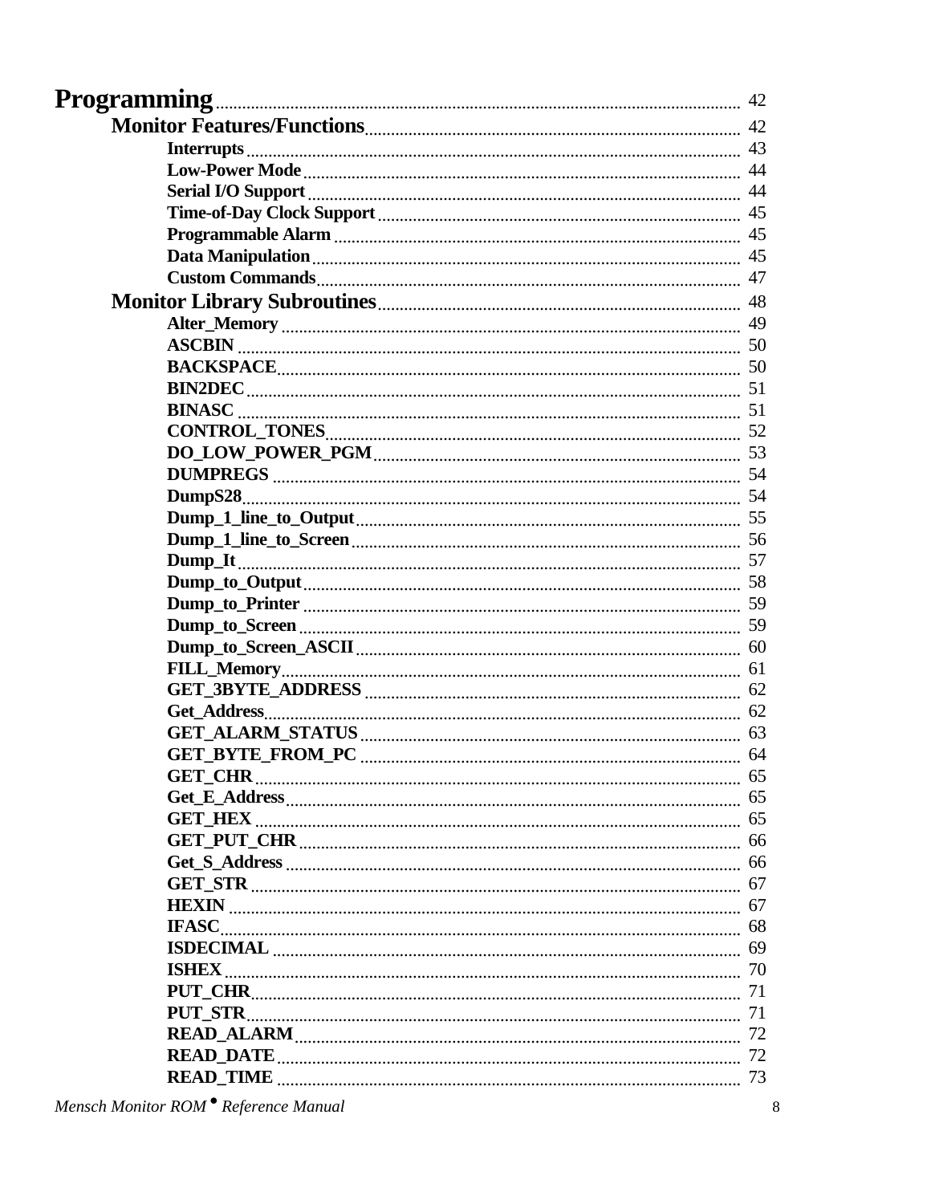**Programming** .................... 42

**Monitor Features/Functions** .................... 42

- **Interrupts** .................... 43
- **Low-Power Mode** .................... 44
- **Serial I/O Support** .................... 44
- **Time-of-Day Clock Support** .................... 45
- **Programmable Alarm** .................... 45
- **Data Manipulation** .................... 45
- **Custom Commands** .................... 47

**Monitor Library Subroutines** .................... 48

- **Alter_Memory** .................... 49
- **ASCBIN** .................... 50
- **BACKSPACE** .................... 50
- **BIN2DEC** .................... 51
- **BINASC** .................... 51
- **CONTROL_TONES** .................... 52
- **DO_LOW_POWER_PGM** .................... 53
- **DUMPREGS** .................... 54
- **DumpS28** .................... 54
- **Dump_1_line_to_Output** .................... 55
- **Dump_1_line_to_Screen** .................... 56
- **Dump_It** .................... 57
- **Dump_to_Output** .................... 58
- **Dump_to_Printer** .................... 59
- **Dump_to_Screen** .................... 59
- **Dump_to_Screen_ASCII** .................... 60
- **FILL_Memory** .................... 61
- **GET_3BYTE_ADDRESS** .................... 62
- **Get_Address** .................... 62
- **GET_ALARM_STATUS** .................... 63
- **GET_BYTE_FROM_PC** .................... 64
- **GET_CHR** .................... 65
- **Get_E_Address** .................... 65
- **GET_HEX** .................... 65
- **GET_PUT_CHR** .................... 66
- **Get_S_Address** .................... 66
- **GET_STR** .................... 67
- **HEXIN** .................... 67
- **IFASC** .................... 68
- **ISDECIMAL** .................... 69
- **ISHEX** .................... 70
- **PUT_CHR** .................... 71
- **PUT_STR** .................... 71
- **READ_ALARM** .................... 72
- **READ_DATE** .................... 72
- **READ_TIME** .................... 73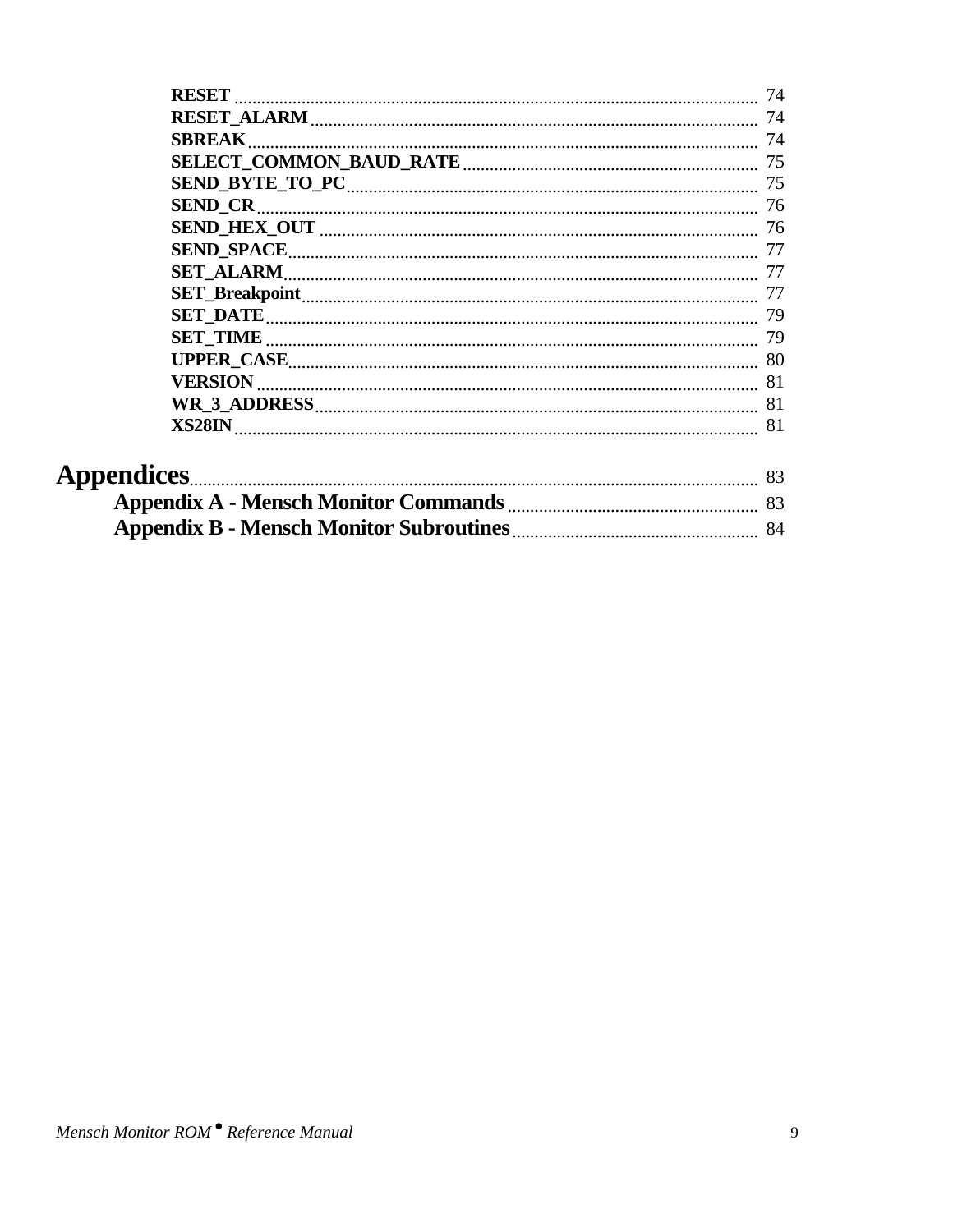**RESET** ..................................................................................................... 74
**RESET_ALARM** .................................................................................... 74
**SBREAK** .................................................................................................. 74
**SELECT_COMMON_BAUD_RATE** .................................................. 75
**SEND_BYTE_TO_PC** ............................................................................ 75
**SEND_CR** ................................................................................................ 76
**SEND_HEX_OUT** .................................................................................. 76
**SEND_SPACE** ......................................................................................... 77
**SET_ALARM** .......................................................................................... 77
**SET_Breakpoint** ..................................................................................... 77
**SET_DATE** .............................................................................................. 79
**SET_TIME** .............................................................................................. 79
**UPPER_CASE** ......................................................................................... 80
**VERSION** ................................................................................................ 81
**WR_3_ADDRESS** .................................................................................. 81
**XS28IN** ..................................................................................................... 81

**Appendices** ............................................................................................................ 83
**Appendix A - Mensch Monitor Commands** ........................................................ 83
**Appendix B - Mensch Monitor Subroutines** ....................................................... 84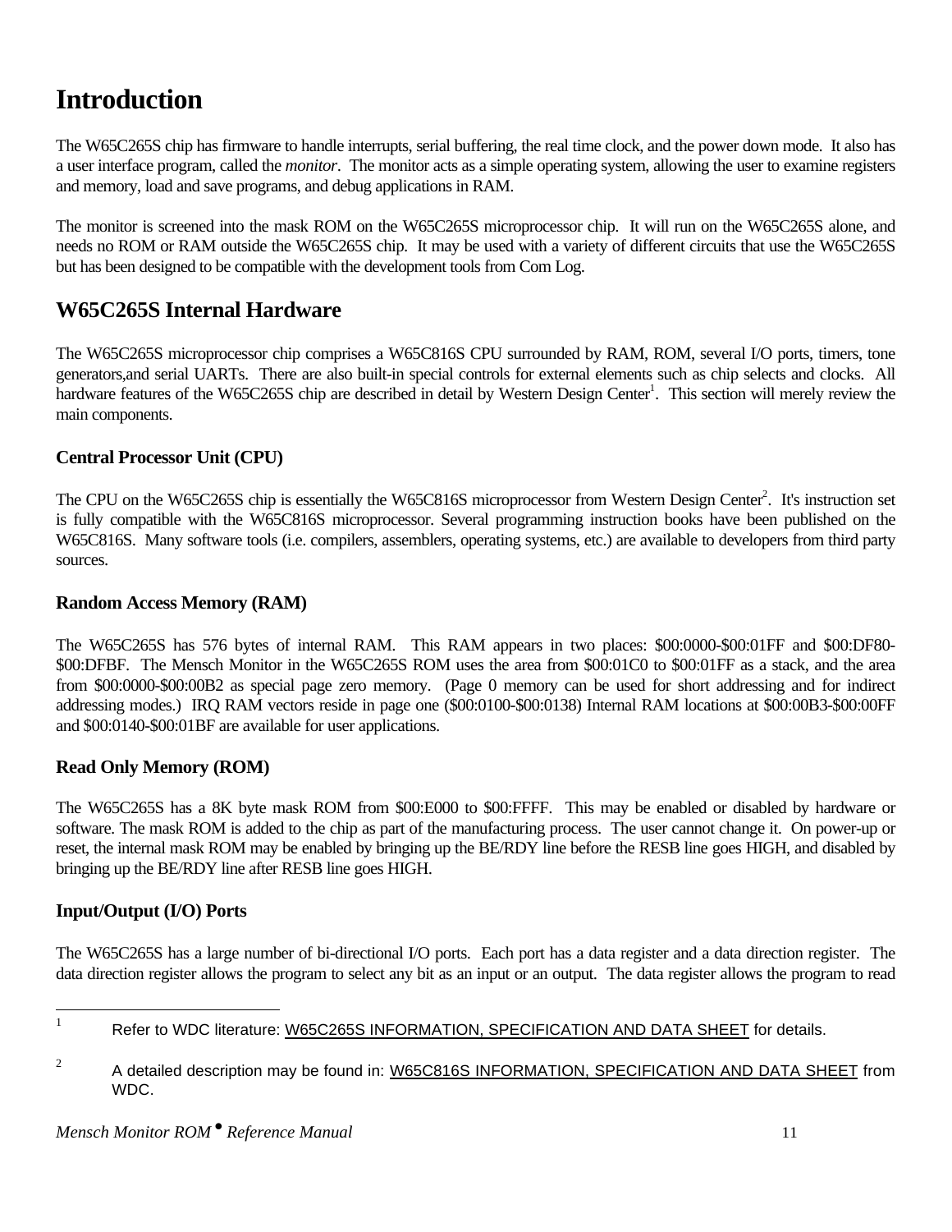# Introduction

The W65C265S chip has firmware to handle interrupts, serial buffering, the real time clock, and the power down mode. It also has a user interface program, called the *monitor*. The monitor acts as a simple operating system, allowing the user to examine registers and memory, load and save programs, and debug applications in RAM.

The monitor is screened into the mask ROM on the W65C265S microprocessor chip. It will run on the W65C265S alone, and needs no ROM or RAM outside the W65C265S chip. It may be used with a variety of different circuits that use the W65C265S but has been designed to be compatible with the development tools from Com Log.

## W65C265S Internal Hardware

The W65C265S microprocessor chip comprises a W65C816S CPU surrounded by RAM, ROM, several I/O ports, timers, tone generators,and serial UARTs. There are also built-in special controls for external elements such as chip selects and clocks. All hardware features of the W65C265S chip are described in detail by Western Design Center[1]. This section will merely review the main components.

### Central Processor Unit (CPU)

The CPU on the W65C265S chip is essentially the W65C816S microprocessor from Western Design Center[2]. It's instruction set is fully compatible with the W65C816S microprocessor. Several programming instruction books have been published on the W65C816S. Many software tools (i.e. compilers, assemblers, operating systems, etc.) are available to developers from third party sources.

### Random Access Memory (RAM)

The W65C265S has 576 bytes of internal RAM. This RAM appears in two places: $00:0000-$00:01FF and $00:DF80-$00:DFBF. The Mensch Monitor in the W65C265S ROM uses the area from $00:01C0 to $00:01FF as a stack, and the area from $00:0000-$00:00B2 as special page zero memory. (Page 0 memory can be used for short addressing and for indirect addressing modes.) IRQ RAM vectors reside in page one ($00:0100-$00:0138) Internal RAM locations at $00:00B3-$00:00FF and $00:0140-$00:01BF are available for user applications.

### Read Only Memory (ROM)

The W65C265S has a 8K byte mask ROM from $00:E000 to $00:FFFF. This may be enabled or disabled by hardware or software. The mask ROM is added to the chip as part of the manufacturing process. The user cannot change it. On power-up or reset, the internal mask ROM may be enabled by bringing up the BE/RDY line before the RESB line goes HIGH, and disabled by bringing up the BE/RDY line after RESB line goes HIGH.

### Input/Output (I/O) Ports

The W65C265S has a large number of bi-directional I/O ports. Each port has a data register and a data direction register. The data direction register allows the program to select any bit as an input or an output. The data register allows the program to read

---

[1] Refer to WDC literature: W65C265S INFORMATION, SPECIFICATION AND DATA SHEET for details.

[2] A detailed description may be found in: W65C816S INFORMATION, SPECIFICATION AND DATA SHEET from WDC.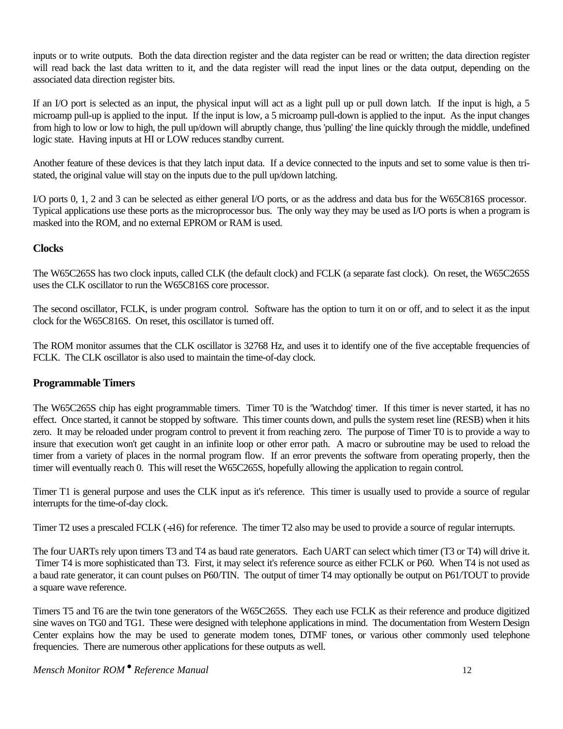inputs or to write outputs. Both the data direction register and the data register can be read or written; the data direction register will read back the last data written to it, and the data register will read the input lines or the data output, depending on the associated data direction register bits.

If an I/O port is selected as an input, the physical input will act as a light pull up or pull down latch. If the input is high, a 5 microamp pull-up is applied to the input. If the input is low, a 5 microamp pull-down is applied to the input. As the input changes from high to low or low to high, the pull up/down will abruptly change, thus 'pulling' the line quickly through the middle, undefined logic state. Having inputs at HI or LOW reduces standby current.

Another feature of these devices is that they latch input data. If a device connected to the inputs and set to some value is then tri-stated, the original value will stay on the inputs due to the pull up/down latching.

I/O ports 0, 1, 2 and 3 can be selected as either general I/O ports, or as the address and data bus for the W65C816S processor. Typical applications use these ports as the microprocessor bus. The only way they may be used as I/O ports is when a program is masked into the ROM, and no external EPROM or RAM is used.

### Clocks

The W65C265S has two clock inputs, called CLK (the default clock) and FCLK (a separate fast clock). On reset, the W65C265S uses the CLK oscillator to run the W65C816S core processor.

The second oscillator, FCLK, is under program control. Software has the option to turn it on or off, and to select it as the input clock for the W65C816S. On reset, this oscillator is turned off.

The ROM monitor assumes that the CLK oscillator is 32768 Hz, and uses it to identify one of the five acceptable frequencies of FCLK. The CLK oscillator is also used to maintain the time-of-day clock.

### Programmable Timers

The W65C265S chip has eight programmable timers. Timer T0 is the 'Watchdog' timer. If this timer is never started, it has no effect. Once started, it cannot be stopped by software. This timer counts down, and pulls the system reset line (RESB) when it hits zero. It may be reloaded under program control to prevent it from reaching zero. The purpose of Timer T0 is to provide a way to insure that execution won't get caught in an infinite loop or other error path. A macro or subroutine may be used to reload the timer from a variety of places in the normal program flow. If an error prevents the software from operating properly, then the timer will eventually reach 0. This will reset the W65C265S, hopefully allowing the application to regain control.

Timer T1 is general purpose and uses the CLK input as it's reference. This timer is usually used to provide a source of regular interrupts for the time-of-day clock.

Timer T2 uses a prescaled FCLK (÷16) for reference. The timer T2 also may be used to provide a source of regular interrupts.

The four UARTs rely upon timers T3 and T4 as baud rate generators. Each UART can select which timer (T3 or T4) will drive it. Timer T4 is more sophisticated than T3. First, it may select it's reference source as either FCLK or P60. When T4 is not used as a baud rate generator, it can count pulses on P60/TIN. The output of timer T4 may optionally be output on P61/TOUT to provide a square wave reference.

Timers T5 and T6 are the twin tone generators of the W65C265S. They each use FCLK as their reference and produce digitized sine waves on TG0 and TG1. These were designed with telephone applications in mind. The documentation from Western Design Center explains how the may be used to generate modem tones, DTMF tones, or various other commonly used telephone frequencies. There are numerous other applications for these outputs as well.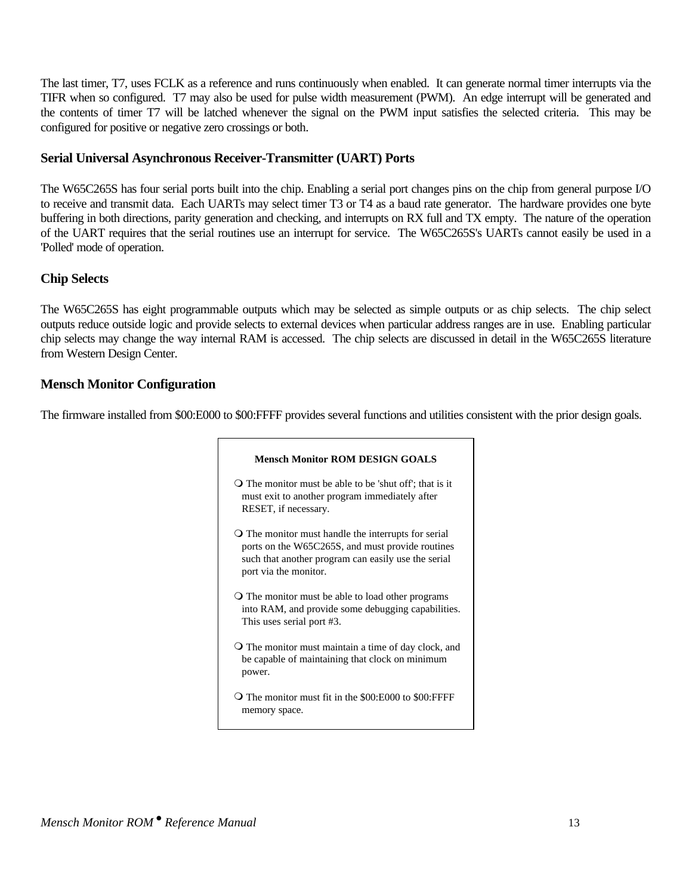The last timer, T7, uses FCLK as a reference and runs continuously when enabled. It can generate normal timer interrupts via the TIFR when so configured. T7 may also be used for pulse width measurement (PWM). An edge interrupt will be generated and the contents of timer T7 will be latched whenever the signal on the PWM input satisfies the selected criteria. This may be configured for positive or negative zero crossings or both.

## Serial Universal Asynchronous Receiver-Transmitter (UART) Ports

The W65C265S has four serial ports built into the chip. Enabling a serial port changes pins on the chip from general purpose I/O to receive and transmit data. Each UARTs may select timer T3 or T4 as a baud rate generator. The hardware provides one byte buffering in both directions, parity generation and checking, and interrupts on RX full and TX empty. The nature of the operation of the UART requires that the serial routines use an interrupt for service. The W65C265S's UARTs cannot easily be used in a 'Polled' mode of operation.

## Chip Selects

The W65C265S has eight programmable outputs which may be selected as simple outputs or as chip selects. The chip select outputs reduce outside logic and provide selects to external devices when particular address ranges are in use. Enabling particular chip selects may change the way internal RAM is accessed. The chip selects are discussed in detail in the W65C265S literature from Western Design Center.

## Mensch Monitor Configuration

The firmware installed from $00:E000 to $00:FFFF provides several functions and utilities consistent with the prior design goals.

**Mensch Monitor ROM DESIGN GOALS**

- The monitor must be able to be 'shut off'; that is it must exit to another program immediately after RESET, if necessary.
- The monitor must handle the interrupts for serial ports on the W65C265S, and must provide routines such that another program can easily use the serial port via the monitor.
- The monitor must be able to load other programs into RAM, and provide some debugging capabilities. This uses serial port #3.
- The monitor must maintain a time of day clock, and be capable of maintaining that clock on minimum power.
- The monitor must fit in the $00:E000 to $00:FFFF memory space.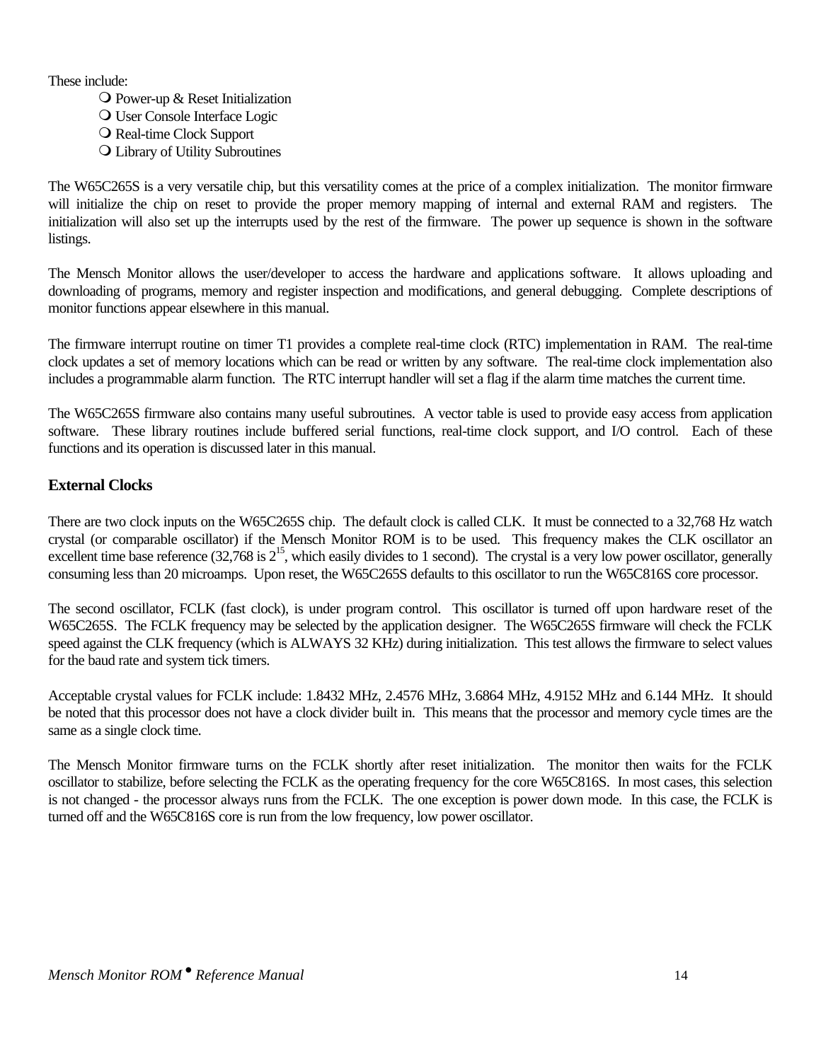These include:

- Power-up & Reset Initialization
- User Console Interface Logic
- Real-time Clock Support
- Library of Utility Subroutines

The W65C265S is a very versatile chip, but this versatility comes at the price of a complex initialization. The monitor firmware will initialize the chip on reset to provide the proper memory mapping of internal and external RAM and registers. The initialization will also set up the interrupts used by the rest of the firmware. The power up sequence is shown in the software listings.

The Mensch Monitor allows the user/developer to access the hardware and applications software. It allows uploading and downloading of programs, memory and register inspection and modifications, and general debugging. Complete descriptions of monitor functions appear elsewhere in this manual.

The firmware interrupt routine on timer T1 provides a complete real-time clock (RTC) implementation in RAM. The real-time clock updates a set of memory locations which can be read or written by any software. The real-time clock implementation also includes a programmable alarm function. The RTC interrupt handler will set a flag if the alarm time matches the current time.

The W65C265S firmware also contains many useful subroutines. A vector table is used to provide easy access from application software. These library routines include buffered serial functions, real-time clock support, and I/O control. Each of these functions and its operation is discussed later in this manual.

### External Clocks

There are two clock inputs on the W65C265S chip. The default clock is called CLK. It must be connected to a 32,768 Hz watch crystal (or comparable oscillator) if the Mensch Monitor ROM is to be used. This frequency makes the CLK oscillator an excellent time base reference (32,768 is $2^{15}$, which easily divides to 1 second). The crystal is a very low power oscillator, generally consuming less than 20 microamps. Upon reset, the W65C265S defaults to this oscillator to run the W65C816S core processor.

The second oscillator, FCLK (fast clock), is under program control. This oscillator is turned off upon hardware reset of the W65C265S. The FCLK frequency may be selected by the application designer. The W65C265S firmware will check the FCLK speed against the CLK frequency (which is ALWAYS 32 KHz) during initialization. This test allows the firmware to select values for the baud rate and system tick timers.

Acceptable crystal values for FCLK include: 1.8432 MHz, 2.4576 MHz, 3.6864 MHz, 4.9152 MHz and 6.144 MHz. It should be noted that this processor does not have a clock divider built in. This means that the processor and memory cycle times are the same as a single clock time.

The Mensch Monitor firmware turns on the FCLK shortly after reset initialization. The monitor then waits for the FCLK oscillator to stabilize, before selecting the FCLK as the operating frequency for the core W65C816S. In most cases, this selection is not changed - the processor always runs from the FCLK. The one exception is power down mode. In this case, the FCLK is turned off and the W65C816S core is run from the low frequency, low power oscillator.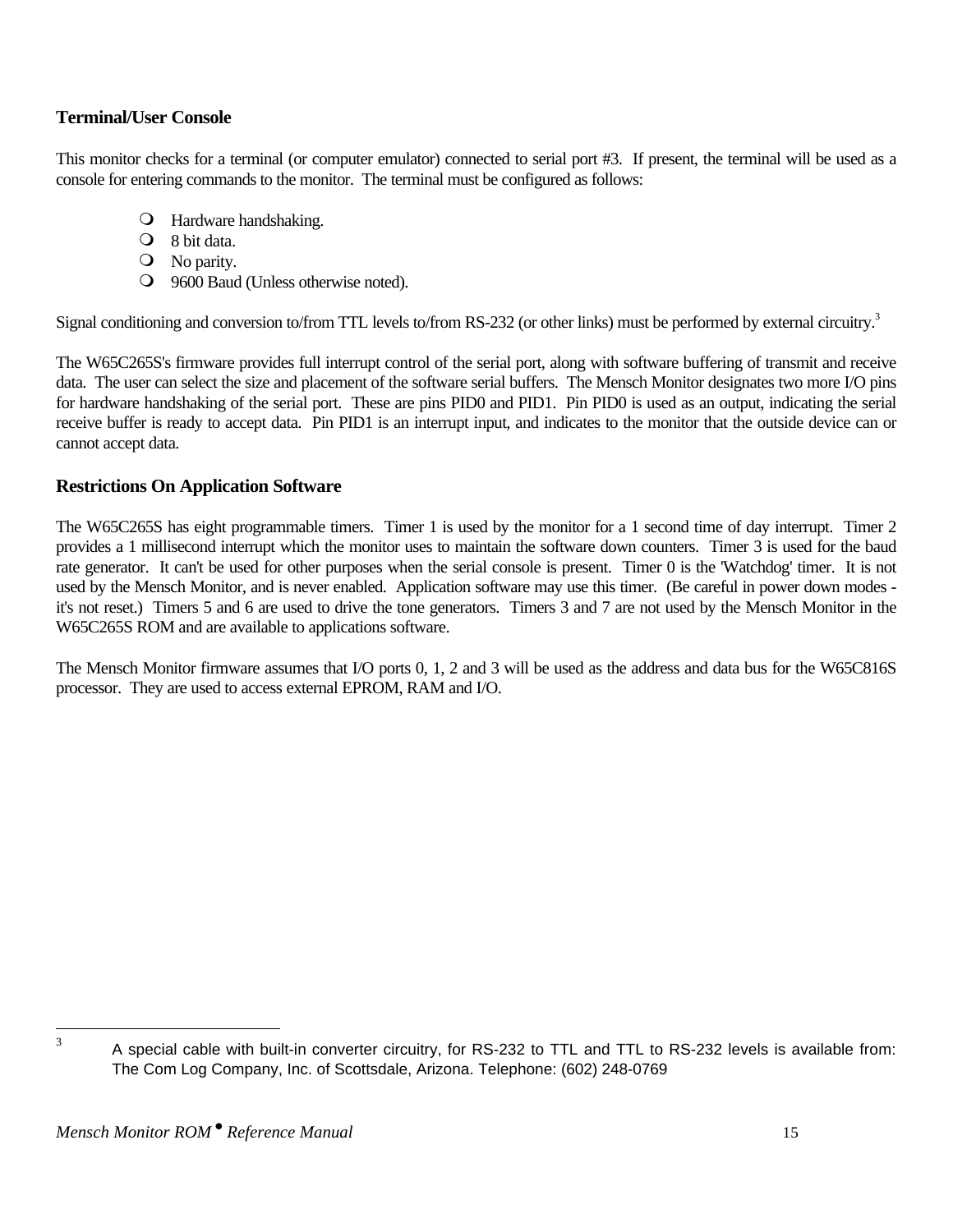### Terminal/User Console

This monitor checks for a terminal (or computer emulator) connected to serial port #3. If present, the terminal will be used as a console for entering commands to the monitor. The terminal must be configured as follows:

- Hardware handshaking.
- 8 bit data.
- No parity.
- 9600 Baud (Unless otherwise noted).

Signal conditioning and conversion to/from TTL levels to/from RS-232 (or other links) must be performed by external circuitry.[3]

The W65C265S's firmware provides full interrupt control of the serial port, along with software buffering of transmit and receive data. The user can select the size and placement of the software serial buffers. The Mensch Monitor designates two more I/O pins for hardware handshaking of the serial port. These are pins PID0 and PID1. Pin PID0 is used as an output, indicating the serial receive buffer is ready to accept data. Pin PID1 is an interrupt input, and indicates to the monitor that the outside device can or cannot accept data.

### Restrictions On Application Software

The W65C265S has eight programmable timers. Timer 1 is used by the monitor for a 1 second time of day interrupt. Timer 2 provides a 1 millisecond interrupt which the monitor uses to maintain the software down counters. Timer 3 is used for the baud rate generator. It can't be used for other purposes when the serial console is present. Timer 0 is the 'Watchdog' timer. It is not used by the Mensch Monitor, and is never enabled. Application software may use this timer. (Be careful in power down modes - it's not reset.) Timers 5 and 6 are used to drive the tone generators. Timers 3 and 7 are not used by the Mensch Monitor in the W65C265S ROM and are available to applications software.

The Mensch Monitor firmware assumes that I/O ports 0, 1, 2 and 3 will be used as the address and data bus for the W65C816S processor. They are used to access external EPROM, RAM and I/O.

---

[3] A special cable with built-in converter circuitry, for RS-232 to TTL and TTL to RS-232 levels is available from: The Com Log Company, Inc. of Scottsdale, Arizona. Telephone: (602) 248-0769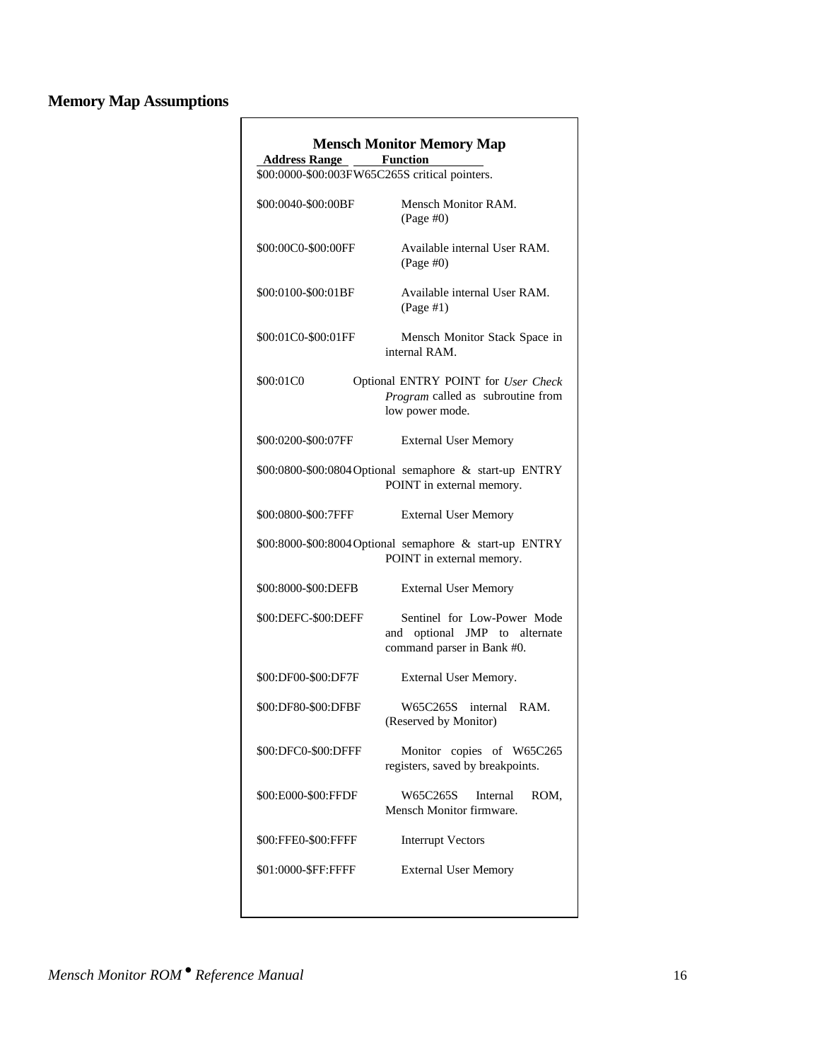## Memory Map Assumptions

**Mensch Monitor Memory Map**

| Address Range | Function |
|---|---|
| \$00:0000-\$00:003F | W65C265S critical pointers. |
| \$00:0040-\$00:00BF | Mensch Monitor RAM. (Page #0) |
| \$00:00C0-\$00:00FF | Available internal User RAM. (Page #0) |
| \$00:0100-\$00:01BF | Available internal User RAM. (Page #1) |
| \$00:01C0-\$00:01FF | Mensch Monitor Stack Space in internal RAM. |
| \$00:01C0 | Optional ENTRY POINT for *User Check Program* called as subroutine from low power mode. |
| \$00:0200-\$00:07FF | External User Memory |
| \$00:0800-\$00:0804 | Optional semaphore & start-up ENTRY POINT in external memory. |
| \$00:0800-\$00:7FFF | External User Memory |
| \$00:8000-\$00:8004 | Optional semaphore & start-up ENTRY POINT in external memory. |
| \$00:8000-\$00:DEFB | External User Memory |
| \$00:DEFC-\$00:DEFF | Sentinel for Low-Power Mode and optional JMP to alternate command parser in Bank #0. |
| \$00:DF00-\$00:DF7F | External User Memory. |
| \$00:DF80-\$00:DFBF | W65C265S internal RAM. (Reserved by Monitor) |
| \$00:DFC0-\$00:DFFF | Monitor copies of W65C265 registers, saved by breakpoints. |
| \$00:E000-\$00:FFDF | W65C265S Internal ROM, Mensch Monitor firmware. |
| \$00:FFE0-\$00:FFFF | Interrupt Vectors |
| \$01:0000-\$FF:FFFF | External User Memory |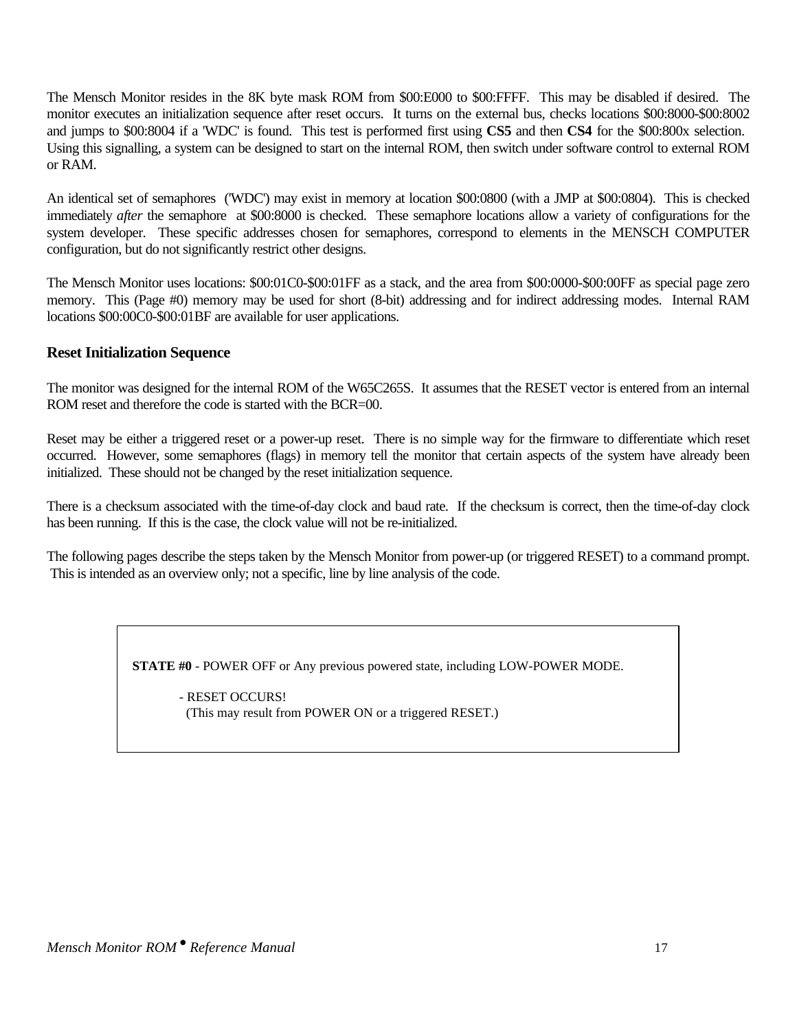The Mensch Monitor resides in the 8K byte mask ROM from $00:E000 to $00:FFFF. This may be disabled if desired. The monitor executes an initialization sequence after reset occurs. It turns on the external bus, checks locations $00:8000-$00:8002 and jumps to $00:8004 if a 'WDC' is found. This test is performed first using **CS5** and then **CS4** for the $00:800x selection. Using this signalling, a system can be designed to start on the internal ROM, then switch under software control to external ROM or RAM.

An identical set of semaphores ('WDC') may exist in memory at location $00:0800 (with a JMP at $00:0804). This is checked immediately *after* the semaphore at $00:8000 is checked. These semaphore locations allow a variety of configurations for the system developer. These specific addresses chosen for semaphores, correspond to elements in the MENSCH COMPUTER configuration, but do not significantly restrict other designs.

The Mensch Monitor uses locations: $00:01C0-$00:01FF as a stack, and the area from $00:0000-$00:00FF as special page zero memory. This (Page #0) memory may be used for short (8-bit) addressing and for indirect addressing modes. Internal RAM locations $00:00C0-$00:01BF are available for user applications.

## Reset Initialization Sequence

The monitor was designed for the internal ROM of the W65C265S. It assumes that the RESET vector is entered from an internal ROM reset and therefore the code is started with the BCR=00.

Reset may be either a triggered reset or a power-up reset. There is no simple way for the firmware to differentiate which reset occurred. However, some semaphores (flags) in memory tell the monitor that certain aspects of the system have already been initialized. These should not be changed by the reset initialization sequence.

There is a checksum associated with the time-of-day clock and baud rate. If the checksum is correct, then the time-of-day clock has been running. If this is the case, the clock value will not be re-initialized.

The following pages describe the steps taken by the Mensch Monitor from power-up (or triggered RESET) to a command prompt. This is intended as an overview only; not a specific, line by line analysis of the code.

**STATE #0** - POWER OFF or Any previous powered state, including LOW-POWER MODE.

- RESET OCCURS!
  (This may result from POWER ON or a triggered RESET.)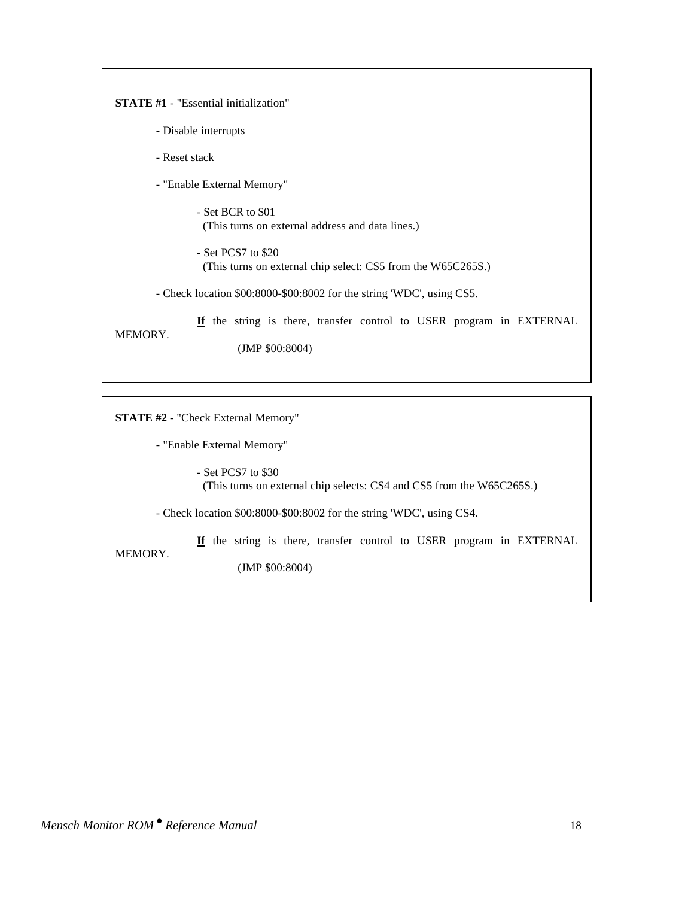**STATE #1** - "Essential initialization"

- Disable interrupts
- Reset stack
- "Enable External Memory"
    - Set BCR to $01
      (This turns on external address and data lines.)
    - Set PCS7 to $20
      (This turns on external chip select: CS5 from the W65C265S.)
- Check location $00:8000-$00:8002 for the string 'WDC', using CS5.

    **<u>If</u>** the string is there, transfer control to USER program in EXTERNAL MEMORY.

        (JMP $00:8004)

**STATE #2** - "Check External Memory"

- "Enable External Memory"
    - Set PCS7 to $30
      (This turns on external chip selects: CS4 and CS5 from the W65C265S.)
- Check location $00:8000-$00:8002 for the string 'WDC', using CS4.

    **<u>If</u>** the string is there, transfer control to USER program in EXTERNAL MEMORY.

        (JMP $00:8004)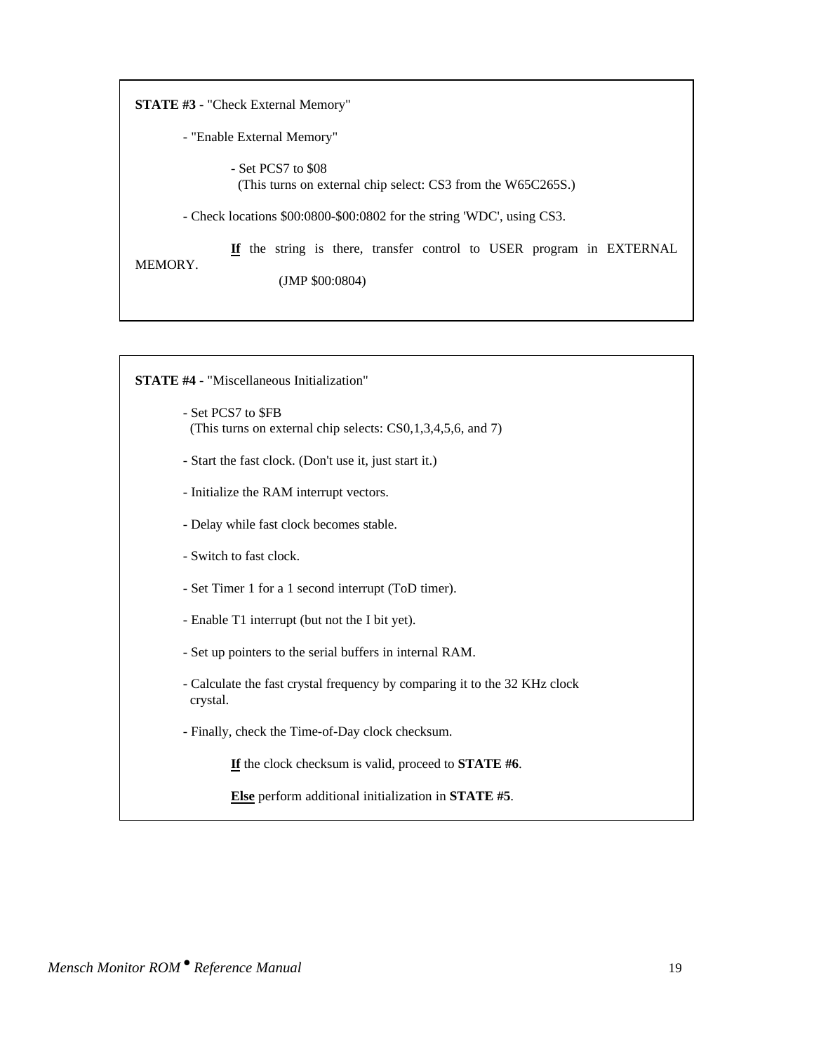**STATE #3** - "Check External Memory"

- "Enable External Memory"

    - Set PCS7 to $08
      (This turns on external chip select: CS3 from the W65C265S.)

- Check locations $00:0800-$00:0802 for the string 'WDC', using CS3.

    **<u>If</u>** the string is there, transfer control to USER program in EXTERNAL MEMORY.

    (JMP $00:0804)

**STATE #4** - "Miscellaneous Initialization"

- Set PCS7 to $FB
  (This turns on external chip selects: CS0,1,3,4,5,6, and 7)

- Start the fast clock. (Don't use it, just start it.)

- Initialize the RAM interrupt vectors.

- Delay while fast clock becomes stable.

- Switch to fast clock.

- Set Timer 1 for a 1 second interrupt (ToD timer).

- Enable T1 interrupt (but not the I bit yet).

- Set up pointers to the serial buffers in internal RAM.

- Calculate the fast crystal frequency by comparing it to the 32 KHz clock crystal.

- Finally, check the Time-of-Day clock checksum.

    **<u>If</u>** the clock checksum is valid, proceed to **STATE #6**.

    **<u>Else</u>** perform additional initialization in **STATE #5**.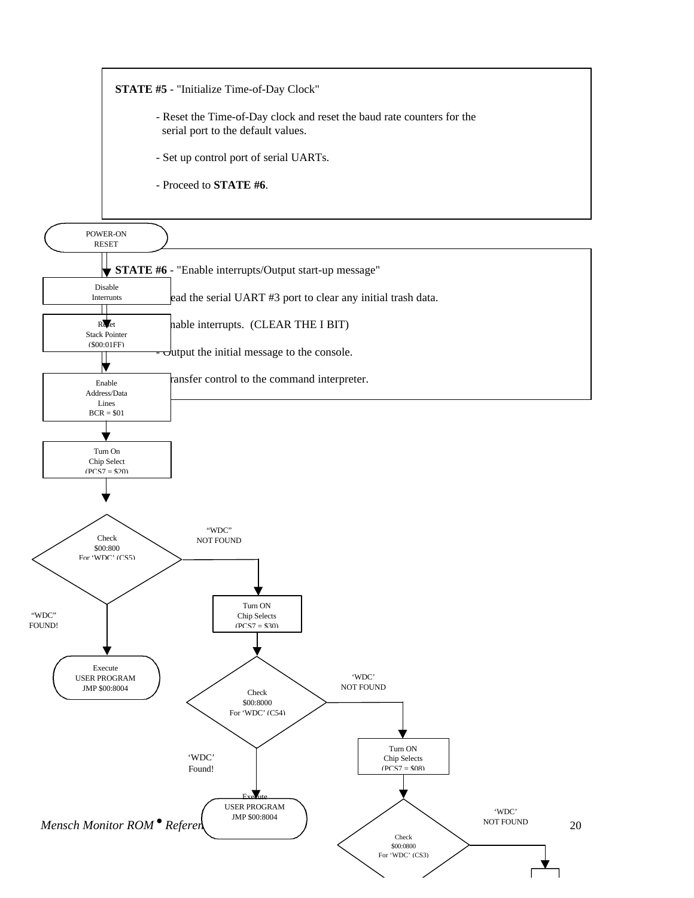**STATE #5** - "Initialize Time-of-Day Clock"

- Reset the Time-of-Day clock and reset the baud rate counters for the serial port to the default values.
- Set up control port of serial UARTs.
- Proceed to **STATE #6**.

**STATE #6** - "Enable interrupts/Output start-up message"

- Read the serial UART #3 port to clear any initial trash data.
- Enable interrupts. (CLEAR THE I BIT)
- Output the initial message to the console.
- Transfer control to the command interpreter.

POWER-ON RESET

Disable Interrupts

Reset Stack Pointer ($00:01FF)

Enable Address/Data Lines BCR = $01

Turn On Chip Select (PCS7 = $20)

Check $00:800 For 'WDC' (CS5)

"WDC" NOT FOUND

"WDC" FOUND!

Turn ON Chip Selects (PCS7 = $30)

Execute USER PROGRAM JMP $00:8004

Check $00:8000 For 'WDC' (C54)

'WDC' NOT FOUND

'WDC' Found!

Turn ON Chip Selects (PCS7 = $08)

Execute USER PROGRAM JMP $00:8004

'WDC' NOT FOUND

Check $00:0800 For 'WDC' (CS3)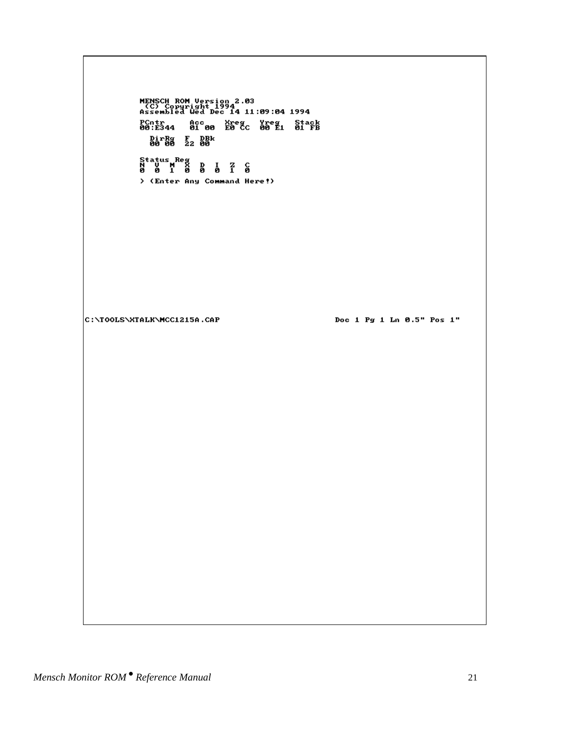```
MENSCH ROM Version 2.03
 (C) Copyright 1994
Assembled Wed Dec 14 11:09:04 1994

PCntr     Acc    Xreg   Yreg   Stack
00:E344   01 00  E0 CC  00 E1  01 FB

  DirRg  F  DBk
  00 00  22 00

Status Reg
N  V  M  X  D  I  Z  C
0  0  1  0  0  0  1  0

> (Enter Any Command Here!)
```

```
C:\TOOLS\XTALK\MCC1215A.CAP                    Doc 1 Pg 1 Ln 0.5" Pos 1"
```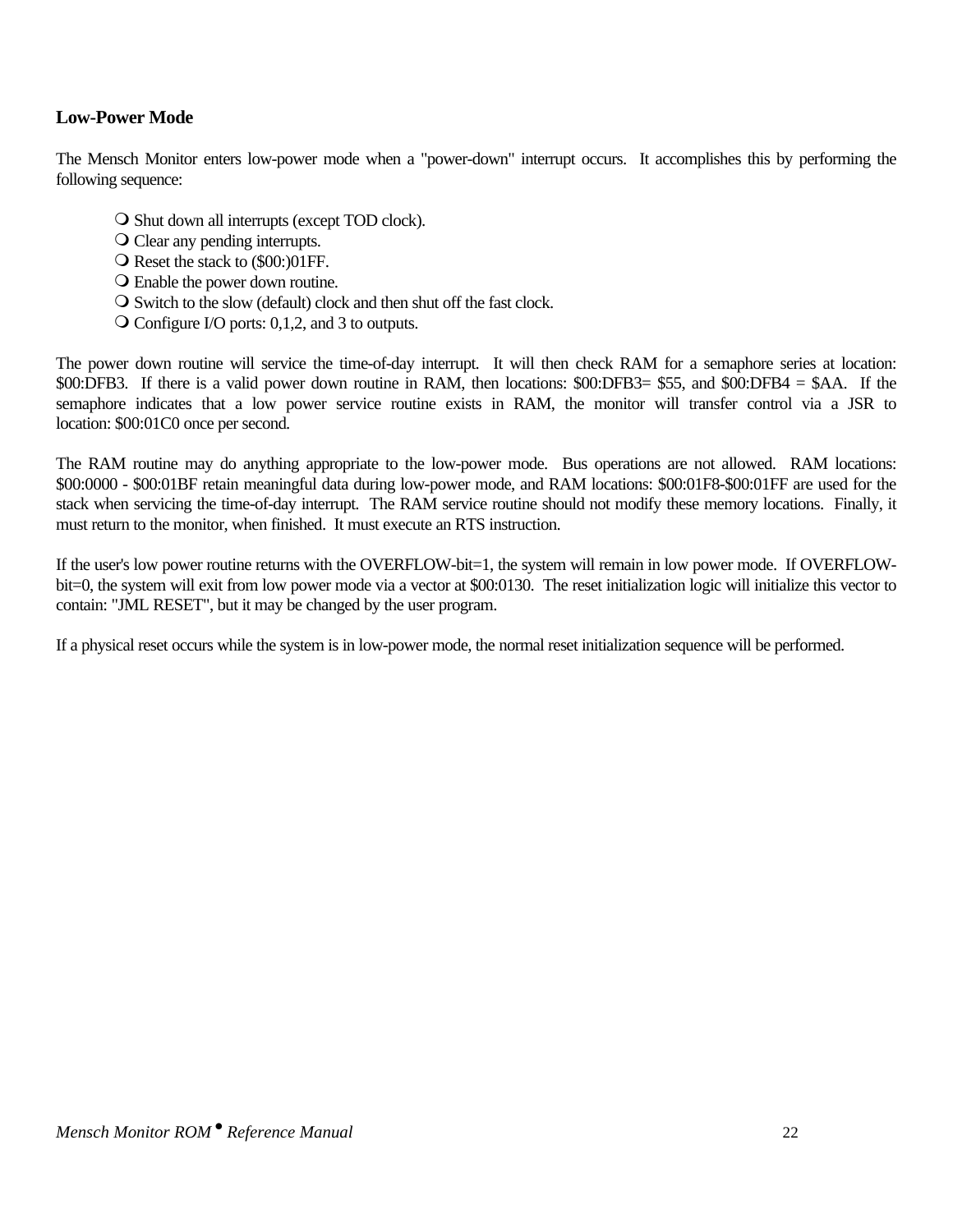## Low-Power Mode

The Mensch Monitor enters low-power mode when a "power-down" interrupt occurs. It accomplishes this by performing the following sequence:

- Shut down all interrupts (except TOD clock).
- Clear any pending interrupts.
- Reset the stack to ($00:)01FF.
- Enable the power down routine.
- Switch to the slow (default) clock and then shut off the fast clock.
- Configure I/O ports: 0,1,2, and 3 to outputs.

The power down routine will service the time-of-day interrupt. It will then check RAM for a semaphore series at location: $00:DFB3. If there is a valid power down routine in RAM, then locations: $00:DFB3= $55, and $00:DFB4 = $AA. If the semaphore indicates that a low power service routine exists in RAM, the monitor will transfer control via a JSR to location: $00:01C0 once per second.

The RAM routine may do anything appropriate to the low-power mode. Bus operations are not allowed. RAM locations: $00:0000 - $00:01BF retain meaningful data during low-power mode, and RAM locations: $00:01F8-$00:01FF are used for the stack when servicing the time-of-day interrupt. The RAM service routine should not modify these memory locations. Finally, it must return to the monitor, when finished. It must execute an RTS instruction.

If the user's low power routine returns with the OVERFLOW-bit=1, the system will remain in low power mode. If OVERFLOW-bit=0, the system will exit from low power mode via a vector at $00:0130. The reset initialization logic will initialize this vector to contain: "JML RESET", but it may be changed by the user program.

If a physical reset occurs while the system is in low-power mode, the normal reset initialization sequence will be performed.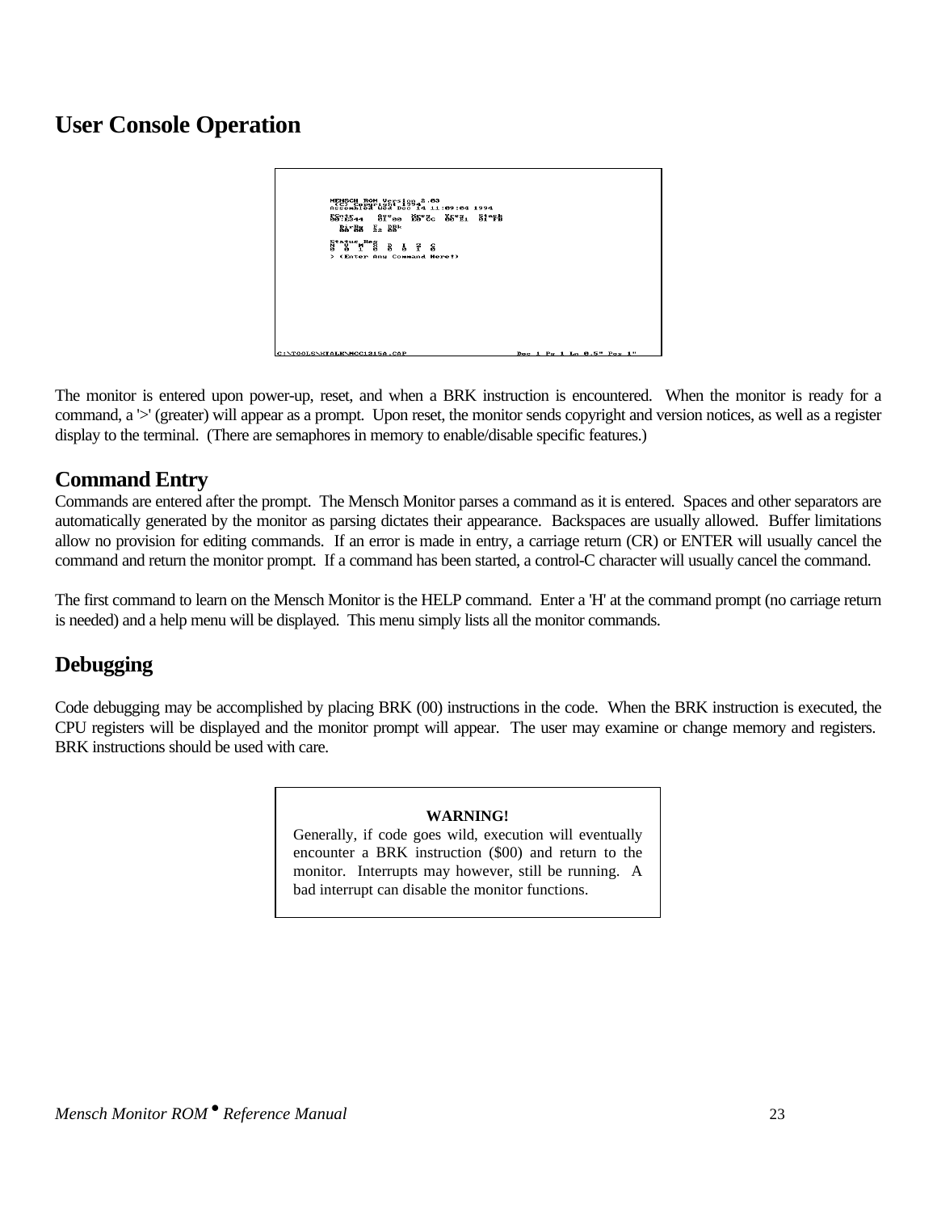# User Console Operation

The monitor is entered upon power-up, reset, and when a BRK instruction is encountered. When the monitor is ready for a command, a '>' (greater) will appear as a prompt. Upon reset, the monitor sends copyright and version notices, as well as a register display to the terminal. (There are semaphores in memory to enable/disable specific features.)

## Command Entry

Commands are entered after the prompt. The Mensch Monitor parses a command as it is entered. Spaces and other separators are automatically generated by the monitor as parsing dictates their appearance. Backspaces are usually allowed. Buffer limitations allow no provision for editing commands. If an error is made in entry, a carriage return (CR) or ENTER will usually cancel the command and return the monitor prompt. If a command has been started, a control-C character will usually cancel the command.

The first command to learn on the Mensch Monitor is the HELP command. Enter a 'H' at the command prompt (no carriage return is needed) and a help menu will be displayed. This menu simply lists all the monitor commands.

## Debugging

Code debugging may be accomplished by placing BRK (00) instructions in the code. When the BRK instruction is executed, the CPU registers will be displayed and the monitor prompt will appear. The user may examine or change memory and registers. BRK instructions should be used with care.

> **WARNING!**
> Generally, if code goes wild, execution will eventually encounter a BRK instruction ($00) and return to the monitor. Interrupts may however, still be running. A bad interrupt can disable the monitor functions.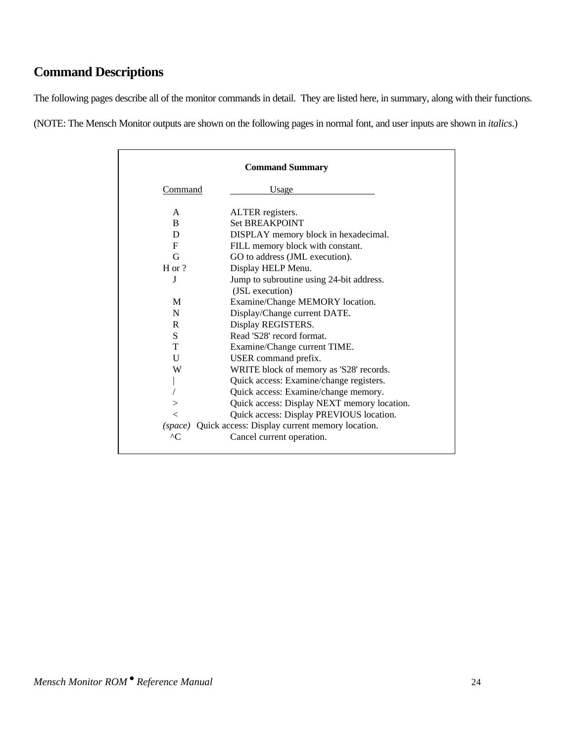## Command Descriptions

The following pages describe all of the monitor commands in detail. They are listed here, in summary, along with their functions.

(NOTE: The Mensch Monitor outputs are shown on the following pages in normal font, and user inputs are shown in *italics*.)

**Command Summary**

| Command | Usage |
|---|---|
| A | ALTER registers. |
| B | Set BREAKPOINT |
| D | DISPLAY memory block in hexadecimal. |
| F | FILL memory block with constant. |
| G | GO to address (JML execution). |
| H or ? | Display HELP Menu. |
| J | Jump to subroutine using 24-bit address. (JSL execution) |
| M | Examine/Change MEMORY location. |
| N | Display/Change current DATE. |
| R | Display REGISTERS. |
| S | Read 'S28' record format. |
| T | Examine/Change current TIME. |
| U | USER command prefix. |
| W | WRITE block of memory as 'S28' records. |
| \| | Quick access: Examine/change registers. |
| / | Quick access: Examine/change memory. |
| > | Quick access: Display NEXT memory location. |
| < | Quick access: Display PREVIOUS location. |
| *(space)* | Quick access: Display current memory location. |
| ^C | Cancel current operation. |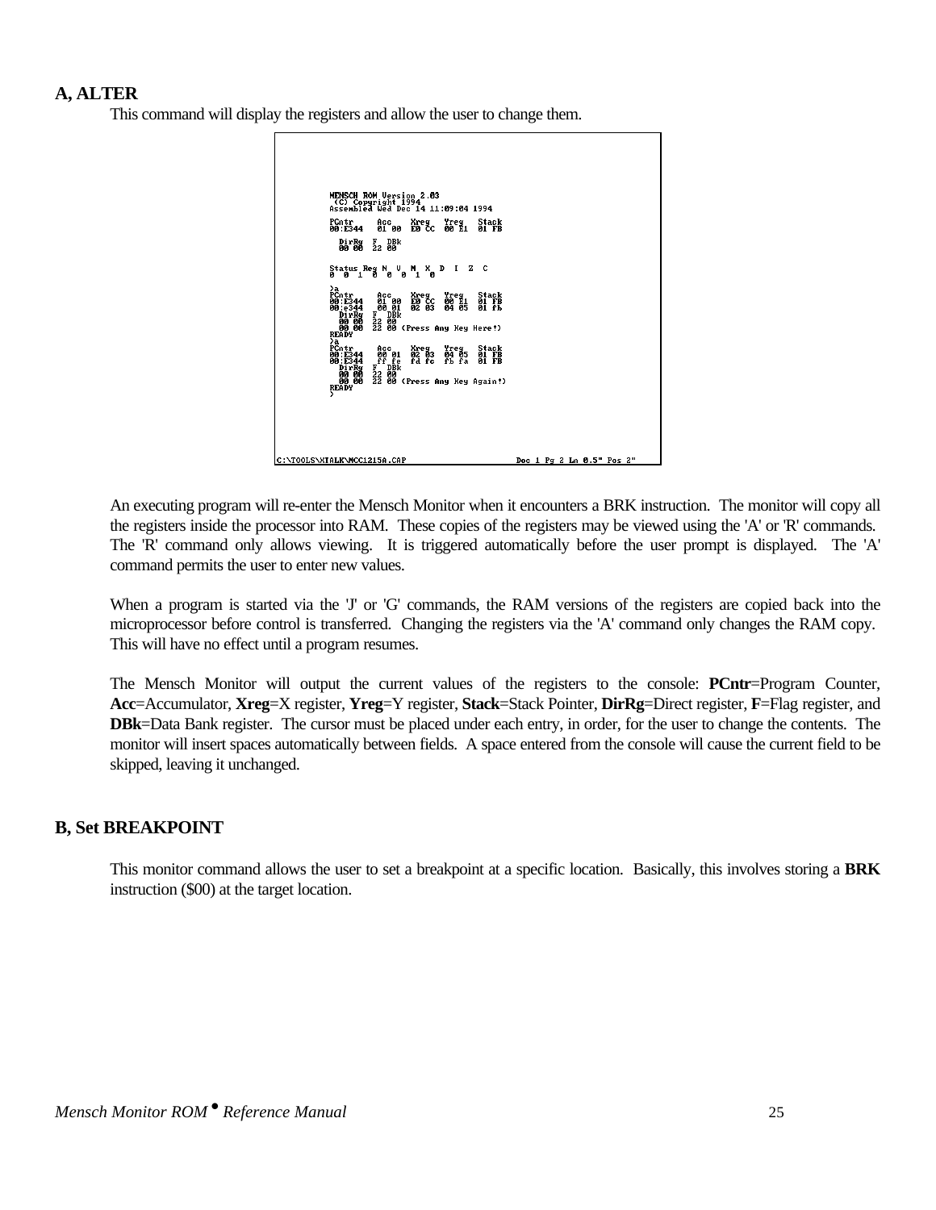## A, ALTER

This command will display the registers and allow the user to change them.

```
MENSCH ROM Version 2.03
 (C) Copyright 1994
Assembled Wed Dec 14 11:09:04 1994

PCntr     Acc    Xreg   Yreg   Stack
00:E344   01 00  E0 CC  00 E1  01 FB

  DirRg  F  DBk
  00 00  22 00

Status Reg N  V  M  X  D  I  Z  C
0  0  1  0  0  0  1  0

>a
PCntr     Acc    Xreg   Yreg   Stack
00:E344   01 00  E0 CC  00 E1  01 FB
00:e344   00 01  02 03  04 05  01 fb
  DirRg  F  DBk
  00 00  22 00
  00 00  22 00 (Press Any Key Here!)
READY
>a
PCntr     Acc    Xreg   Yreg   Stack
00:E344   00 01  02 03  04 05  01 FB
00:E344   ff fe  fd fc  fb fa  01 FB
  DirRg  F  DBk
  00 00  22 00
  00 00  22 00 (Press Any Key Again!)
READY
>

C:\TOOLS\XTALK\MCC1215A.CAP                    Doc 1 Pg 2 Ln 0.5" Pos 2"
```

An executing program will re-enter the Mensch Monitor when it encounters a BRK instruction. The monitor will copy all the registers inside the processor into RAM. These copies of the registers may be viewed using the 'A' or 'R' commands. The 'R' command only allows viewing. It is triggered automatically before the user prompt is displayed. The 'A' command permits the user to enter new values.

When a program is started via the 'J' or 'G' commands, the RAM versions of the registers are copied back into the microprocessor before control is transferred. Changing the registers via the 'A' command only changes the RAM copy. This will have no effect until a program resumes.

The Mensch Monitor will output the current values of the registers to the console: **PCntr**=Program Counter, **Acc**=Accumulator, **Xreg**=X register, **Yreg**=Y register, **Stack**=Stack Pointer, **DirRg**=Direct register, **F**=Flag register, and **DBk**=Data Bank register. The cursor must be placed under each entry, in order, for the user to change the contents. The monitor will insert spaces automatically between fields. A space entered from the console will cause the current field to be skipped, leaving it unchanged.

## B, Set BREAKPOINT

This monitor command allows the user to set a breakpoint at a specific location. Basically, this involves storing a **BRK** instruction ($00) at the target location.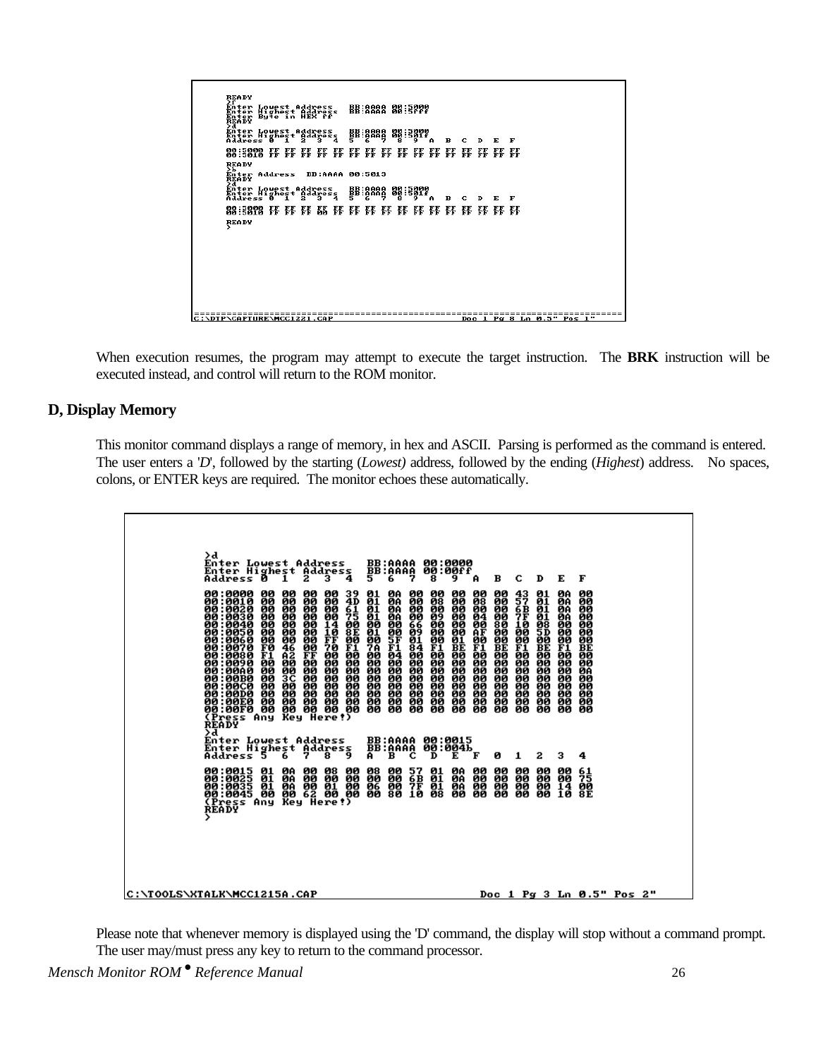```
READY
>f
Enter Lowest Address   BB:AAAA 00:5000
Enter Highest Address  BB:AAAA 00:5fff
Enter Byte in HEX ff
READY
>d
Enter Lowest Address   BB:AAAA 00:5000
Enter Highest Address  BB:AAAA 00:501f
Address 0  1  2  3  4  5  6  7  8  9  A  B  C  D  E  F

00:5000 FF FF FF FF FF FF FF FF FF FF FF FF FF FF FF FF
00:5010 FF FF FF FF FF FF FF FF FF FF FF FF FF FF FF FF
READY
>b
Enter Address  BB:AAAA 00:5013
READY
>d
Enter Lowest Address   BB:AAAA 00:5000
Enter Highest Address  BB:AAAA 00:501f
Address 0  1  2  3  4  5  6  7  8  9  A  B  C  D  E  F

00:5000 FF FF FF FF FF FF FF FF FF FF FF FF FF FF FF FF
00:5010 FF FF FF 00 FF FF FF FF FF FF FF FF FF FF FF FF
READY
>
```

When execution resumes, the program may attempt to execute the target instruction. The **BRK** instruction will be executed instead, and control will return to the ROM monitor.

## D, Display Memory

This monitor command displays a range of memory, in hex and ASCII. Parsing is performed as the command is entered. The user enters a 'D', followed by the starting (*Lowest)* address, followed by the ending (*Highest*) address. No spaces, colons, or ENTER keys are required. The monitor echoes these automatically.

```
>d
Enter Lowest Address   BB:AAAA 00:0000
Enter Highest Address  BB:AAAA 00:00ff
Address 0  1  2  3  4  5  6  7  8  9  A  B  C  D  E  F

00:0000 00 00 00 00 39 01 0A 00 00 00 00 00 43 01 0A 00
00:0010 00 00 00 00 4D 01 0A 00 08 00 08 00 57 01 0A 00
00:0020 00 00 00 00 61 01 0A 00 00 00 00 00 6B 01 0A 00
00:0030 00 00 00 00 75 01 0A 00 09 00 04 00 7F 01 0A 00
00:0040 00 00 00 14 00 00 00 66 00 00 00 80 10 08 00 00
00:0050 00 00 00 10 8E 01 00 09 00 00 AF 00 00 5D 00 00
00:0060 00 00 00 FF 00 00 5F 01 00 01 00 00 00 00 00 00
00:0070 F0 46 00 70 F1 7A F1 84 F1 BE F1 BE F1 BE F1 BE
00:0080 F1 A2 FF 00 00 00 04 00 00 00 00 00 00 00 00 00
00:0090 00 00 00 00 00 00 00 00 00 00 00 00 00 00 00 00
00:00A0 00 00 00 00 00 00 00 00 00 00 00 00 00 00 00 0A
00:00B0 00 3C 00 00 00 00 00 00 00 00 00 00 00 00 00 00
00:00C0 00 00 00 00 00 00 00 00 00 00 00 00 00 00 00 00
00:00D0 00 00 00 00 00 00 00 00 00 00 00 00 00 00 00 00
00:00E0 00 00 00 00 00 00 00 00 00 00 00 00 00 00 00 00
00:00F0 00 00 00 00 00 00 00 00 00 00 00 00 00 00 00 00
(Press Any Key Here!)
READY
>d
Enter Lowest Address   BB:AAAA 00:0015
Enter Highest Address  BB:AAAA 00:004b
Address 5  6  7  8  9  A  B  C  D  E  F  0  1  2  3  4

00:0015 01 0A 00 08 00 08 00 57 01 0A 00 00 00 00 00 61
00:0025 01 0A 00 00 00 00 00 6B 01 0A 00 00 00 00 00 75
00:0035 01 0A 00 01 00 06 00 7F 01 0A 00 00 00 00 14 00
00:0045 00 00 62 00 00 00 80 10 08 00 00 00 00 00 10 8E
(Press Any Key Here!)
READY
>
```

Please note that whenever memory is displayed using the 'D' command, the display will stop without a command prompt. The user may/must press any key to return to the command processor.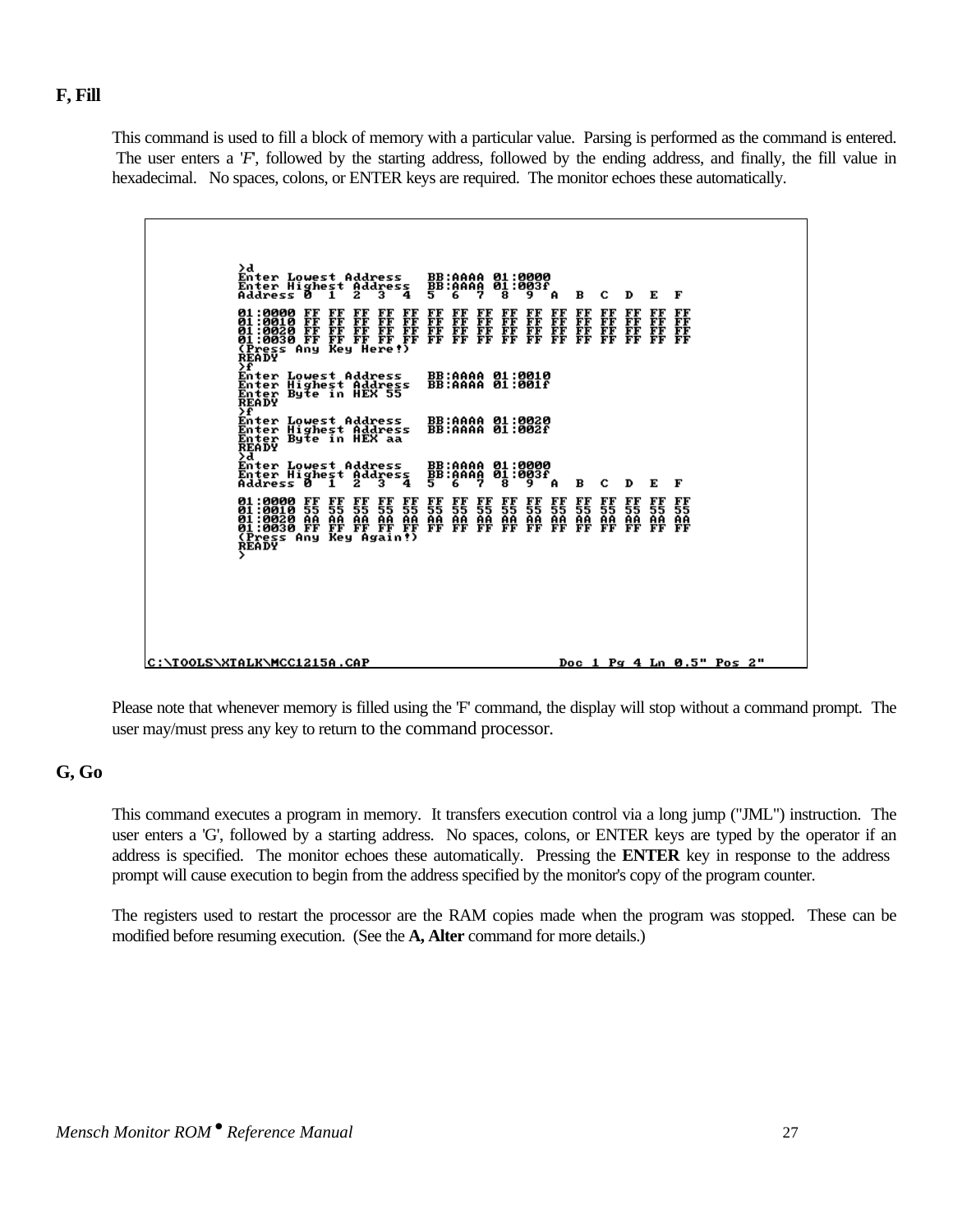## F, Fill

This command is used to fill a block of memory with a particular value. Parsing is performed as the command is entered. The user enters a '*F*', followed by the starting address, followed by the ending address, and finally, the fill value in hexadecimal. No spaces, colons, or ENTER keys are required. The monitor echoes these automatically.

```
>d
Enter Lowest Address   BB:AAAA 01:0000
Enter Highest Address  BB:AAAA 01:003f
Address 0  1  2  3  4  5  6  7  8  9  A  B  C  D  E  F

01:0000 FF FF FF FF FF FF FF FF FF FF FF FF FF FF FF FF
01:0010 FF FF FF FF FF FF FF FF FF FF FF FF FF FF FF FF
01:0020 FF FF FF FF FF FF FF FF FF FF FF FF FF FF FF FF
01:0030 FF FF FF FF FF FF FF FF FF FF FF FF FF FF FF FF
(Press Any Key Here!)
READY
>f
Enter Lowest Address   BB:AAAA 01:0010
Enter Highest Address  BB:AAAA 01:001f
Enter Byte in HEX 55
READY
>f
Enter Lowest Address   BB:AAAA 01:0020
Enter Highest Address  BB:AAAA 01:002f
Enter Byte in HEX aa
READY
>d
Enter Lowest Address   BB:AAAA 01:0000
Enter Highest Address  BB:AAAA 01:003f
Address 0  1  2  3  4  5  6  7  8  9  A  B  C  D  E  F

01:0000 FF FF FF FF FF FF FF FF FF FF FF FF FF FF FF FF
01:0010 55 55 55 55 55 55 55 55 55 55 55 55 55 55 55 55
01:0020 AA AA AA AA AA AA AA AA AA AA AA AA AA AA AA AA
01:0030 FF FF FF FF FF FF FF FF FF FF FF FF FF FF FF FF
(Press Any Key Again!)
READY
>

C:\TOOLS\XTALK\MCC1215A.CAP                    Doc 1 Pg 4 Ln 0.5" Pos 2"
```

Please note that whenever memory is filled using the 'F' command, the display will stop without a command prompt. The user may/must press any key to return to the command processor.

## G, Go

This command executes a program in memory. It transfers execution control via a long jump ("JML") instruction. The user enters a 'G', followed by a starting address. No spaces, colons, or ENTER keys are typed by the operator if an address is specified. The monitor echoes these automatically. Pressing the **ENTER** key in response to the address prompt will cause execution to begin from the address specified by the monitor's copy of the program counter.

The registers used to restart the processor are the RAM copies made when the program was stopped. These can be modified before resuming execution. (See the **A, Alter** command for more details.)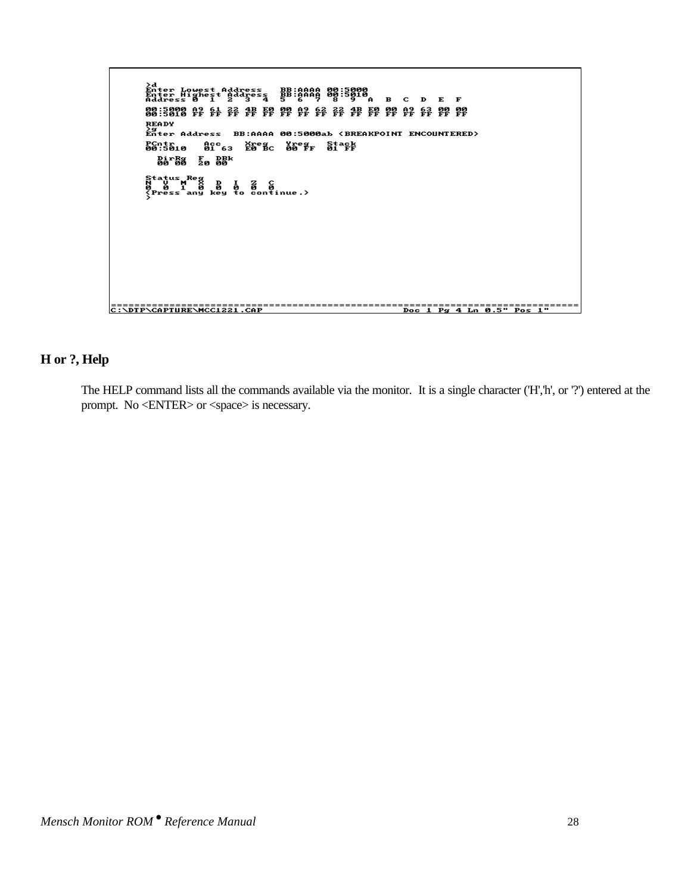```
>d
Enter Lowest Address   BB:AAAA 00:5000
Enter Highest Address  BB:AAAA 00:5010
Address 0  1  2  3  4  5  6  7  8  9  A  B  C  D  E  F

00:5000 A9 61 22 4B E0 00 A9 62 22 4B E0 00 A9 63 00 00
00:5010 FF FF FF FF FF FF FF FF FF FF FF FF FF FF FF FF
READY
>g
Enter Address  BB:AAAA 00:5000ab <BREAKPOINT ENCOUNTERED>

PCntr    Acc    Xreg   Yreg   Stack
00:5010  01 63  E0 BC  00 FF  01 FF

  DirRg  F  DBk
  00 00  20 00

Status Reg
N  V  M  X  D  I  Z  C
0  0  1  0  0  0  0  0
<Press any key to continue.>
>

================================================================================
C:\DTP\CAPTURE\MCC1221.CAP                         Doc 1 Pg 4 Ln 0.5" Pos 1"
```

## H or ?, Help

The HELP command lists all the commands available via the monitor. It is a single character ('H','h', or '?') entered at the prompt. No <ENTER> or <space> is necessary.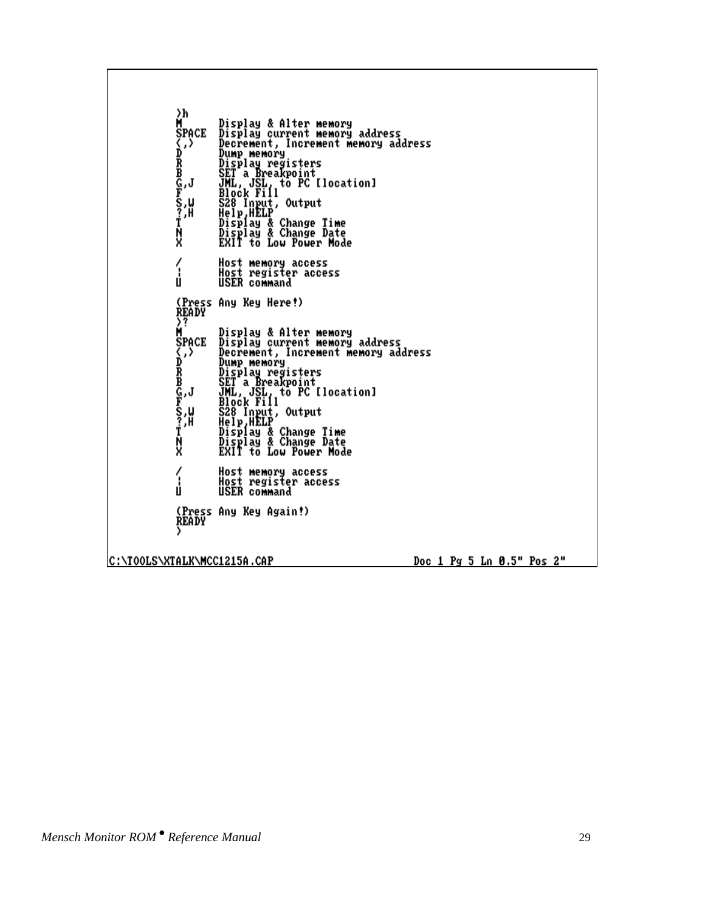```
>h
M       Display & Alter memory
SPACE   Display current memory address
<,>     Decrement, Increment memory address
D       Dump memory
R       Display registers
B       SET a Breakpoint
G,J     JML, JSL, to PC [location]
F       Block Fill
S,W     S28 Input, Output
?,H     Help,HELP
T       Display & Change Time
N       Display & Change Date
X       EXIT to Low Power Mode

/       Host memory access
!       Host register access
U       USER command

(Press Any Key Here!)
READY
>?
M       Display & Alter memory
SPACE   Display current memory address
<,>     Decrement, Increment memory address
D       Dump memory
R       Display registers
B       SET a Breakpoint
G,J     JML, JSL, to PC [location]
F       Block Fill
S,W     S28 Input, Output
?,H     Help,HELP
T       Display & Change Time
N       Display & Change Date
X       EXIT to Low Power Mode

/       Host memory access
!       Host register access
U       USER command

(Press Any Key Again!)
READY
>

C:\TOOLS\XTALK\MCC1215A.CAP                    Doc 1 Pg 5 Ln 0.5" Pos 2"
```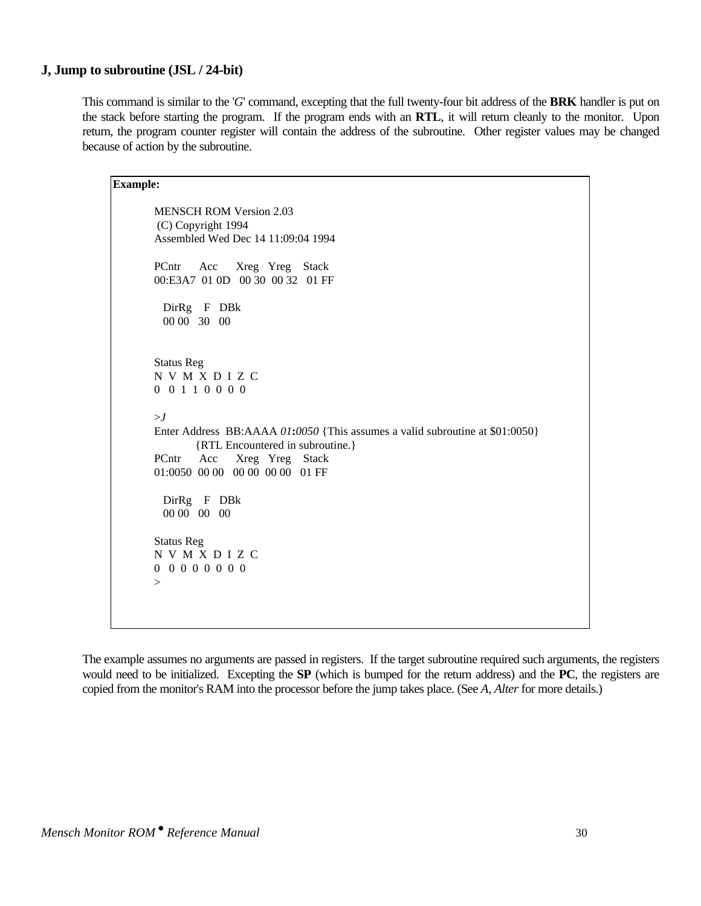### J, Jump to subroutine (JSL / 24-bit)

This command is similar to the '*G*' command, excepting that the full twenty-four bit address of the **BRK** handler is put on the stack before starting the program. If the program ends with an **RTL**, it will return cleanly to the monitor. Upon return, the program counter register will contain the address of the subroutine. Other register values may be changed because of action by the subroutine.

**Example:**

```
MENSCH ROM Version 2.03
 (C) Copyright 1994
Assembled Wed Dec 14 11:09:04 1994

PCntr    Acc    Xreg  Yreg   Stack
00:E3A7  01 0D  00 30  00 32  01 FF

  DirRg   F   DBk
  00 00   30   00


Status Reg
N V M X D I Z C
0 0 1 1 0 0 0 0

>J
Enter Address  BB:AAAA 01:0050 {This assumes a valid subroutine at $01:0050}
         {RTL Encountered in subroutine.}
PCntr    Acc    Xreg  Yreg   Stack
01:0050  00 00  00 00  00 00  01 FF

  DirRg   F   DBk
  00 00   00   00

Status Reg
N V M X D I Z C
0 0 0 0 0 0 0 0
>
```

The example assumes no arguments are passed in registers. If the target subroutine required such arguments, the registers would need to be initialized. Excepting the **SP** (which is bumped for the return address) and the **PC**, the registers are copied from the monitor's RAM into the processor before the jump takes place. (See *A, Alter* for more details.)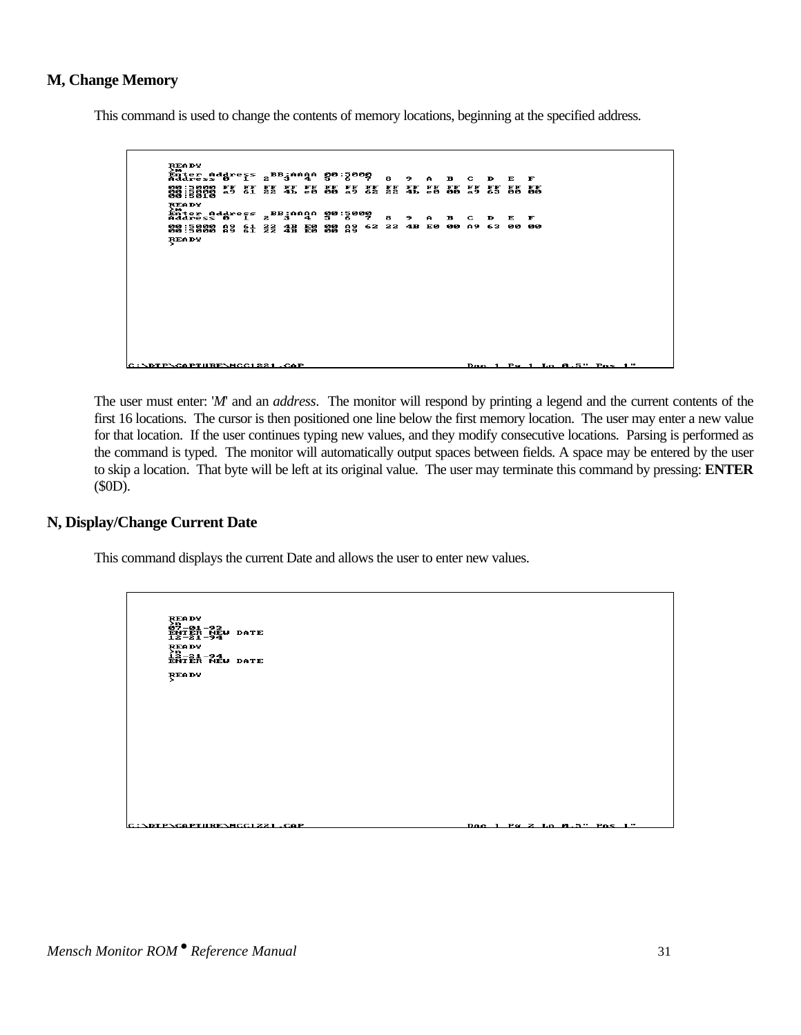## M, Change Memory

This command is used to change the contents of memory locations, beginning at the specified address.

```
READY
>m
Enter Address  BB:AAAA 00:5000
Address 0  1  2  3  4  5  6  7  8  9  A  B  C  D  E  F
00:5000 FF FF FF FF FF FF FF FF FF FF FF FF FF FF FF FF
00:5000 a9 61 22 4b e0 00 a9 62 22 4b e0 00 a9 63 00 00
00:5010
READY
>m
Enter Address  BB:AAAA 00:5000
Address 0  1  2  3  4  5  6  7  8  9  A  B  C  D  E  F
00:5000 A9 61 22 4B E0 00 A9 62 22 4B E0 00 A9 63 00 00
00:5000 A9 61 22 4B E0 00 A9
READY
>

C:\DTP\CAPTURE\MCC1221.CAP                    Doc 1 Pg 1 Ln 0.5" Pos 1"
```

The user must enter: '*M*' and an *address*. The monitor will respond by printing a legend and the current contents of the first 16 locations. The cursor is then positioned one line below the first memory location. The user may enter a new value for that location. If the user continues typing new values, and they modify consecutive locations. Parsing is performed as the command is typed. The monitor will automatically output spaces between fields. A space may be entered by the user to skip a location. That byte will be left at its original value. The user may terminate this command by pressing: **ENTER** ($0D).

## N, Display/Change Current Date

This command displays the current Date and allows the user to enter new values.

```
READY
>n
07-01-92
ENTER NEW DATE
12-21-94
READY
>n
12-21-94
ENTER NEW DATE

READY
>

C:\DTP\CAPTURE\MCC1221.CAP                    Doc 1 Pg 2 Ln 0.5" Pos 1"
```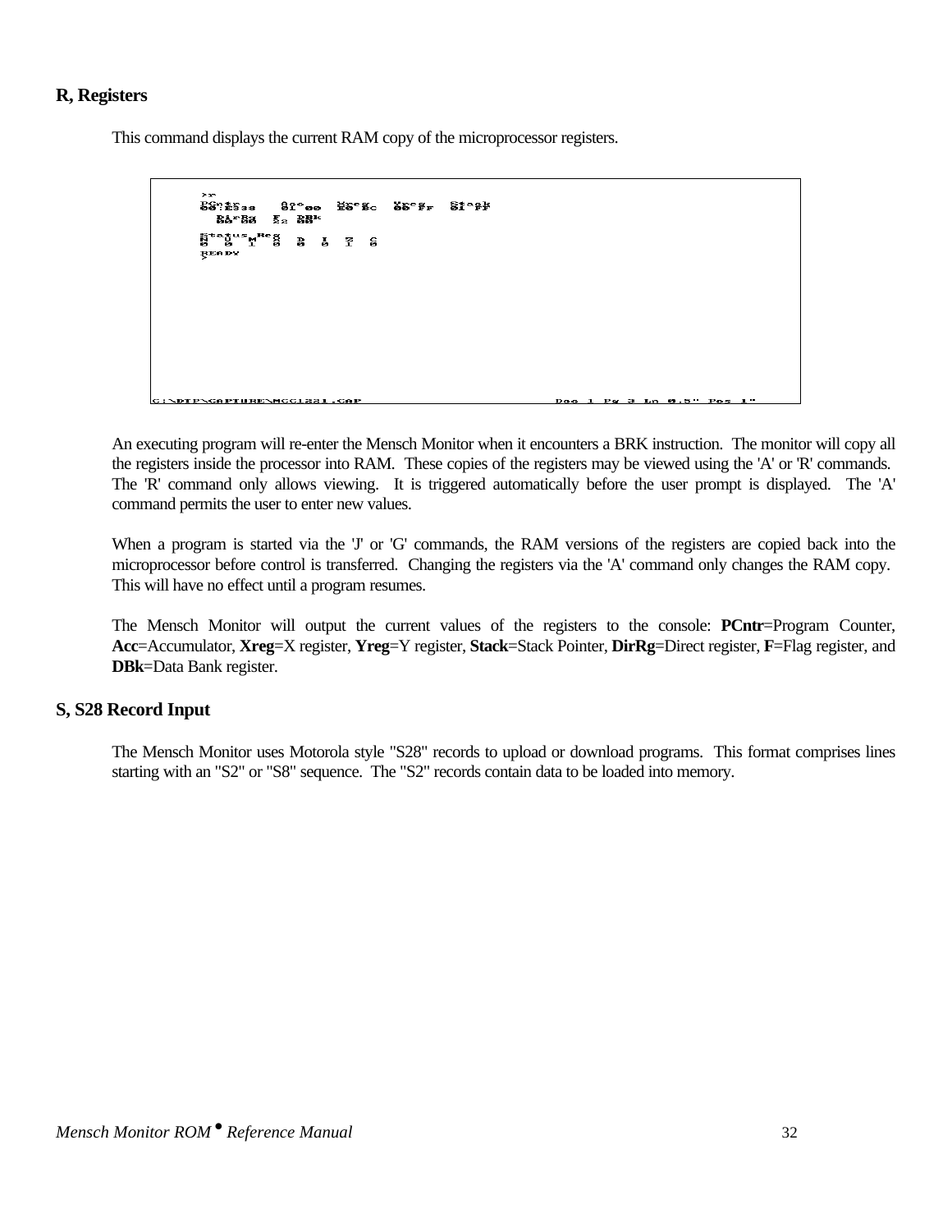## R, Registers

This command displays the current RAM copy of the microprocessor registers.

```
>r
PCntr     Acc    Xreg   Yreg   Stack
00:E533   01 00  E0 EC  00 FF  01 FF
  DirRg  F  DBk
  0000   E2 00
Status Reg
N  V  M  X  D  I  Z  C
0  0  1  0  0  0  1  0
READY
>
```

An executing program will re-enter the Mensch Monitor when it encounters a BRK instruction. The monitor will copy all the registers inside the processor into RAM. These copies of the registers may be viewed using the 'A' or 'R' commands. The 'R' command only allows viewing. It is triggered automatically before the user prompt is displayed. The 'A' command permits the user to enter new values.

When a program is started via the 'J' or 'G' commands, the RAM versions of the registers are copied back into the microprocessor before control is transferred. Changing the registers via the 'A' command only changes the RAM copy. This will have no effect until a program resumes.

The Mensch Monitor will output the current values of the registers to the console: **PCntr**=Program Counter, **Acc**=Accumulator, **Xreg**=X register, **Yreg**=Y register, **Stack**=Stack Pointer, **DirRg**=Direct register, **F**=Flag register, and **DBk**=Data Bank register.

## S, S28 Record Input

The Mensch Monitor uses Motorola style "S28" records to upload or download programs. This format comprises lines starting with an "S2" or "S8" sequence. The "S2" records contain data to be loaded into memory.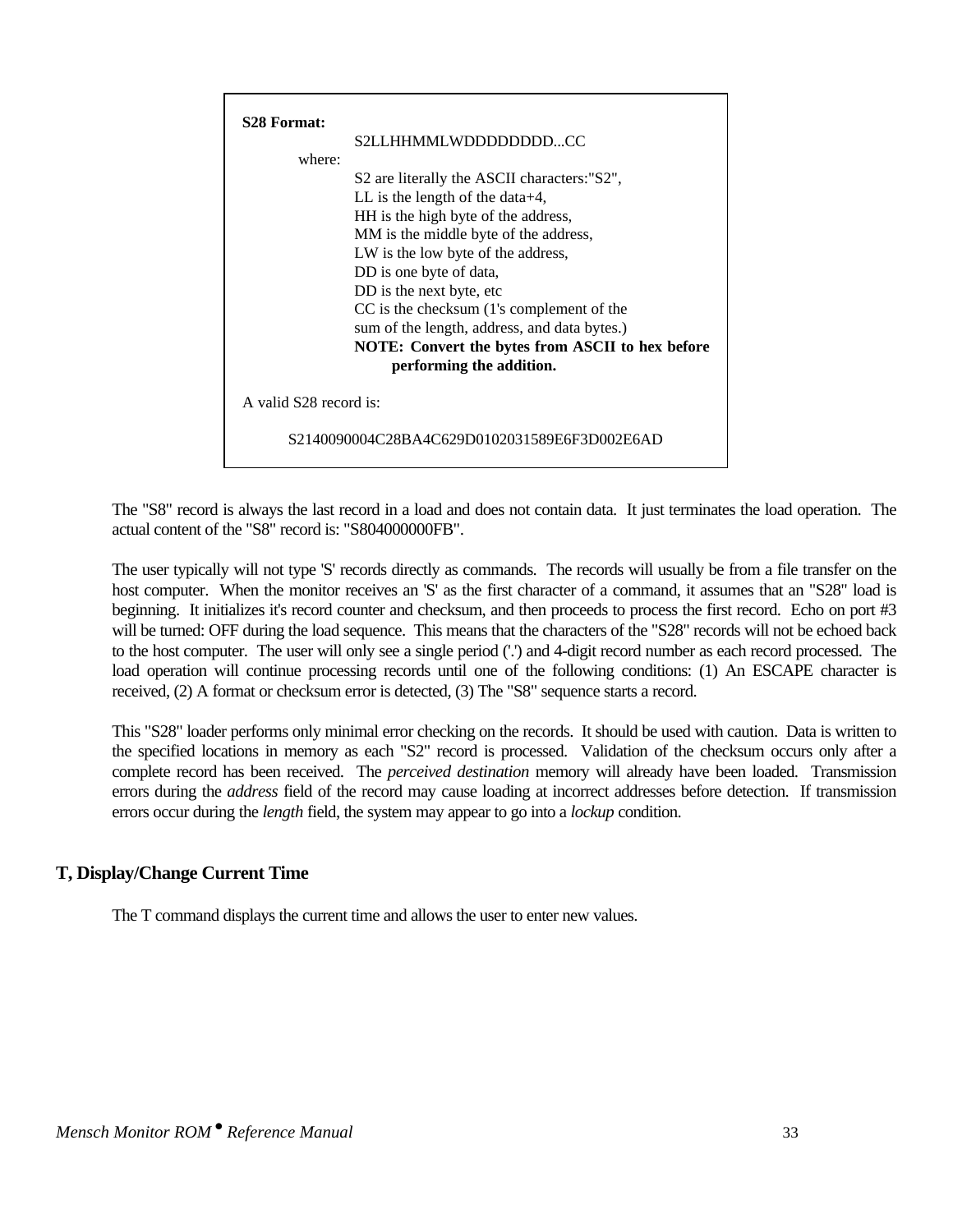**S28 Format:**

```
            S2LLHHMMLWDDDDDDDD...CC
      where:
            S2 are literally the ASCII characters:"S2",
            LL is the length of the data+4,
            HH is the high byte of the address,
            MM is the middle byte of the address,
            LW is the low byte of the address,
            DD is one byte of data,
            DD is the next byte, etc
            CC is the checksum (1's complement of the
            sum of the length, address, and data bytes.)
```

**NOTE: Convert the bytes from ASCII to hex before performing the addition.**

A valid S28 record is:

```
S2140090004C28BA4C629D0102031589E6F3D002E6AD
```

The "S8" record is always the last record in a load and does not contain data. It just terminates the load operation. The actual content of the "S8" record is: "S804000000FB".

The user typically will not type 'S' records directly as commands. The records will usually be from a file transfer on the host computer. When the monitor receives an 'S' as the first character of a command, it assumes that an "S28" load is beginning. It initializes it's record counter and checksum, and then proceeds to process the first record. Echo on port #3 will be turned: OFF during the load sequence. This means that the characters of the "S28" records will not be echoed back to the host computer. The user will only see a single period ('.') and 4-digit record number as each record processed. The load operation will continue processing records until one of the following conditions: (1) An ESCAPE character is received, (2) A format or checksum error is detected, (3) The "S8" sequence starts a record.

This "S28" loader performs only minimal error checking on the records. It should be used with caution. Data is written to the specified locations in memory as each "S2" record is processed. Validation of the checksum occurs only after a complete record has been received. The *perceived destination* memory will already have been loaded. Transmission errors during the *address* field of the record may cause loading at incorrect addresses before detection. If transmission errors occur during the *length* field, the system may appear to go into a *lockup* condition.

## T, Display/Change Current Time

The T command displays the current time and allows the user to enter new values.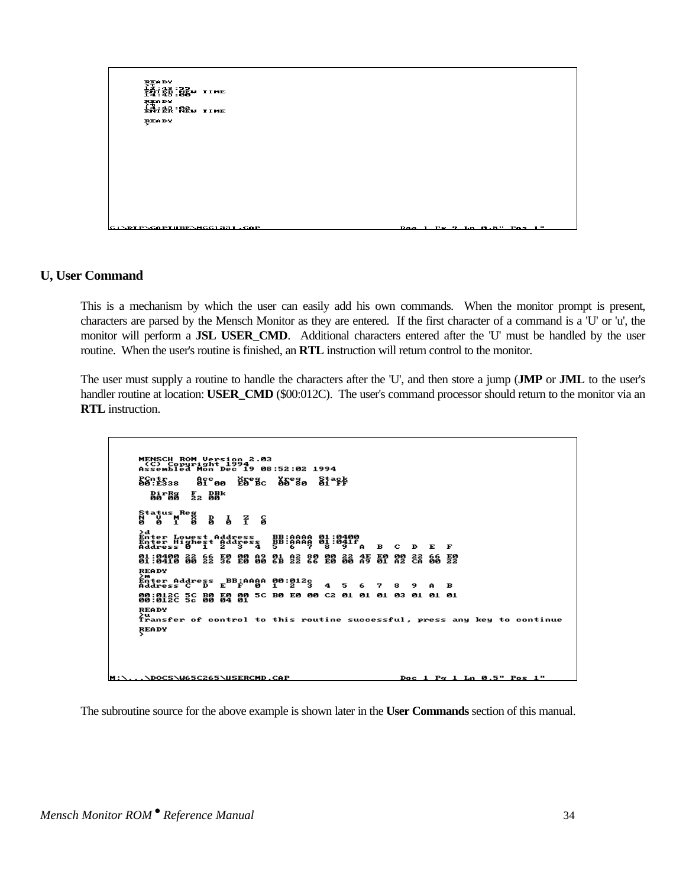```
READY
>t
13:43:55
ENTER NEW TIME
14:43:00
READY
>t
14:43:02
ENTER NEW TIME

READY
>
```

## U, User Command

This is a mechanism by which the user can easily add his own commands. When the monitor prompt is present, characters are parsed by the Mensch Monitor as they are entered. If the first character of a command is a 'U' or 'u', the monitor will perform a **JSL USER_CMD**. Additional characters entered after the 'U' must be handled by the user routine. When the user's routine is finished, an **RTL** instruction will return control to the monitor.

The user must supply a routine to handle the characters after the 'U', and then store a jump (**JMP** or **JML** to the user's handler routine at location: **USER_CMD** ($00:012C). The user's command processor should return to the monitor via an **RTL** instruction.

```
MENSCH ROM Version 2.03
 (C) Copyright 1994
Assembled Mon Dec 19 08:52:02 1994
PCntr     Acc    Xreg   Yreg   Stack
00:E338   01 00  E0 BC  00 80  01 FF
  DirRg  F  DBk
  00 00  22 00

Status Reg
N  V  M  X  D  I  Z  C
0  0  1  0  0  0  1  0
>d
Enter Lowest Address    BB:AAAA 01:0400
Enter Highest Address   BB:AAAA 01:041f
Address 0  1  2  3  4  5  6  7  8  9  A  B  C  D  E  F

01:0400 22 66 E0 00 A9 01 A2 80 00 22 4E E0 00 22 66 E0
01:0410 00 22 36 E0 00 6B 22 66 E0 00 A9 01 A2 CA 00 22
READY
>m
Enter Address  BB:AAAA 00:012c
Address C  D  E  F  0  1  2  3  4  5  6  7  8  9  A  B

00:012C 5C B0 E0 00 5C B0 E0 00 C2 01 01 01 03 01 01 01
00:012C 5c 00 04 01
READY
>u
Transfer of control to this routine successful, press any key to continue
READY
>
```

The subroutine source for the above example is shown later in the **User Commands** section of this manual.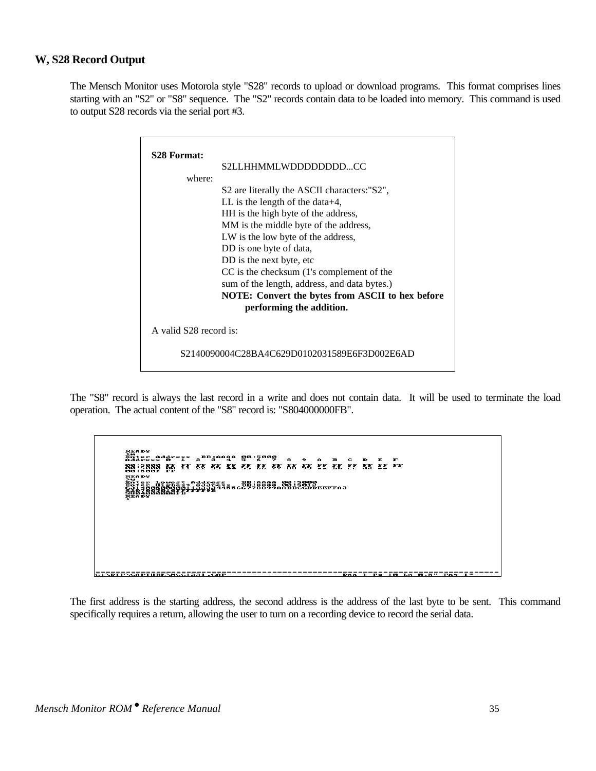## W, S28 Record Output

The Mensch Monitor uses Motorola style "S28" records to upload or download programs. This format comprises lines starting with an "S2" or "S8" sequence. The "S2" records contain data to be loaded into memory. This command is used to output S28 records via the serial port #3.

```
S28 Format:
                S2LLHHMMLWDDDDDDDD...CC
        where:
                S2 are literally the ASCII characters:"S2",
                LL is the length of the data+4,
                HH is the high byte of the address,
                MM is the middle byte of the address,
                LW is the low byte of the address,
                DD is one byte of data,
                DD is the next byte, etc
                CC is the checksum (1's complement of the
                sum of the length, address, and data bytes.)
                NOTE: Convert the bytes from ASCII to hex before
                      performing the addition.

A valid S28 record is:

        S2140090004C28BA4C629D0102031589E6F3D002E6AD
```

The "S8" record is always the last record in a write and does not contain data. It will be used to terminate the load operation. The actual content of the "S8" record is: "S804000000FB".

The first address is the starting address, the second address is the address of the last byte to be sent. This command specifically requires a return, allowing the user to turn on a recording device to record the serial data.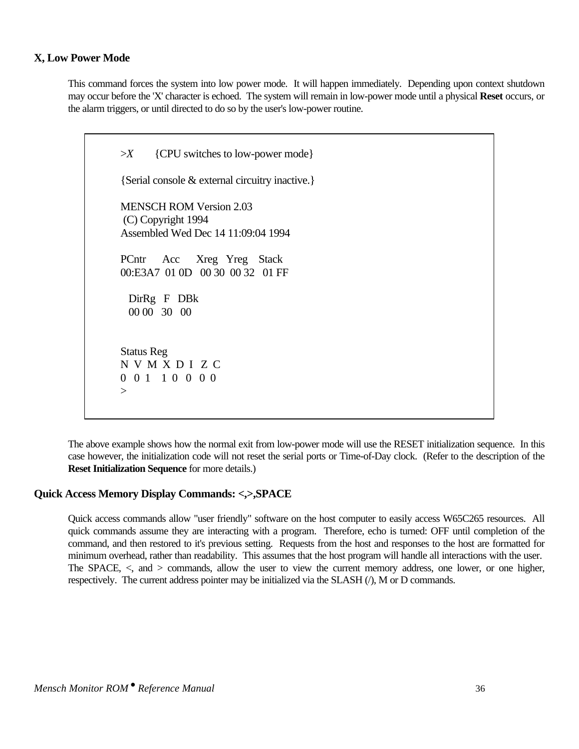### X, Low Power Mode

This command forces the system into low power mode. It will happen immediately. Depending upon context shutdown may occur before the 'X' character is echoed. The system will remain in low-power mode until a physical **Reset** occurs, or the alarm triggers, or until directed to do so by the user's low-power routine.

```
>X      {CPU switches to low-power mode}

{Serial console & external circuitry inactive.}

MENSCH ROM Version 2.03
 (C) Copyright 1994
Assembled Wed Dec 14 11:09:04 1994

PCntr    Acc    Xreg  Yreg   Stack
00:E3A7  01 0D  00 30  00 32  01 FF

  DirRg  F  DBk
  00 00  30  00


Status Reg
N V M X D I Z C
0 0 1  1 0 0 0 0
>
```

The above example shows how the normal exit from low-power mode will use the RESET initialization sequence. In this case however, the initialization code will not reset the serial ports or Time-of-Day clock. (Refer to the description of the **Reset Initialization Sequence** for more details.)

### Quick Access Memory Display Commands: <,>,SPACE

Quick access commands allow "user friendly" software on the host computer to easily access W65C265 resources. All quick commands assume they are interacting with a program. Therefore, echo is turned: OFF until completion of the command, and then restored to it's previous setting. Requests from the host and responses to the host are formatted for minimum overhead, rather than readability. This assumes that the host program will handle all interactions with the user. The SPACE, <, and > commands, allow the user to view the current memory address, one lower, or one higher, respectively. The current address pointer may be initialized via the SLASH (/), M or D commands.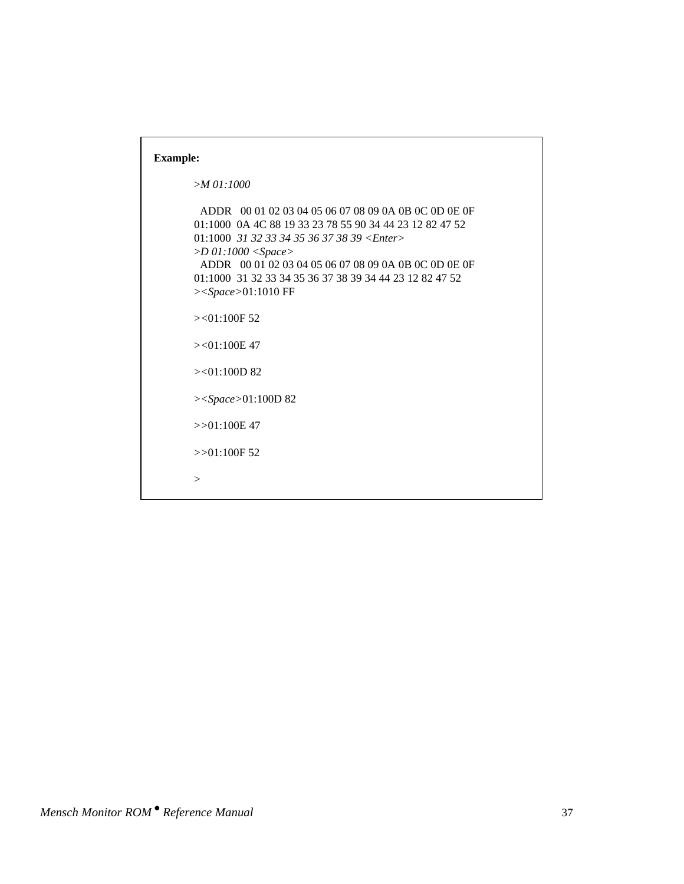**Example:**

```
>M 01:1000

  ADDR   00 01 02 03 04 05 06 07 08 09 0A 0B 0C 0D 0E 0F
01:1000  0A 4C 88 19 33 23 78 55 90 34 44 23 12 82 47 52
01:1000  31 32 33 34 35 36 37 38 39 <Enter>
>D 01:1000 <Space>
  ADDR   00 01 02 03 04 05 06 07 08 09 0A 0B 0C 0D 0E 0F
01:1000  31 32 33 34 35 36 37 38 39 34 44 23 12 82 47 52
><Space>01:1010 FF

><01:100F 52

><01:100E 47

><01:100D 82

><Space>01:100D 82

>>01:100E 47

>>01:100F 52

>
```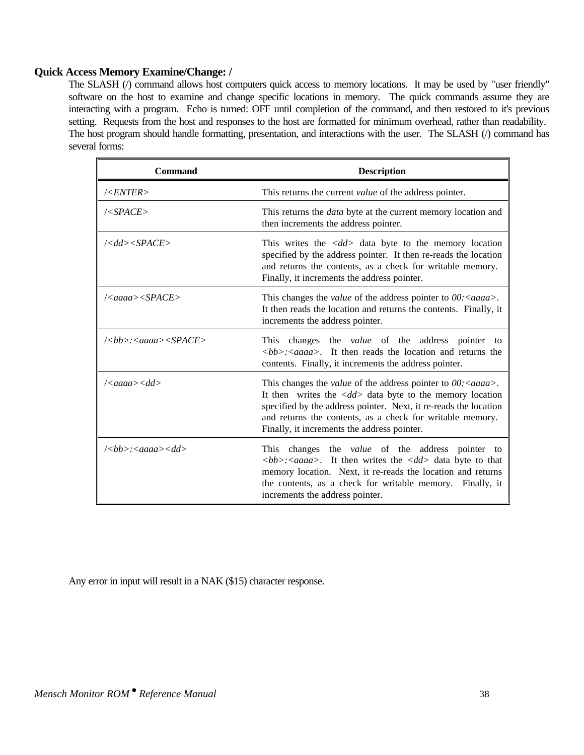### Quick Access Memory Examine/Change: /

The SLASH (/) command allows host computers quick access to memory locations. It may be used by "user friendly" software on the host to examine and change specific locations in memory. The quick commands assume they are interacting with a program. Echo is turned: OFF until completion of the command, and then restored to it's previous setting. Requests from the host and responses to the host are formatted for minimum overhead, rather than readability. The host program should handle formatting, presentation, and interactions with the user. The SLASH (/) command has several forms:

| Command | Description |
|---|---|
| /*<ENTER>* | This returns the current *value* of the address pointer. |
| /*<SPACE>* | This returns the *data* byte at the current memory location and then increments the address pointer. |
| /*<dd><SPACE>* | This writes the *<dd>* data byte to the memory location specified by the address pointer. It then re-reads the location and returns the contents, as a check for writable memory. Finally, it increments the address pointer. |
| /*<aaaa><SPACE>* | This changes the *value* of the address pointer to *00:<aaaa>*. It then reads the location and returns the contents. Finally, it increments the address pointer. |
| /*<bb>:<aaaa><SPACE>* | This changes the *value* of the address pointer to *<bb>:<aaaa>*. It then reads the location and returns the contents. Finally, it increments the address pointer. |
| /*<aaaa><dd>* | This changes the *value* of the address pointer to *00:<aaaa>*. It then writes the *<dd>* data byte to the memory location specified by the address pointer. Next, it re-reads the location and returns the contents, as a check for writable memory. Finally, it increments the address pointer. |
| /*<bb>:<aaaa><dd>* | This changes the *value* of the address pointer to *<bb>:<aaaa>*. It then writes the *<dd>* data byte to that memory location. Next, it re-reads the location and returns the contents, as a check for writable memory. Finally, it increments the address pointer. |

Any error in input will result in a NAK ($15) character response.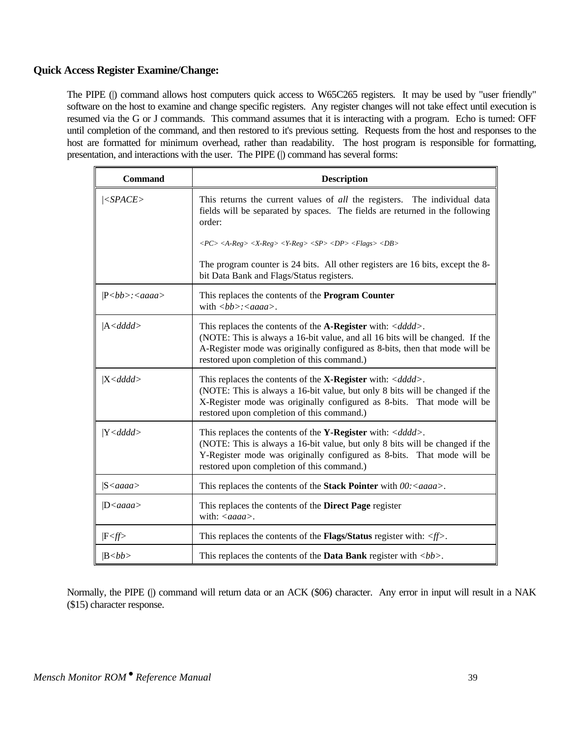## Quick Access Register Examine/Change:

The PIPE (|) command allows host computers quick access to W65C265 registers. It may be used by "user friendly" software on the host to examine and change specific registers. Any register changes will not take effect until execution is resumed via the G or J commands. This command assumes that it is interacting with a program. Echo is turned: OFF until completion of the command, and then restored to it's previous setting. Requests from the host and responses to the host are formatted for minimum overhead, rather than readability. The host program is responsible for formatting, presentation, and interactions with the user. The PIPE (|) command has several forms:

| Command | Description |
|---|---|
| \|*<SPACE>* | This returns the current values of *all* the registers. The individual data fields will be separated by spaces. The fields are returned in the following order:<br><br>*<PC> <A-Reg> <X-Reg> <Y-Reg> <SP> <DP> <Flags> <DB>*<br><br>The program counter is 24 bits. All other registers are 16 bits, except the 8-bit Data Bank and Flags/Status registers. |
| \|P*<bb>:<aaaa>* | This replaces the contents of the **Program Counter** with *<bb>:<aaaa>*. |
| \|A*<dddd>* | This replaces the contents of the **A-Register** with: *<dddd>*.<br>(NOTE: This is always a 16-bit value, and all 16 bits will be changed. If the A-Register mode was originally configured as 8-bits, then that mode will be restored upon completion of this command.) |
| \|X*<dddd>* | This replaces the contents of the **X-Register** with: *<dddd>*.<br>(NOTE: This is always a 16-bit value, but only 8 bits will be changed if the X-Register mode was originally configured as 8-bits. That mode will be restored upon completion of this command.) |
| \|Y*<dddd>* | This replaces the contents of the **Y-Register** with: *<dddd>*.<br>(NOTE: This is always a 16-bit value, but only 8 bits will be changed if the Y-Register mode was originally configured as 8-bits. That mode will be restored upon completion of this command.) |
| \|S*<aaaa>* | This replaces the contents of the **Stack Pointer** with *00:<aaaa>*. |
| \|D*<aaaa>* | This replaces the contents of the **Direct Page** register with: *<aaaa>*. |
| \|F*<ff>* | This replaces the contents of the **Flags/Status** register with: *<ff>*. |
| \|B*<bb>* | This replaces the contents of the **Data Bank** register with *<bb>*. |

Normally, the PIPE (|) command will return data or an ACK ($06) character. Any error in input will result in a NAK ($15) character response.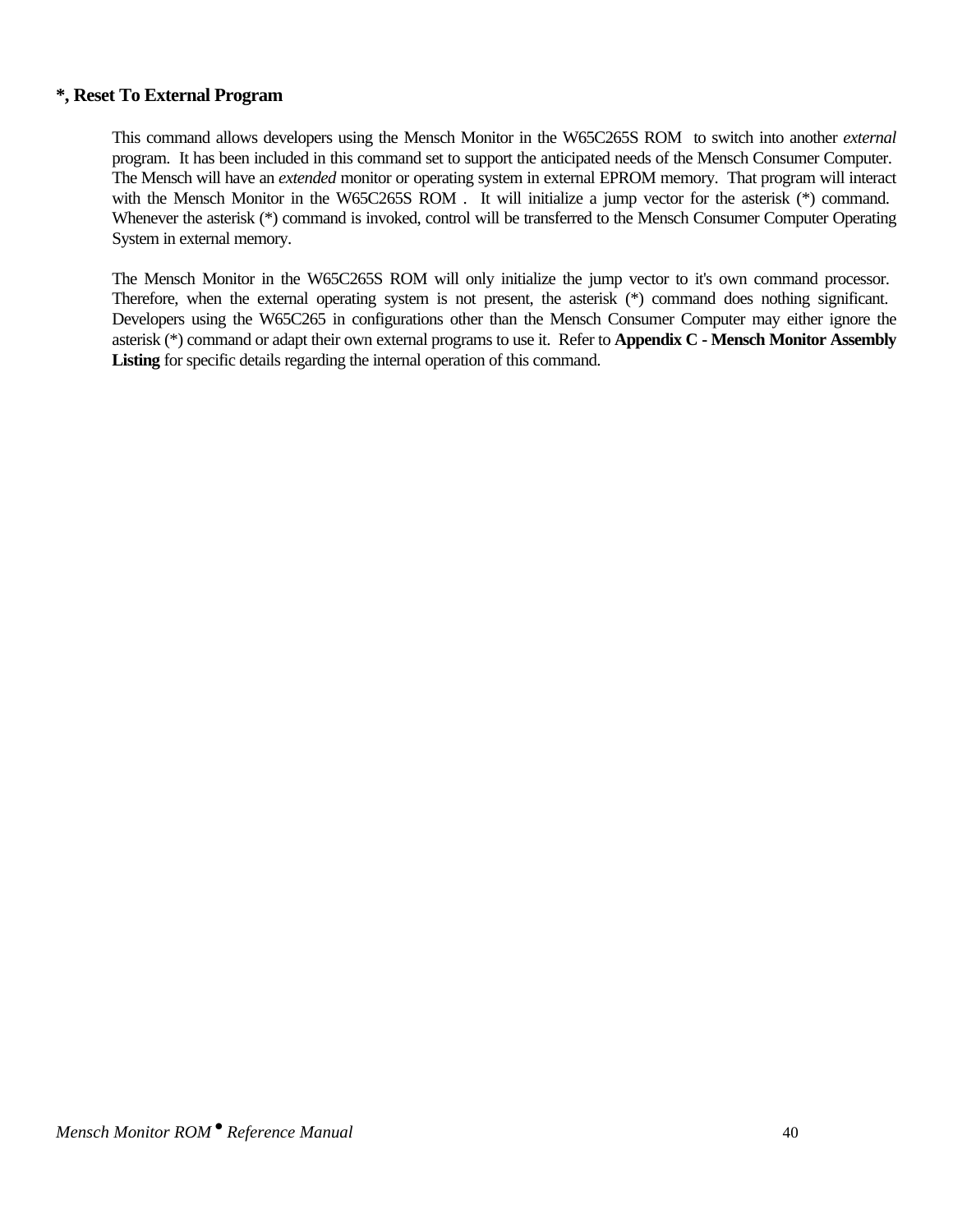### *, Reset To External Program

This command allows developers using the Mensch Monitor in the W65C265S ROM to switch into another *external* program. It has been included in this command set to support the anticipated needs of the Mensch Consumer Computer. The Mensch will have an *extended* monitor or operating system in external EPROM memory. That program will interact with the Mensch Monitor in the W65C265S ROM . It will initialize a jump vector for the asterisk (*) command. Whenever the asterisk (*) command is invoked, control will be transferred to the Mensch Consumer Computer Operating System in external memory.

The Mensch Monitor in the W65C265S ROM will only initialize the jump vector to it's own command processor. Therefore, when the external operating system is not present, the asterisk (*) command does nothing significant. Developers using the W65C265 in configurations other than the Mensch Consumer Computer may either ignore the asterisk (*) command or adapt their own external programs to use it. Refer to **Appendix C - Mensch Monitor Assembly Listing** for specific details regarding the internal operation of this command.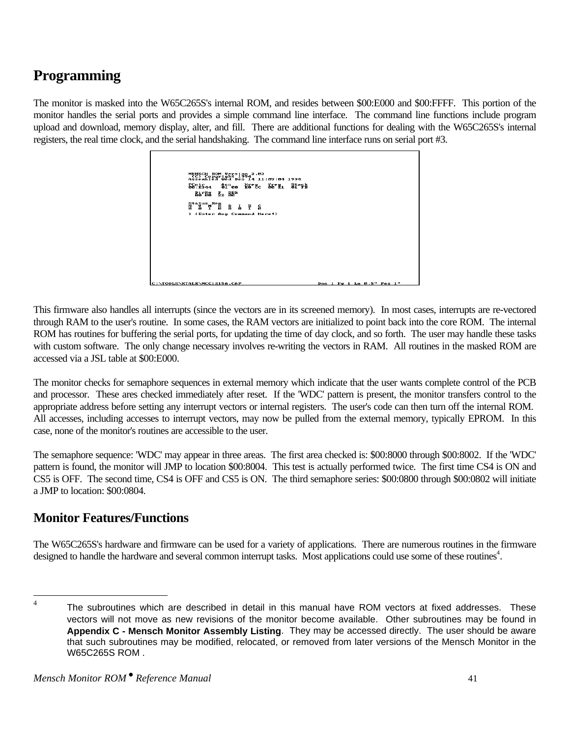# Programming

The monitor is masked into the W65C265S's internal ROM, and resides between $00:E000 and $00:FFFF. This portion of the monitor handles the serial ports and provides a simple command line interface. The command line functions include program upload and download, memory display, alter, and fill. There are additional functions for dealing with the W65C265S's internal registers, the real time clock, and the serial handshaking. The command line interface runs on serial port #3.

```
MENSCH ROM Version 2.03
 (C) Copyright 1994
Assembled Wed Dec 14 11:09:04 1994
PCntr    Acc    Xreg   Yreg   Stack
00:E344  01 00  E0 CC  00 E1  01 FB
  DirRg  F  DBk
  00 00  22 00
Status Reg
N V M X D I Z C
0 0 1 0 0 1 1 0
> (Enter Any Command Here!)

C:\TOOLS\XTALK\MCC12158.CAP                    Doc 1 Pg 1 Ln 0.5" Pos 1"
```

This firmware also handles all interrupts (since the vectors are in its screened memory). In most cases, interrupts are re-vectored through RAM to the user's routine. In some cases, the RAM vectors are initialized to point back into the core ROM. The internal ROM has routines for buffering the serial ports, for updating the time of day clock, and so forth. The user may handle these tasks with custom software. The only change necessary involves re-writing the vectors in RAM. All routines in the masked ROM are accessed via a JSL table at $00:E000.

The monitor checks for semaphore sequences in external memory which indicate that the user wants complete control of the PCB and processor. These ares checked immediately after reset. If the 'WDC' pattern is present, the monitor transfers control to the appropriate address before setting any interrupt vectors or internal registers. The user's code can then turn off the internal ROM. All accesses, including accesses to interrupt vectors, may now be pulled from the external memory, typically EPROM. In this case, none of the monitor's routines are accessible to the user.

The semaphore sequence: 'WDC' may appear in three areas. The first area checked is: $00:8000 through $00:8002. If the 'WDC' pattern is found, the monitor will JMP to location $00:8004. This test is actually performed twice. The first time CS4 is ON and CS5 is OFF. The second time, CS4 is OFF and CS5 is ON. The third semaphore series: $00:0800 through $00:0802 will initiate a JMP to location: $00:0804.

## Monitor Features/Functions

The W65C265S's hardware and firmware can be used for a variety of applications. There are numerous routines in the firmware designed to handle the hardware and several common interrupt tasks. Most applications could use some of these routines[4].

---

[4] The subroutines which are described in detail in this manual have ROM vectors at fixed addresses. These vectors will not move as new revisions of the monitor become available. Other subroutines may be found in **Appendix C - Mensch Monitor Assembly Listing**. They may be accessed directly. The user should be aware that such subroutines may be modified, relocated, or removed from later versions of the Mensch Monitor in the W65C265S ROM .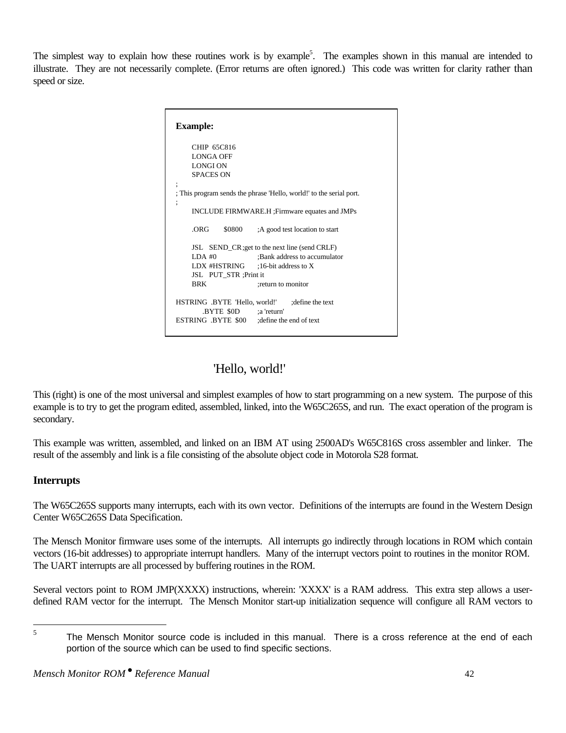The simplest way to explain how these routines work is by example[5]. The examples shown in this manual are intended to illustrate. They are not necessarily complete. (Error returns are often ignored.) This code was written for clarity rather than speed or size.

**Example:**

```
      CHIP  65C816
      LONGA OFF
      LONGI ON
      SPACES ON
;
; This program sends the phrase 'Hello, world!' to the serial port.
;
      INCLUDE FIRMWARE.H ;Firmware equates and JMPs

      .ORG     $0800      ;A good test location to start

      JSL   SEND_CR;get to the next line (send CRLF)
      LDA #0              ;Bank address to accumulator
      LDX #HSTRING        ;16-bit address to X
      JSL   PUT_STR ;Print it
      BRK                 ;return to monitor

HSTRING  .BYTE  'Hello, world!'      ;define the text
         .BYTE  $0D       ;a 'return'
ESTRING  .BYTE  $00       ;define the end of text
```

## 'Hello, world!'

This (right) is one of the most universal and simplest examples of how to start programming on a new system. The purpose of this example is to try to get the program edited, assembled, linked, into the W65C265S, and run. The exact operation of the program is secondary.

This example was written, assembled, and linked on an IBM AT using 2500AD's W65C816S cross assembler and linker. The result of the assembly and link is a file consisting of the absolute object code in Motorola S28 format.

### Interrupts

The W65C265S supports many interrupts, each with its own vector. Definitions of the interrupts are found in the Western Design Center W65C265S Data Specification.

The Mensch Monitor firmware uses some of the interrupts. All interrupts go indirectly through locations in ROM which contain vectors (16-bit addresses) to appropriate interrupt handlers. Many of the interrupt vectors point to routines in the monitor ROM. The UART interrupts are all processed by buffering routines in the ROM.

Several vectors point to ROM JMP(XXXX) instructions, wherein: 'XXXX' is a RAM address. This extra step allows a user-defined RAM vector for the interrupt. The Mensch Monitor start-up initialization sequence will configure all RAM vectors to

---

[5] The Mensch Monitor source code is included in this manual. There is a cross reference at the end of each portion of the source which can be used to find specific sections.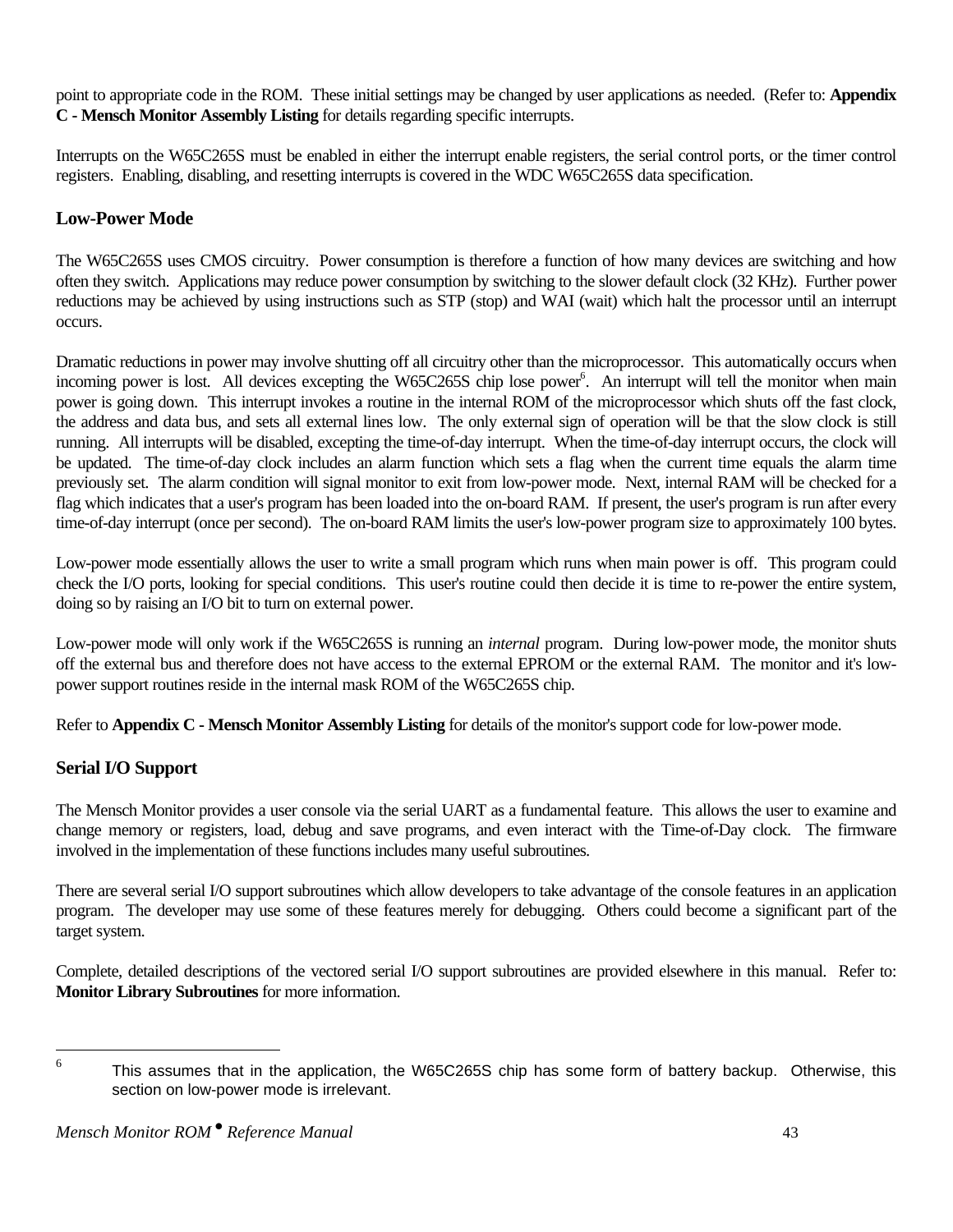point to appropriate code in the ROM. These initial settings may be changed by user applications as needed. (Refer to: **Appendix C - Mensch Monitor Assembly Listing** for details regarding specific interrupts.

Interrupts on the W65C265S must be enabled in either the interrupt enable registers, the serial control ports, or the timer control registers. Enabling, disabling, and resetting interrupts is covered in the WDC W65C265S data specification.

### Low-Power Mode

The W65C265S uses CMOS circuitry. Power consumption is therefore a function of how many devices are switching and how often they switch. Applications may reduce power consumption by switching to the slower default clock (32 KHz). Further power reductions may be achieved by using instructions such as STP (stop) and WAI (wait) which halt the processor until an interrupt occurs.

Dramatic reductions in power may involve shutting off all circuitry other than the microprocessor. This automatically occurs when incoming power is lost. All devices excepting the W65C265S chip lose power[6]. An interrupt will tell the monitor when main power is going down. This interrupt invokes a routine in the internal ROM of the microprocessor which shuts off the fast clock, the address and data bus, and sets all external lines low. The only external sign of operation will be that the slow clock is still running. All interrupts will be disabled, excepting the time-of-day interrupt. When the time-of-day interrupt occurs, the clock will be updated. The time-of-day clock includes an alarm function which sets a flag when the current time equals the alarm time previously set. The alarm condition will signal monitor to exit from low-power mode. Next, internal RAM will be checked for a flag which indicates that a user's program has been loaded into the on-board RAM. If present, the user's program is run after every time-of-day interrupt (once per second). The on-board RAM limits the user's low-power program size to approximately 100 bytes.

Low-power mode essentially allows the user to write a small program which runs when main power is off. This program could check the I/O ports, looking for special conditions. This user's routine could then decide it is time to re-power the entire system, doing so by raising an I/O bit to turn on external power.

Low-power mode will only work if the W65C265S is running an *internal* program. During low-power mode, the monitor shuts off the external bus and therefore does not have access to the external EPROM or the external RAM. The monitor and it's low-power support routines reside in the internal mask ROM of the W65C265S chip.

Refer to **Appendix C - Mensch Monitor Assembly Listing** for details of the monitor's support code for low-power mode.

### Serial I/O Support

The Mensch Monitor provides a user console via the serial UART as a fundamental feature. This allows the user to examine and change memory or registers, load, debug and save programs, and even interact with the Time-of-Day clock. The firmware involved in the implementation of these functions includes many useful subroutines.

There are several serial I/O support subroutines which allow developers to take advantage of the console features in an application program. The developer may use some of these features merely for debugging. Others could become a significant part of the target system.

Complete, detailed descriptions of the vectored serial I/O support subroutines are provided elsewhere in this manual. Refer to: **Monitor Library Subroutines** for more information.

---

[6] This assumes that in the application, the W65C265S chip has some form of battery backup. Otherwise, this section on low-power mode is irrelevant.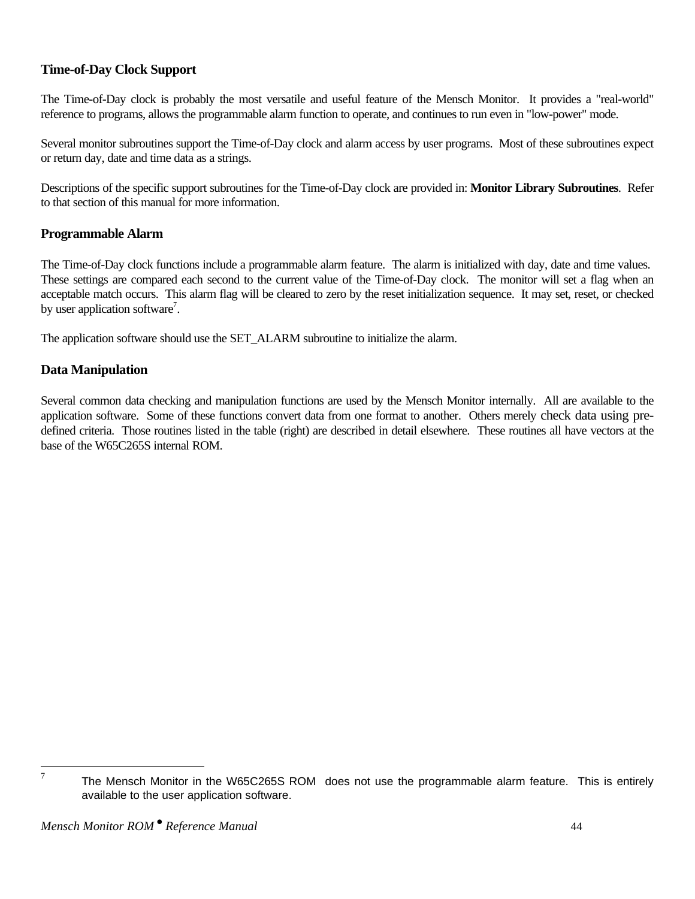## Time-of-Day Clock Support

The Time-of-Day clock is probably the most versatile and useful feature of the Mensch Monitor. It provides a "real-world" reference to programs, allows the programmable alarm function to operate, and continues to run even in "low-power" mode.

Several monitor subroutines support the Time-of-Day clock and alarm access by user programs. Most of these subroutines expect or return day, date and time data as a strings.

Descriptions of the specific support subroutines for the Time-of-Day clock are provided in: **Monitor Library Subroutines**. Refer to that section of this manual for more information.

## Programmable Alarm

The Time-of-Day clock functions include a programmable alarm feature. The alarm is initialized with day, date and time values. These settings are compared each second to the current value of the Time-of-Day clock. The monitor will set a flag when an acceptable match occurs. This alarm flag will be cleared to zero by the reset initialization sequence. It may set, reset, or checked by user application software[7].

The application software should use the SET_ALARM subroutine to initialize the alarm.

## Data Manipulation

Several common data checking and manipulation functions are used by the Mensch Monitor internally. All are available to the application software. Some of these functions convert data from one format to another. Others merely check data using pre-defined criteria. Those routines listed in the table (right) are described in detail elsewhere. These routines all have vectors at the base of the W65C265S internal ROM.

---

[7] The Mensch Monitor in the W65C265S ROM does not use the programmable alarm feature. This is entirely available to the user application software.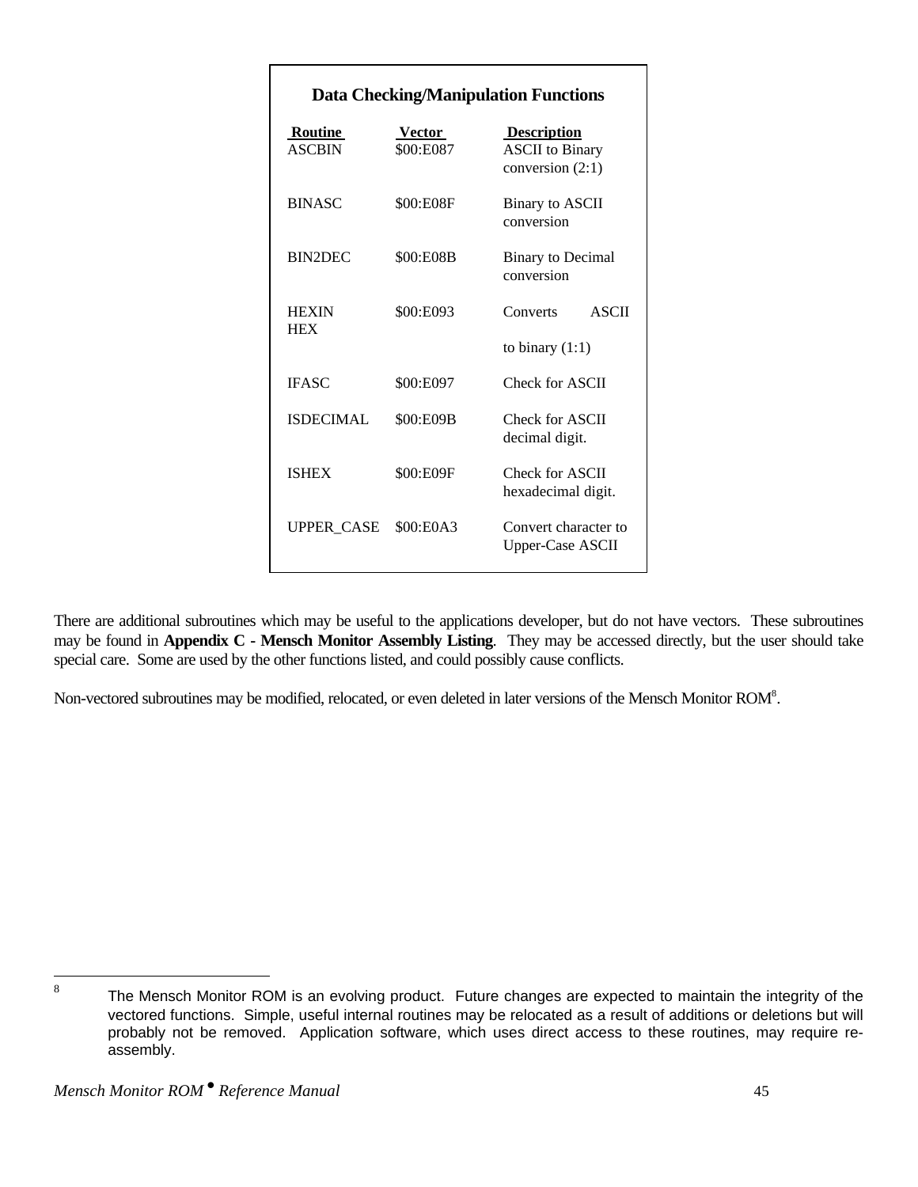**Data Checking/Manipulation Functions**

| Routine | Vector | Description |
|---|---|---|
| ASCBIN | $00:E087 | ASCII to Binary conversion (2:1) |
| BINASC | $00:E08F | Binary to ASCII conversion |
| BIN2DEC | $00:E08B | Binary to Decimal conversion |
| HEXIN HEX | $00:E093 | Converts ASCII to binary (1:1) |
| IFASC | $00:E097 | Check for ASCII |
| ISDECIMAL | $00:E09B | Check for ASCII decimal digit. |
| ISHEX | $00:E09F | Check for ASCII hexadecimal digit. |
| UPPER_CASE | $00:E0A3 | Convert character to Upper-Case ASCII |

There are additional subroutines which may be useful to the applications developer, but do not have vectors. These subroutines may be found in **Appendix C - Mensch Monitor Assembly Listing**. They may be accessed directly, but the user should take special care. Some are used by the other functions listed, and could possibly cause conflicts.

Non-vectored subroutines may be modified, relocated, or even deleted in later versions of the Mensch Monitor ROM[8].

---

[8] The Mensch Monitor ROM is an evolving product. Future changes are expected to maintain the integrity of the vectored functions. Simple, useful internal routines may be relocated as a result of additions or deletions but will probably not be removed. Application software, which uses direct access to these routines, may require re-assembly.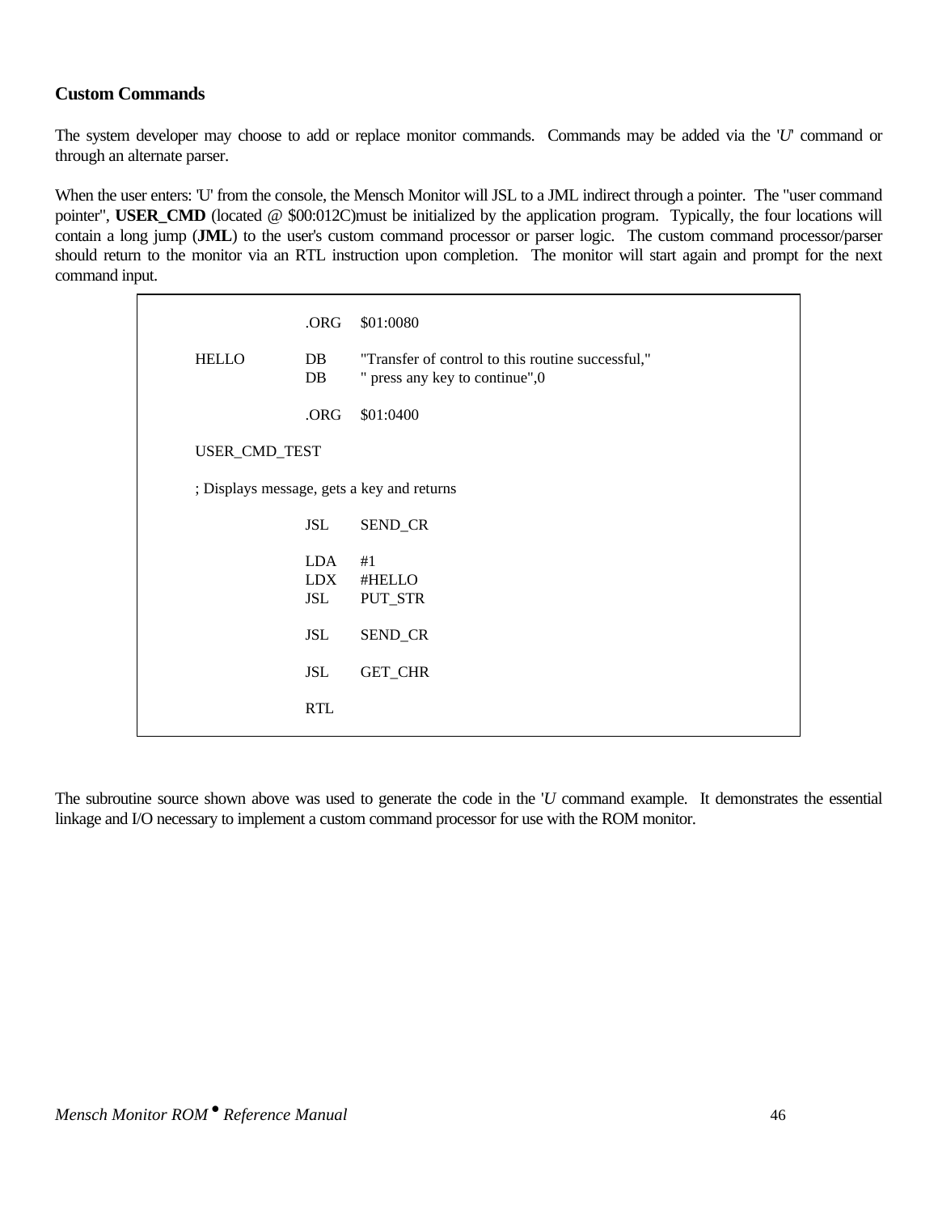### Custom Commands

The system developer may choose to add or replace monitor commands. Commands may be added via the '*U*' command or through an alternate parser.

When the user enters: 'U' from the console, the Mensch Monitor will JSL to a JML indirect through a pointer. The "user command pointer", **USER_CMD** (located @ $00:012C)must be initialized by the application program. Typically, the four locations will contain a long jump (**JML**) to the user's custom command processor or parser logic. The custom command processor/parser should return to the monitor via an RTL instruction upon completion. The monitor will start again and prompt for the next command input.

```
                .ORG    $01:0080

HELLO           DB      "Transfer of control to this routine successful,"
                DB      " press any key to continue",0

                .ORG    $01:0400

USER_CMD_TEST

; Displays message, gets a key and returns

                JSL     SEND_CR

                LDA     #1
                LDX     #HELLO
                JSL     PUT_STR

                JSL     SEND_CR

                JSL     GET_CHR

                RTL
```

The subroutine source shown above was used to generate the code in the '*U* command example. It demonstrates the essential linkage and I/O necessary to implement a custom command processor for use with the ROM monitor.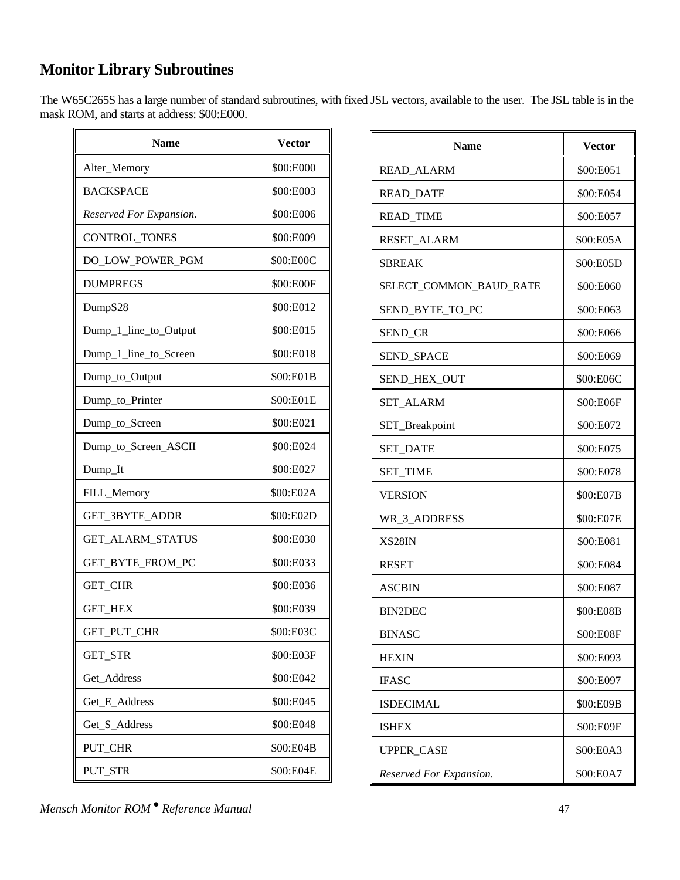## Monitor Library Subroutines

The W65C265S has a large number of standard subroutines, with fixed JSL vectors, available to the user. The JSL table is in the mask ROM, and starts at address: $00:E000.

| Name | Vector |
|---|---|
| Alter_Memory | $00:E000 |
| BACKSPACE | $00:E003 |
| *Reserved For Expansion.* | $00:E006 |
| CONTROL_TONES | $00:E009 |
| DO_LOW_POWER_PGM | $00:E00C |
| DUMPREGS | $00:E00F |
| DumpS28 | $00:E012 |
| Dump_1_line_to_Output | $00:E015 |
| Dump_1_line_to_Screen | $00:E018 |
| Dump_to_Output | $00:E01B |
| Dump_to_Printer | $00:E01E |
| Dump_to_Screen | $00:E021 |
| Dump_to_Screen_ASCII | $00:E024 |
| Dump_It | $00:E027 |
| FILL_Memory | $00:E02A |
| GET_3BYTE_ADDR | $00:E02D |
| GET_ALARM_STATUS | $00:E030 |
| GET_BYTE_FROM_PC | $00:E033 |
| GET_CHR | $00:E036 |
| GET_HEX | $00:E039 |
| GET_PUT_CHR | $00:E03C |
| GET_STR | $00:E03F |
| Get_Address | $00:E042 |
| Get_E_Address | $00:E045 |
| Get_S_Address | $00:E048 |
| PUT_CHR | $00:E04B |
| PUT_STR | $00:E04E |

| Name | Vector |
|---|---|
| READ_ALARM | $00:E051 |
| READ_DATE | $00:E054 |
| READ_TIME | $00:E057 |
| RESET_ALARM | $00:E05A |
| SBREAK | $00:E05D |
| SELECT_COMMON_BAUD_RATE | $00:E060 |
| SEND_BYTE_TO_PC | $00:E063 |
| SEND_CR | $00:E066 |
| SEND_SPACE | $00:E069 |
| SEND_HEX_OUT | $00:E06C |
| SET_ALARM | $00:E06F |
| SET_Breakpoint | $00:E072 |
| SET_DATE | $00:E075 |
| SET_TIME | $00:E078 |
| VERSION | $00:E07B |
| WR_3_ADDRESS | $00:E07E |
| XS28IN | $00:E081 |
| RESET | $00:E084 |
| ASCBIN | $00:E087 |
| BIN2DEC | $00:E08B |
| BINASC | $00:E08F |
| HEXIN | $00:E093 |
| IFASC | $00:E097 |
| ISDECIMAL | $00:E09B |
| ISHEX | $00:E09F |
| UPPER_CASE | $00:E0A3 |
| *Reserved For Expansion.* | $00:E0A7 |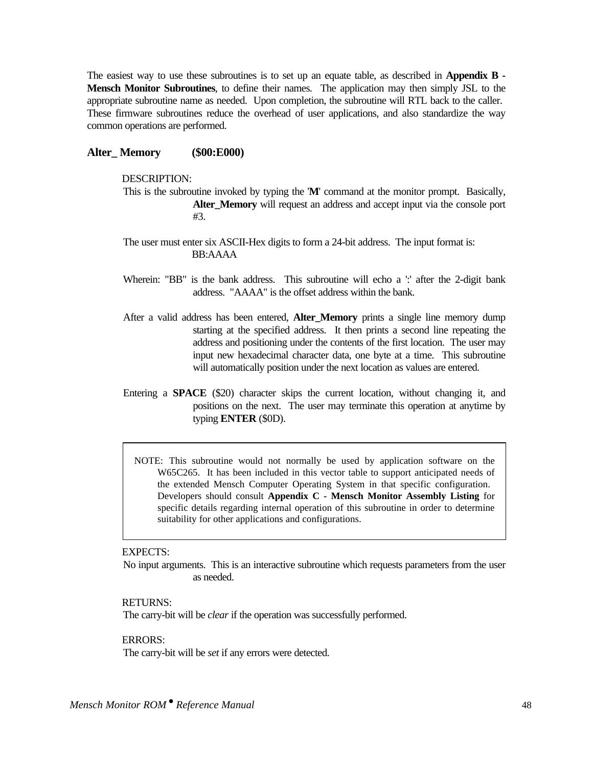The easiest way to use these subroutines is to set up an equate table, as described in **Appendix B - Mensch Monitor Subroutines**, to define their names. The application may then simply JSL to the appropriate subroutine name as needed. Upon completion, the subroutine will RTL back to the caller. These firmware subroutines reduce the overhead of user applications, and also standardize the way common operations are performed.

### Alter_ Memory ($00:E000)

DESCRIPTION:

This is the subroutine invoked by typing the '**M**' command at the monitor prompt. Basically, **Alter_Memory** will request an address and accept input via the console port #3.

The user must enter six ASCII-Hex digits to form a 24-bit address. The input format is:

BB:AAAA

Wherein: "BB" is the bank address. This subroutine will echo a ':' after the 2-digit bank address. "AAAA" is the offset address within the bank.

After a valid address has been entered, **Alter_Memory** prints a single line memory dump starting at the specified address. It then prints a second line repeating the address and positioning under the contents of the first location. The user may input new hexadecimal character data, one byte at a time. This subroutine will automatically position under the next location as values are entered.

Entering a **SPACE** ($20) character skips the current location, without changing it, and positions on the next. The user may terminate this operation at anytime by typing **ENTER** ($0D).

> NOTE: This subroutine would not normally be used by application software on the W65C265. It has been included in this vector table to support anticipated needs of the extended Mensch Computer Operating System in that specific configuration. Developers should consult **Appendix C - Mensch Monitor Assembly Listing** for specific details regarding internal operation of this subroutine in order to determine suitability for other applications and configurations.

EXPECTS:

No input arguments. This is an interactive subroutine which requests parameters from the user as needed.

RETURNS:

The carry-bit will be *clear* if the operation was successfully performed.

ERRORS:

The carry-bit will be *set* if any errors were detected.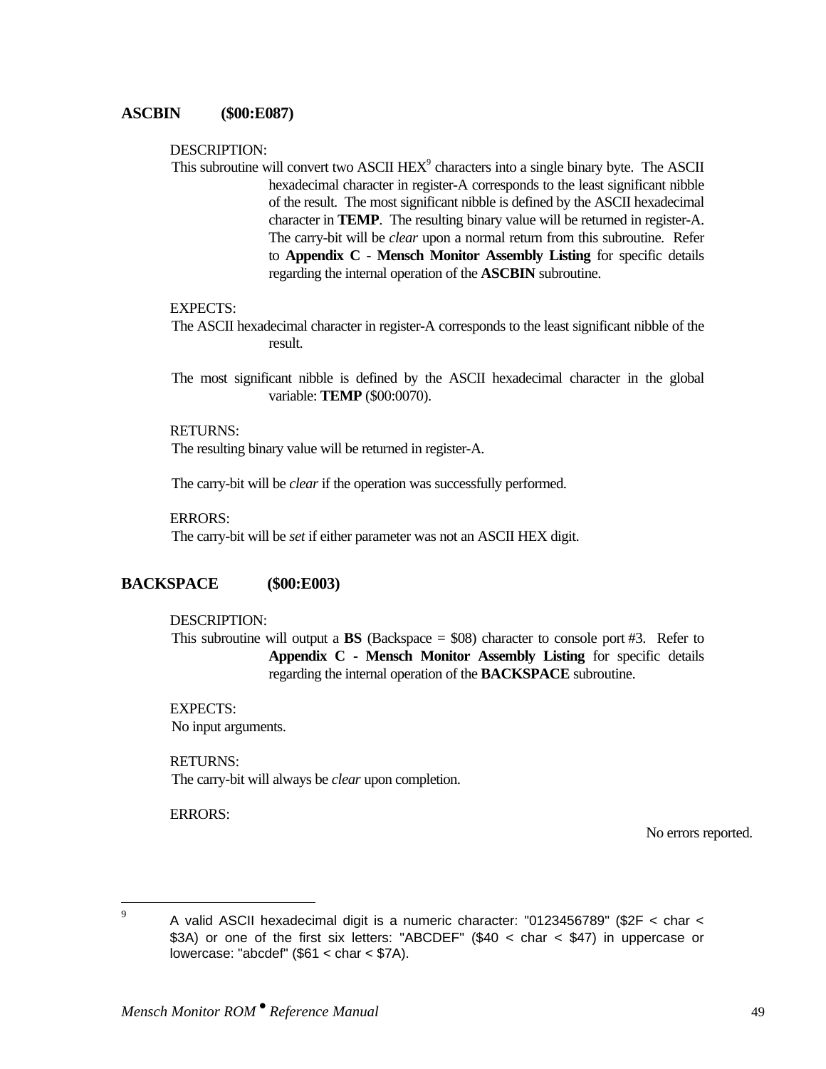## ASCBIN ($00:E087)

DESCRIPTION:

This subroutine will convert two ASCII HEX[9] characters into a single binary byte. The ASCII hexadecimal character in register-A corresponds to the least significant nibble of the result. The most significant nibble is defined by the ASCII hexadecimal character in **TEMP**. The resulting binary value will be returned in register-A. The carry-bit will be *clear* upon a normal return from this subroutine. Refer to **Appendix C - Mensch Monitor Assembly Listing** for specific details regarding the internal operation of the **ASCBIN** subroutine.

EXPECTS:

The ASCII hexadecimal character in register-A corresponds to the least significant nibble of the result.

The most significant nibble is defined by the ASCII hexadecimal character in the global variable: **TEMP** ($00:0070).

RETURNS:

The resulting binary value will be returned in register-A.

The carry-bit will be *clear* if the operation was successfully performed.

ERRORS:

The carry-bit will be *set* if either parameter was not an ASCII HEX digit.

## BACKSPACE ($00:E003)

DESCRIPTION:

This subroutine will output a **BS** (Backspace = $08) character to console port #3. Refer to **Appendix C - Mensch Monitor Assembly Listing** for specific details regarding the internal operation of the **BACKSPACE** subroutine.

EXPECTS:

No input arguments.

RETURNS:

The carry-bit will always be *clear* upon completion.

ERRORS:

No errors reported.

---

[9] A valid ASCII hexadecimal digit is a numeric character: "0123456789" ($2F < char < $3A) or one of the first six letters: "ABCDEF" ($40 < char < $47) in uppercase or lowercase: "abcdef" ($61 < char < $7A).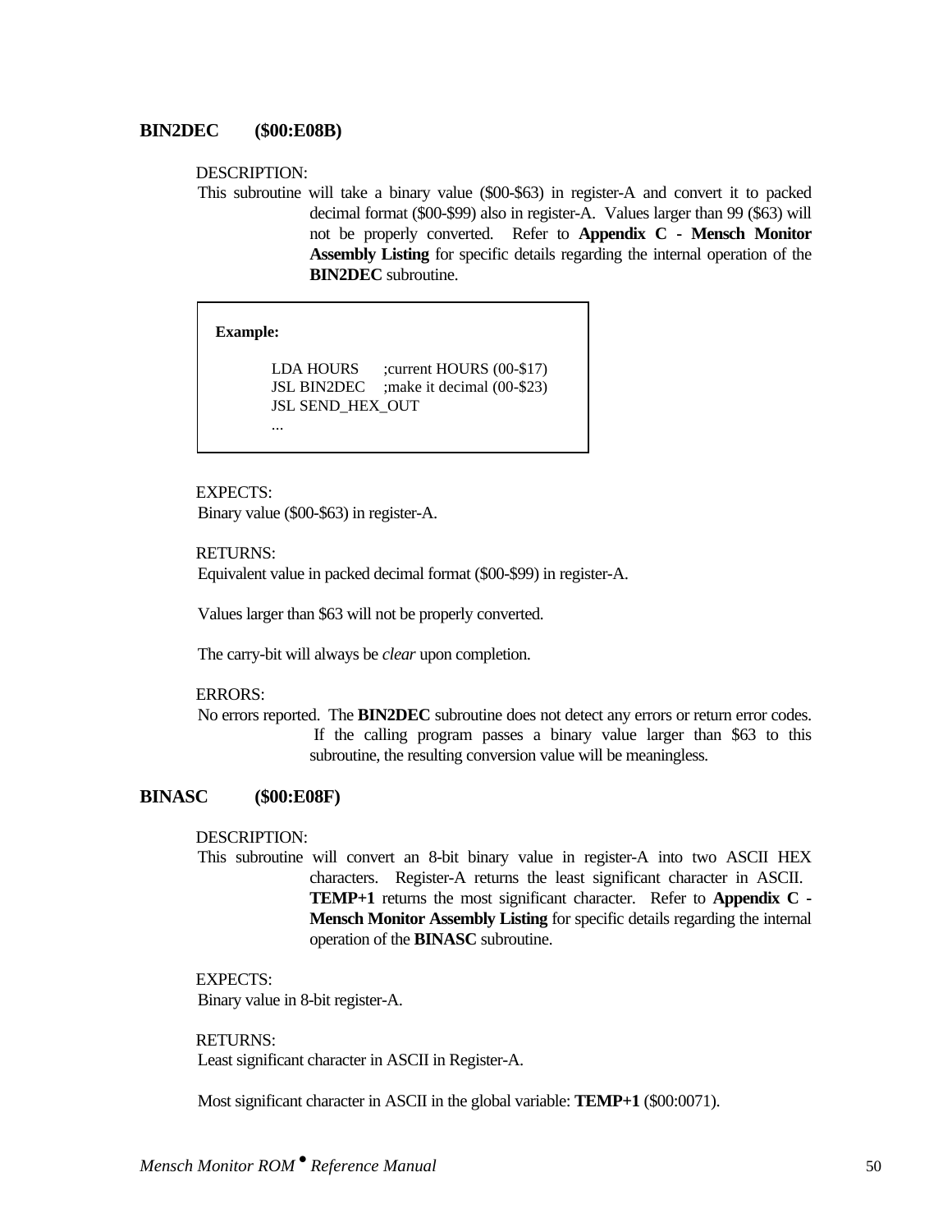## BIN2DEC ($00:E08B)

DESCRIPTION:

This subroutine will take a binary value ($00-$63) in register-A and convert it to packed decimal format ($00-$99) also in register-A. Values larger than 99 ($63) will not be properly converted. Refer to **Appendix C - Mensch Monitor Assembly Listing** for specific details regarding the internal operation of the **BIN2DEC** subroutine.

**Example:**

```
LDA HOURS       ;current HOURS (00-$17)
JSL BIN2DEC     ;make it decimal (00-$23)
JSL SEND_HEX_OUT
...
```

EXPECTS:

Binary value ($00-$63) in register-A.

RETURNS:

Equivalent value in packed decimal format ($00-$99) in register-A.

Values larger than $63 will not be properly converted.

The carry-bit will always be *clear* upon completion.

ERRORS:

No errors reported. The **BIN2DEC** subroutine does not detect any errors or return error codes. If the calling program passes a binary value larger than $63 to this subroutine, the resulting conversion value will be meaningless.

## BINASC ($00:E08F)

DESCRIPTION:

This subroutine will convert an 8-bit binary value in register-A into two ASCII HEX characters. Register-A returns the least significant character in ASCII. **TEMP+1** returns the most significant character. Refer to **Appendix C - Mensch Monitor Assembly Listing** for specific details regarding the internal operation of the **BINASC** subroutine.

EXPECTS:

Binary value in 8-bit register-A.

RETURNS:

Least significant character in ASCII in Register-A.

Most significant character in ASCII in the global variable: **TEMP+1** ($00:0071).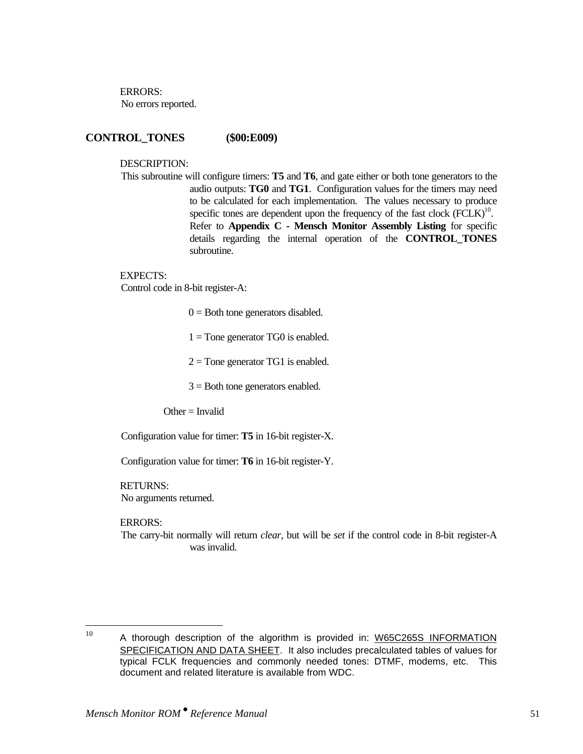ERRORS:
No errors reported.

## CONTROL_TONES ($00:E009)

DESCRIPTION:
This subroutine will configure timers: **T5** and **T6**, and gate either or both tone generators to the audio outputs: **TG0** and **TG1**. Configuration values for the timers may need to be calculated for each implementation. The values necessary to produce specific tones are dependent upon the frequency of the fast clock (FCLK)[10]. Refer to **Appendix C - Mensch Monitor Assembly Listing** for specific details regarding the internal operation of the **CONTROL_TONES** subroutine.

EXPECTS:
Control code in 8-bit register-A:

0 = Both tone generators disabled.

1 = Tone generator TG0 is enabled.

2 = Tone generator TG1 is enabled.

3 = Both tone generators enabled.

Other = Invalid

Configuration value for timer: **T5** in 16-bit register-X.

Configuration value for timer: **T6** in 16-bit register-Y.

RETURNS:
No arguments returned.

ERRORS:
The carry-bit normally will return *clear*, but will be *set* if the control code in 8-bit register-A was invalid.

---

[10] A thorough description of the algorithm is provided in: W65C265S INFORMATION SPECIFICATION AND DATA SHEET. It also includes precalculated tables of values for typical FCLK frequencies and commonly needed tones: DTMF, modems, etc. This document and related literature is available from WDC.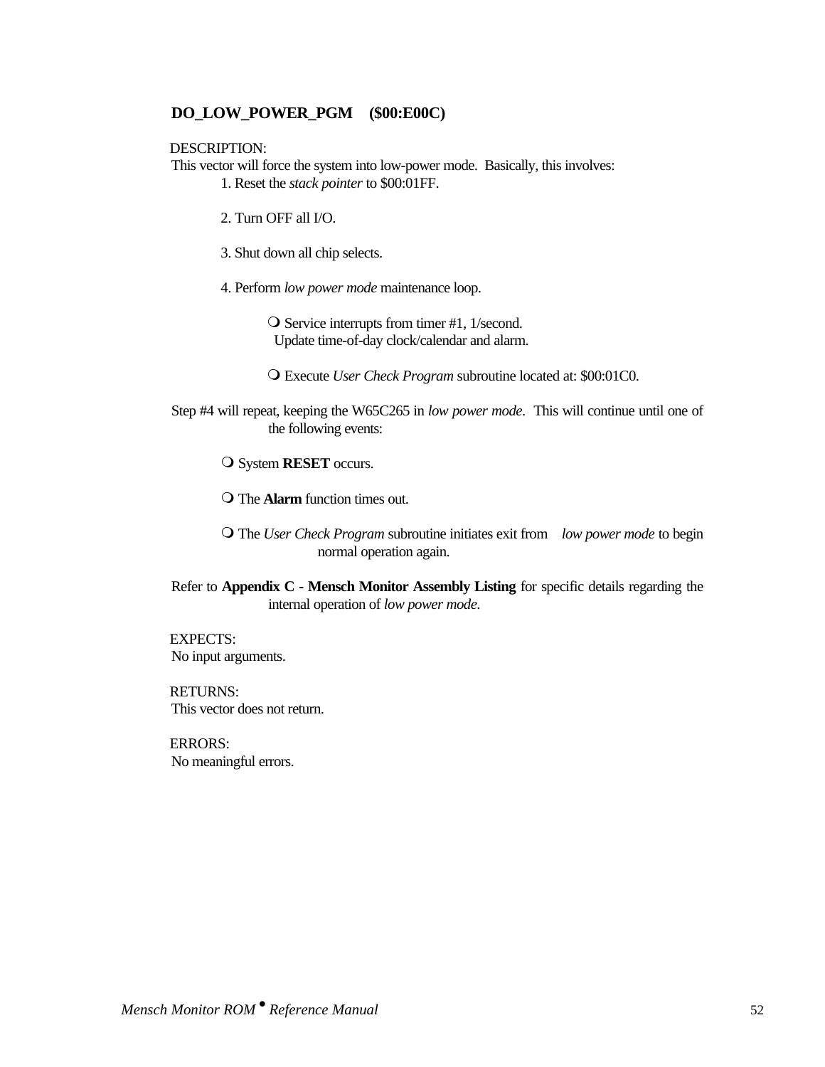### DO_LOW_POWER_PGM ($00:E00C)

DESCRIPTION:
This vector will force the system into low-power mode. Basically, this involves:

1. Reset the *stack pointer* to $00:01FF.

2. Turn OFF all I/O.

3. Shut down all chip selects.

4. Perform *low power mode* maintenance loop.

    - Service interrupts from timer #1, 1/second.
      Update time-of-day clock/calendar and alarm.

    - Execute *User Check Program* subroutine located at: $00:01C0.

Step #4 will repeat, keeping the W65C265 in *low power mode*. This will continue until one of the following events:

- System **RESET** occurs.
- The **Alarm** function times out.
- The *User Check Program* subroutine initiates exit from *low power mode* to begin normal operation again.

Refer to **Appendix C - Mensch Monitor Assembly Listing** for specific details regarding the internal operation of *low power mode*.

EXPECTS:
No input arguments.

RETURNS:
This vector does not return.

ERRORS:
No meaningful errors.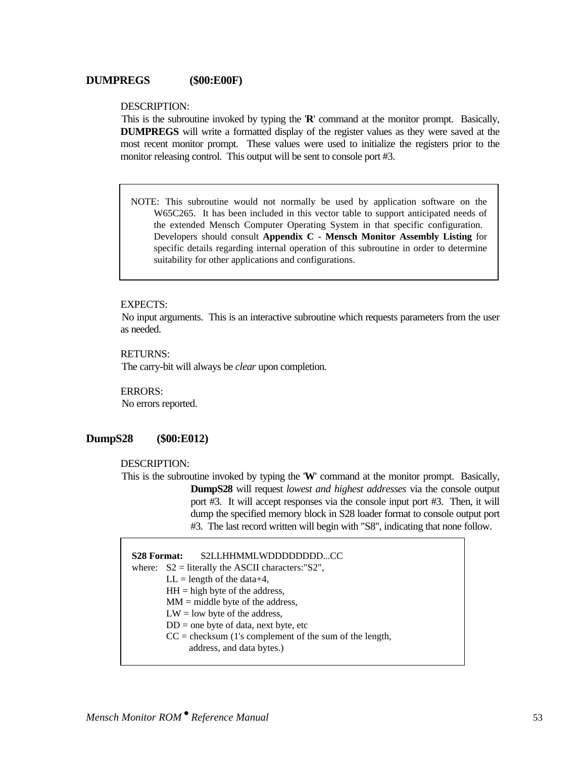## DUMPREGS ($00:E00F)

DESCRIPTION:

This is the subroutine invoked by typing the '**R**' command at the monitor prompt. Basically, **DUMPREGS** will write a formatted display of the register values as they were saved at the most recent monitor prompt. These values were used to initialize the registers prior to the monitor releasing control. This output will be sent to console port #3.

> NOTE: This subroutine would not normally be used by application software on the W65C265. It has been included in this vector table to support anticipated needs of the extended Mensch Computer Operating System in that specific configuration. Developers should consult **Appendix C - Mensch Monitor Assembly Listing** for specific details regarding internal operation of this subroutine in order to determine suitability for other applications and configurations.

EXPECTS:

No input arguments. This is an interactive subroutine which requests parameters from the user as needed.

RETURNS:

The carry-bit will always be *clear* upon completion.

ERRORS:

No errors reported.

## DumpS28 ($00:E012)

DESCRIPTION:

This is the subroutine invoked by typing the '**W**' command at the monitor prompt. Basically, **DumpS28** will request *lowest and highest addresses* via the console output port #3. It will accept responses via the console input port #3. Then, it will dump the specified memory block in S28 loader format to console output port #3. The last record written will begin with "S8", indicating that none follow.

> **S28 Format:** S2LLHHMMLWDDDDDDDD...CC
>
> where: S2 = literally the ASCII characters:"S2",
> LL = length of the data+4,
> HH = high byte of the address,
> MM = middle byte of the address,
> LW = low byte of the address,
> DD = one byte of data, next byte, etc
> CC = checksum (1's complement of the sum of the length, address, and data bytes.)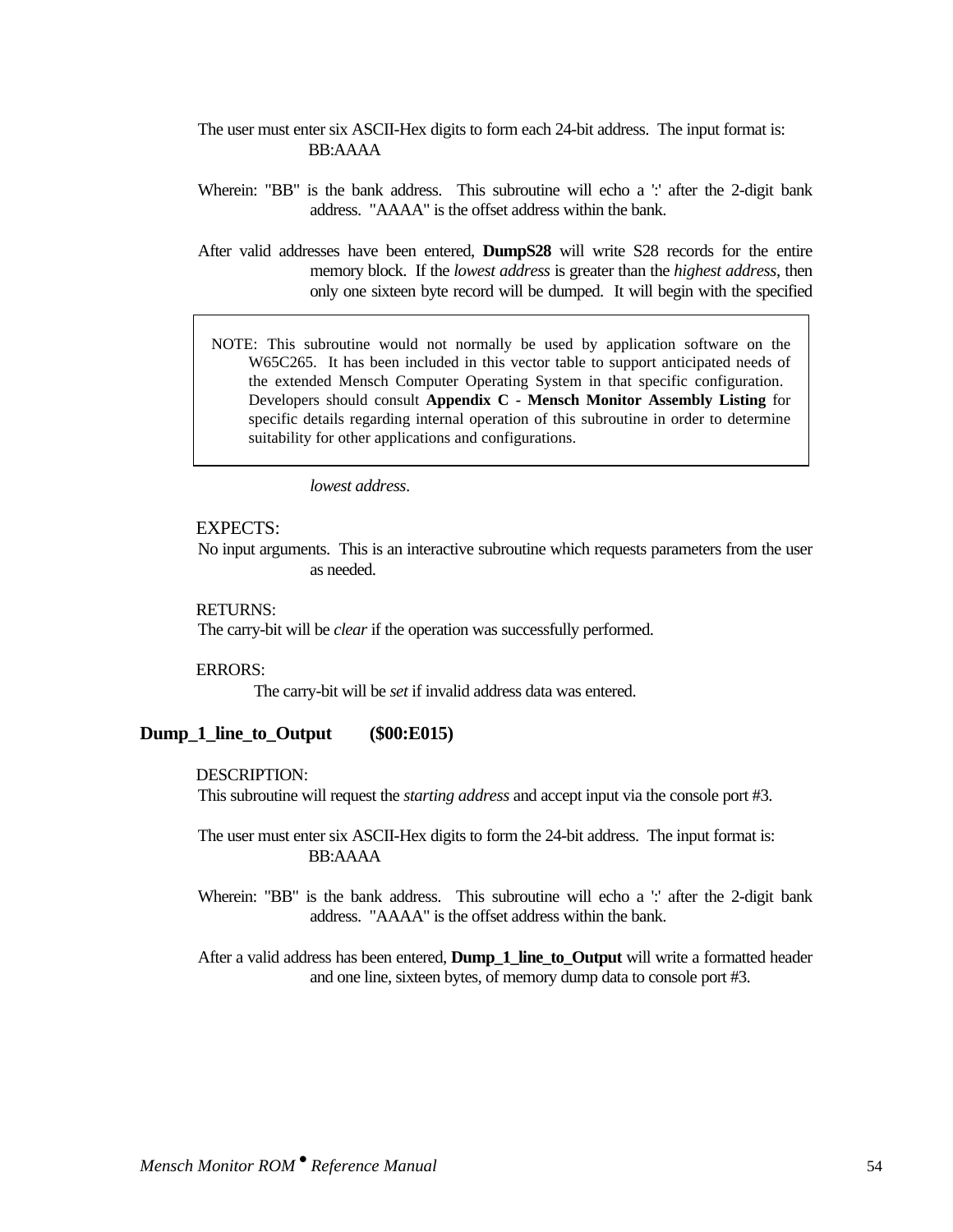The user must enter six ASCII-Hex digits to form each 24-bit address. The input format is:

BB:AAAA

Wherein: "BB" is the bank address. This subroutine will echo a ':' after the 2-digit bank address. "AAAA" is the offset address within the bank.

After valid addresses have been entered, **DumpS28** will write S28 records for the entire memory block. If the *lowest address* is greater than the *highest address*, then only one sixteen byte record will be dumped. It will begin with the specified *lowest address*.

> NOTE: This subroutine would not normally be used by application software on the W65C265. It has been included in this vector table to support anticipated needs of the extended Mensch Computer Operating System in that specific configuration. Developers should consult **Appendix C - Mensch Monitor Assembly Listing** for specific details regarding internal operation of this subroutine in order to determine suitability for other applications and configurations.

EXPECTS:

No input arguments. This is an interactive subroutine which requests parameters from the user as needed.

RETURNS:

The carry-bit will be *clear* if the operation was successfully performed.

ERRORS:

The carry-bit will be *set* if invalid address data was entered.

## Dump_1_line_to_Output ($00:E015)

DESCRIPTION:

This subroutine will request the *starting address* and accept input via the console port #3.

The user must enter six ASCII-Hex digits to form the 24-bit address. The input format is:

BB:AAAA

Wherein: "BB" is the bank address. This subroutine will echo a ':' after the 2-digit bank address. "AAAA" is the offset address within the bank.

After a valid address has been entered, **Dump_1_line_to_Output** will write a formatted header and one line, sixteen bytes, of memory dump data to console port #3.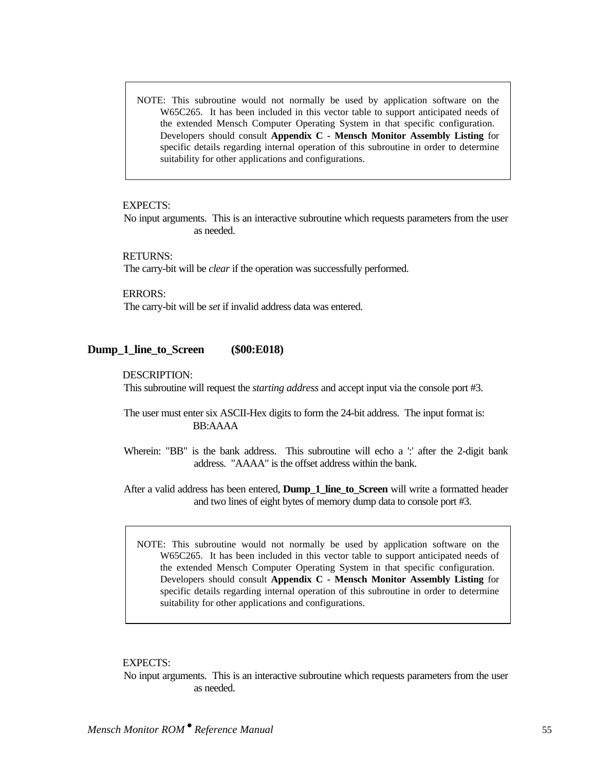> NOTE: This subroutine would not normally be used by application software on the W65C265. It has been included in this vector table to support anticipated needs of the extended Mensch Computer Operating System in that specific configuration. Developers should consult **Appendix C - Mensch Monitor Assembly Listing** for specific details regarding internal operation of this subroutine in order to determine suitability for other applications and configurations.

EXPECTS:

No input arguments. This is an interactive subroutine which requests parameters from the user as needed.

RETURNS:

The carry-bit will be *clear* if the operation was successfully performed.

ERRORS:

The carry-bit will be *set* if invalid address data was entered.

### Dump_1_line_to_Screen (\$00:E018)

DESCRIPTION:

This subroutine will request the *starting address* and accept input via the console port #3.

The user must enter six ASCII-Hex digits to form the 24-bit address. The input format is:

BB:AAAA

Wherein: "BB" is the bank address. This subroutine will echo a ':' after the 2-digit bank address. "AAAA" is the offset address within the bank.

After a valid address has been entered, **Dump_1_line_to_Screen** will write a formatted header and two lines of eight bytes of memory dump data to console port #3.

> NOTE: This subroutine would not normally be used by application software on the W65C265. It has been included in this vector table to support anticipated needs of the extended Mensch Computer Operating System in that specific configuration. Developers should consult **Appendix C - Mensch Monitor Assembly Listing** for specific details regarding internal operation of this subroutine in order to determine suitability for other applications and configurations.

EXPECTS:

No input arguments. This is an interactive subroutine which requests parameters from the user as needed.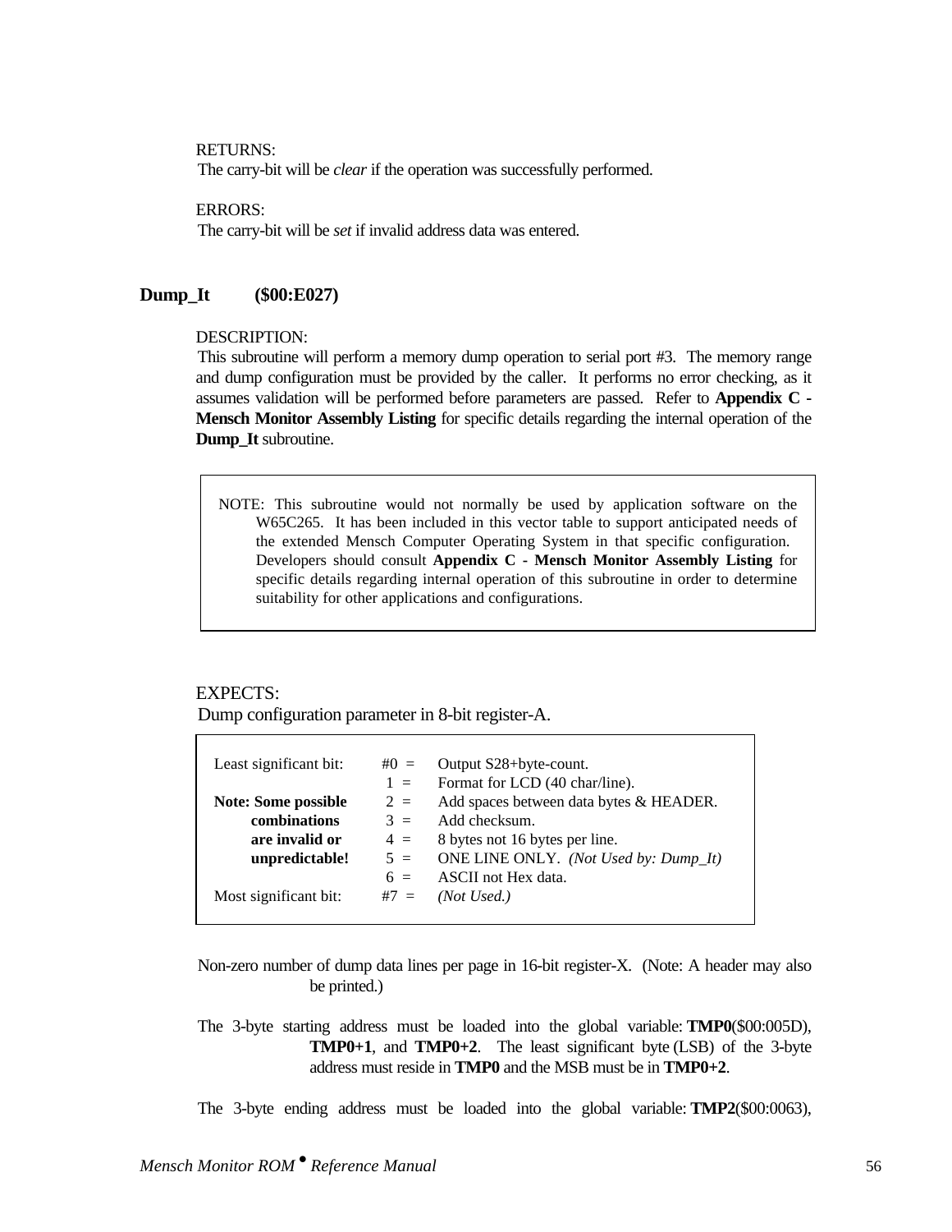RETURNS:
The carry-bit will be *clear* if the operation was successfully performed.

ERRORS:
The carry-bit will be *set* if invalid address data was entered.

## Dump_It ($00:E027)

DESCRIPTION:
This subroutine will perform a memory dump operation to serial port #3. The memory range and dump configuration must be provided by the caller. It performs no error checking, as it assumes validation will be performed before parameters are passed. Refer to **Appendix C - Mensch Monitor Assembly Listing** for specific details regarding the internal operation of the **Dump_It** subroutine.

> NOTE: This subroutine would not normally be used by application software on the W65C265. It has been included in this vector table to support anticipated needs of the extended Mensch Computer Operating System in that specific configuration. Developers should consult **Appendix C - Mensch Monitor Assembly Listing** for specific details regarding internal operation of this subroutine in order to determine suitability for other applications and configurations.

EXPECTS:
Dump configuration parameter in 8-bit register-A.

| | Bit | Meaning |
|---|---|---|
| Least significant bit: | #0 = | Output S28+byte-count. |
| | 1 = | Format for LCD (40 char/line). |
| **Note: Some possible** | 2 = | Add spaces between data bytes & HEADER. |
| **combinations** | 3 = | Add checksum. |
| **are invalid or** | 4 = | 8 bytes not 16 bytes per line. |
| **unpredictable!** | 5 = | ONE LINE ONLY. *(Not Used by: Dump_It)* |
| | 6 = | ASCII not Hex data. |
| Most significant bit: | #7 = | *(Not Used.)* |

Non-zero number of dump data lines per page in 16-bit register-X. (Note: A header may also be printed.)

The 3-byte starting address must be loaded into the global variable: **TMP0**($00:005D), **TMP0+1**, and **TMP0+2**. The least significant byte (LSB) of the 3-byte address must reside in **TMP0** and the MSB must be in **TMP0+2**.

The 3-byte ending address must be loaded into the global variable: **TMP2**($00:0063),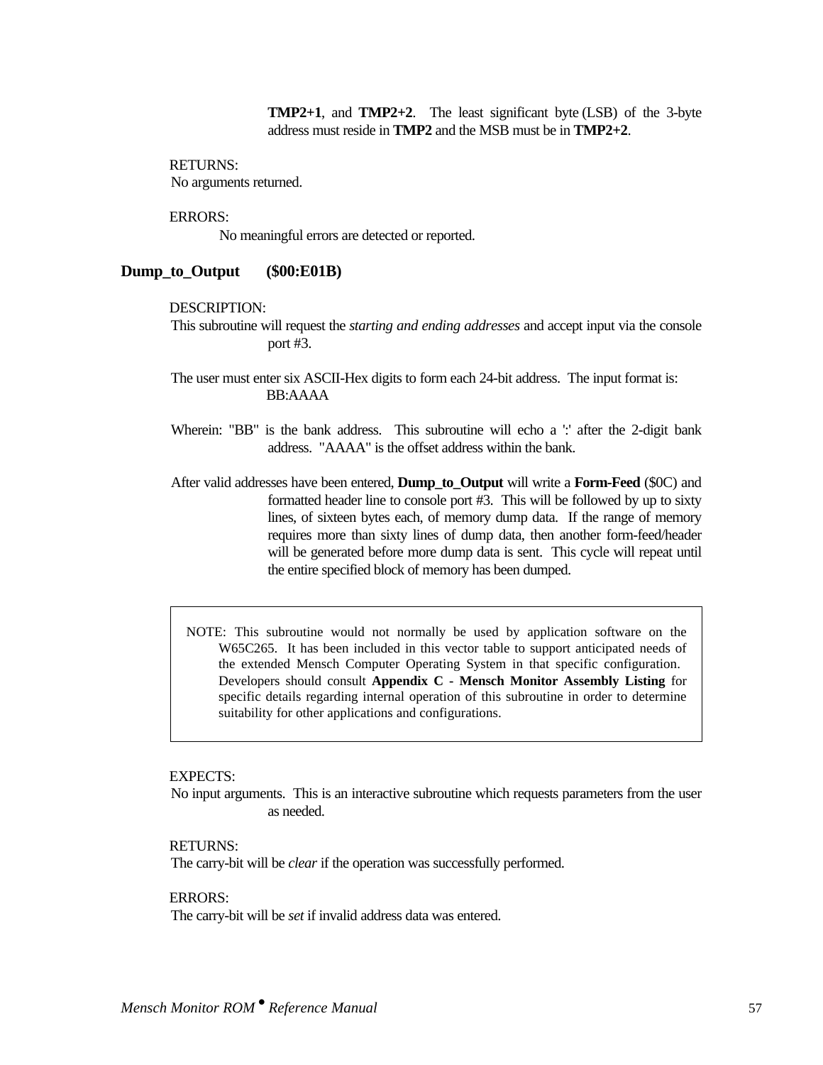**TMP2+1**, and **TMP2+2**. The least significant byte (LSB) of the 3-byte address must reside in **TMP2** and the MSB must be in **TMP2+2**.

RETURNS:
No arguments returned.

ERRORS:
No meaningful errors are detected or reported.

### Dump_to_Output ($00:E01B)

DESCRIPTION:
This subroutine will request the *starting and ending addresses* and accept input via the console port #3.

The user must enter six ASCII-Hex digits to form each 24-bit address. The input format is:
BB:AAAA

Wherein: "BB" is the bank address. This subroutine will echo a ':' after the 2-digit bank address. "AAAA" is the offset address within the bank.

After valid addresses have been entered, **Dump_to_Output** will write a **Form-Feed** ($0C) and formatted header line to console port #3. This will be followed by up to sixty lines, of sixteen bytes each, of memory dump data. If the range of memory requires more than sixty lines of dump data, then another form-feed/header will be generated before more dump data is sent. This cycle will repeat until the entire specified block of memory has been dumped.

> NOTE: This subroutine would not normally be used by application software on the W65C265. It has been included in this vector table to support anticipated needs of the extended Mensch Computer Operating System in that specific configuration. Developers should consult **Appendix C - Mensch Monitor Assembly Listing** for specific details regarding internal operation of this subroutine in order to determine suitability for other applications and configurations.

EXPECTS:
No input arguments. This is an interactive subroutine which requests parameters from the user as needed.

RETURNS:
The carry-bit will be *clear* if the operation was successfully performed.

ERRORS:
The carry-bit will be *set* if invalid address data was entered.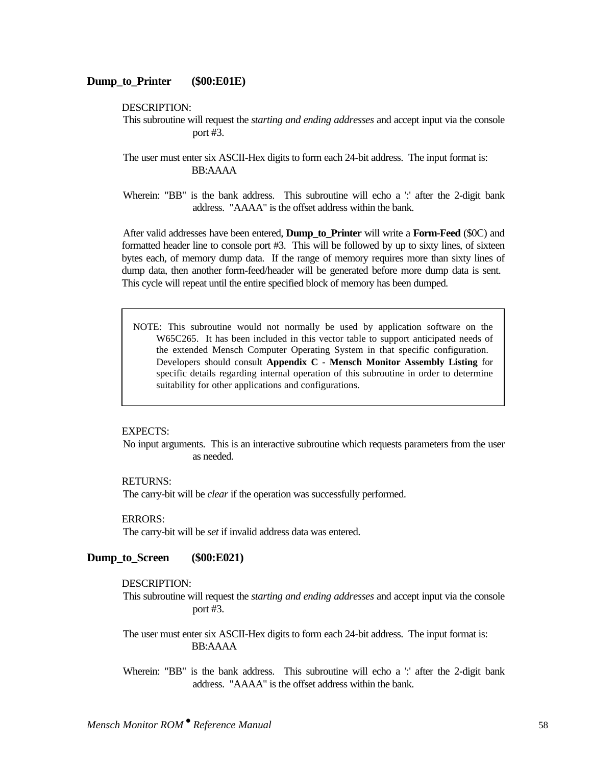### Dump_to_Printer ($00:E01E)

DESCRIPTION:

This subroutine will request the *starting and ending addresses* and accept input via the console port #3.

The user must enter six ASCII-Hex digits to form each 24-bit address. The input format is:

BB:AAAA

Wherein: "BB" is the bank address. This subroutine will echo a ':' after the 2-digit bank address. "AAAA" is the offset address within the bank.

After valid addresses have been entered, **Dump_to_Printer** will write a **Form-Feed** ($0C) and formatted header line to console port #3. This will be followed by up to sixty lines, of sixteen bytes each, of memory dump data. If the range of memory requires more than sixty lines of dump data, then another form-feed/header will be generated before more dump data is sent. This cycle will repeat until the entire specified block of memory has been dumped.

> NOTE: This subroutine would not normally be used by application software on the W65C265. It has been included in this vector table to support anticipated needs of the extended Mensch Computer Operating System in that specific configuration. Developers should consult **Appendix C - Mensch Monitor Assembly Listing** for specific details regarding internal operation of this subroutine in order to determine suitability for other applications and configurations.

EXPECTS:

No input arguments. This is an interactive subroutine which requests parameters from the user as needed.

RETURNS:

The carry-bit will be *clear* if the operation was successfully performed.

ERRORS:

The carry-bit will be *set* if invalid address data was entered.

### Dump_to_Screen ($00:E021)

DESCRIPTION:

This subroutine will request the *starting and ending addresses* and accept input via the console port #3.

The user must enter six ASCII-Hex digits to form each 24-bit address. The input format is:

BB:AAAA

Wherein: "BB" is the bank address. This subroutine will echo a ':' after the 2-digit bank address. "AAAA" is the offset address within the bank.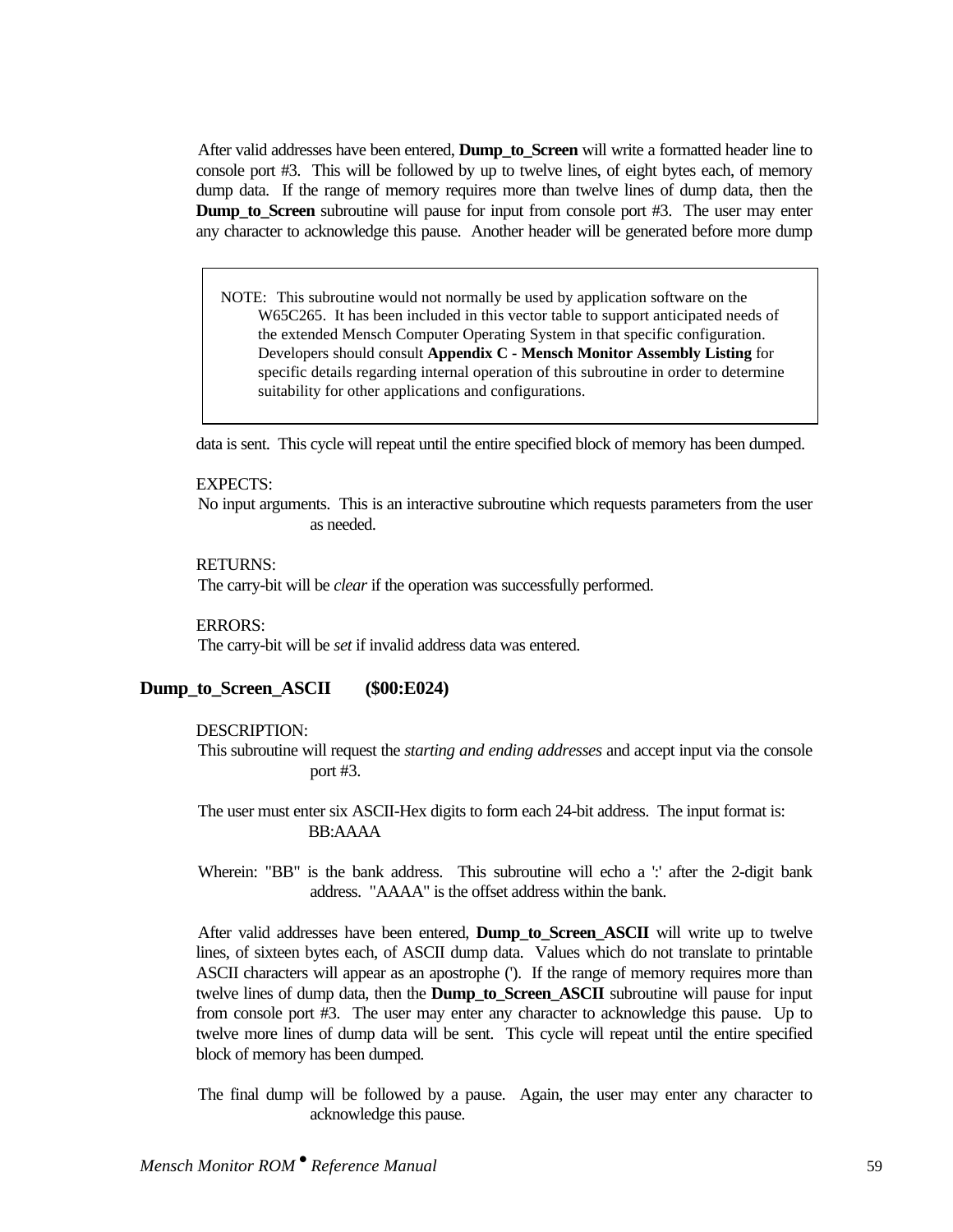After valid addresses have been entered, **Dump_to_Screen** will write a formatted header line to console port #3. This will be followed by up to twelve lines, of eight bytes each, of memory dump data. If the range of memory requires more than twelve lines of dump data, then the **Dump_to_Screen** subroutine will pause for input from console port #3. The user may enter any character to acknowledge this pause. Another header will be generated before more dump data is sent. This cycle will repeat until the entire specified block of memory has been dumped.

> NOTE: This subroutine would not normally be used by application software on the W65C265. It has been included in this vector table to support anticipated needs of the extended Mensch Computer Operating System in that specific configuration. Developers should consult **Appendix C - Mensch Monitor Assembly Listing** for specific details regarding internal operation of this subroutine in order to determine suitability for other applications and configurations.

EXPECTS:

No input arguments. This is an interactive subroutine which requests parameters from the user as needed.

RETURNS:

The carry-bit will be *clear* if the operation was successfully performed.

ERRORS:

The carry-bit will be *set* if invalid address data was entered.

### Dump_to_Screen_ASCII ($00:E024)

DESCRIPTION:

This subroutine will request the *starting and ending addresses* and accept input via the console port #3.

The user must enter six ASCII-Hex digits to form each 24-bit address. The input format is:
BB:AAAA

Wherein: "BB" is the bank address. This subroutine will echo a ':' after the 2-digit bank address. "AAAA" is the offset address within the bank.

After valid addresses have been entered, **Dump_to_Screen_ASCII** will write up to twelve lines, of sixteen bytes each, of ASCII dump data. Values which do not translate to printable ASCII characters will appear as an apostrophe ('). If the range of memory requires more than twelve lines of dump data, then the **Dump_to_Screen_ASCII** subroutine will pause for input from console port #3. The user may enter any character to acknowledge this pause. Up to twelve more lines of dump data will be sent. This cycle will repeat until the entire specified block of memory has been dumped.

The final dump will be followed by a pause. Again, the user may enter any character to acknowledge this pause.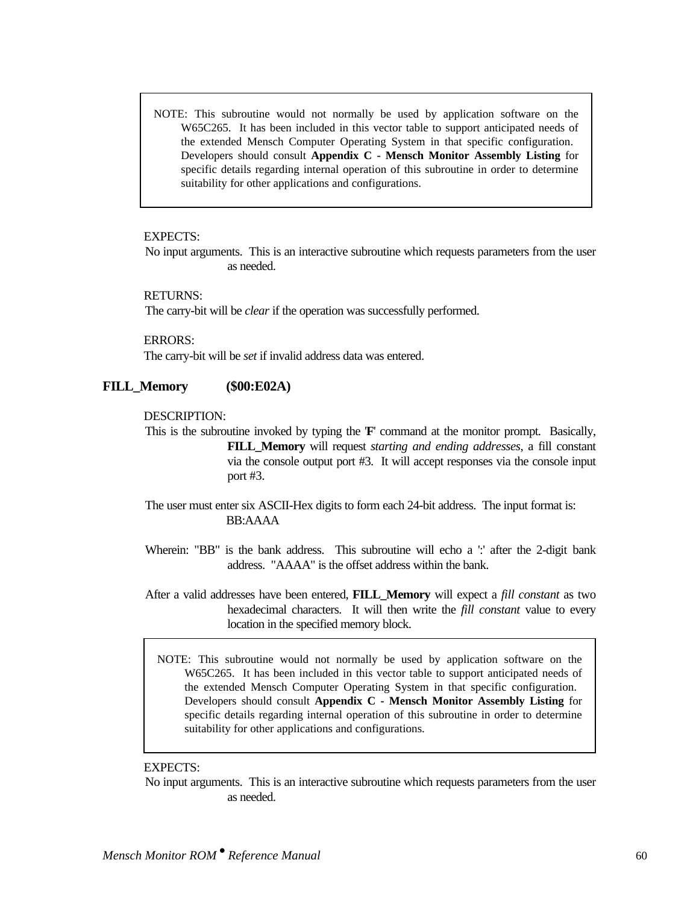> NOTE: This subroutine would not normally be used by application software on the W65C265. It has been included in this vector table to support anticipated needs of the extended Mensch Computer Operating System in that specific configuration. Developers should consult **Appendix C - Mensch Monitor Assembly Listing** for specific details regarding internal operation of this subroutine in order to determine suitability for other applications and configurations.

EXPECTS:

No input arguments. This is an interactive subroutine which requests parameters from the user as needed.

RETURNS:

The carry-bit will be *clear* if the operation was successfully performed.

ERRORS:

The carry-bit will be *set* if invalid address data was entered.

### FILL_Memory ($00:E02A)

DESCRIPTION:

This is the subroutine invoked by typing the 'F' command at the monitor prompt. Basically, **FILL_Memory** will request *starting and ending addresses*, a fill constant via the console output port #3. It will accept responses via the console input port #3.

The user must enter six ASCII-Hex digits to form each 24-bit address. The input format is:

BB:AAAA

Wherein: "BB" is the bank address. This subroutine will echo a ':' after the 2-digit bank address. "AAAA" is the offset address within the bank.

After a valid addresses have been entered, **FILL_Memory** will expect a *fill constant* as two hexadecimal characters. It will then write the *fill constant* value to every location in the specified memory block.

> NOTE: This subroutine would not normally be used by application software on the W65C265. It has been included in this vector table to support anticipated needs of the extended Mensch Computer Operating System in that specific configuration. Developers should consult **Appendix C - Mensch Monitor Assembly Listing** for specific details regarding internal operation of this subroutine in order to determine suitability for other applications and configurations.

EXPECTS:

No input arguments. This is an interactive subroutine which requests parameters from the user as needed.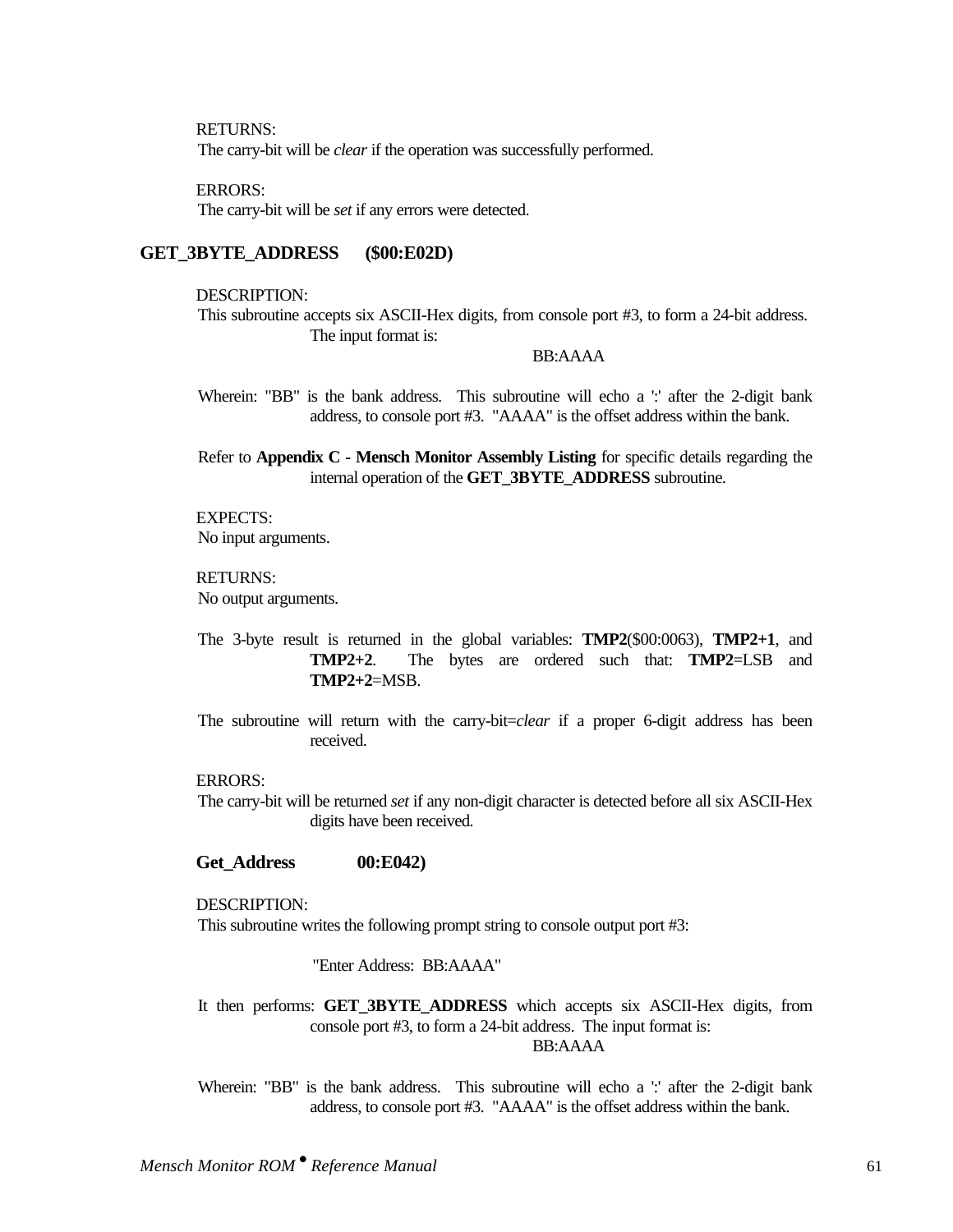RETURNS:
The carry-bit will be *clear* if the operation was successfully performed.

ERRORS:
The carry-bit will be *set* if any errors were detected.

## GET_3BYTE_ADDRESS ($00:E02D)

DESCRIPTION:
This subroutine accepts six ASCII-Hex digits, from console port #3, to form a 24-bit address. The input format is:

BB:AAAA

Wherein: "BB" is the bank address. This subroutine will echo a ':' after the 2-digit bank address, to console port #3. "AAAA" is the offset address within the bank.

Refer to **Appendix C - Mensch Monitor Assembly Listing** for specific details regarding the internal operation of the **GET_3BYTE_ADDRESS** subroutine.

EXPECTS:
No input arguments.

RETURNS:
No output arguments.

The 3-byte result is returned in the global variables: **TMP2**($00:0063), **TMP2+1**, and **TMP2+2**. The bytes are ordered such that: **TMP2**=LSB and **TMP2+2**=MSB.

The subroutine will return with the carry-bit=*clear* if a proper 6-digit address has been received.

ERRORS:
The carry-bit will be returned *set* if any non-digit character is detected before all six ASCII-Hex digits have been received.

## Get_Address 00:E042)

DESCRIPTION:
This subroutine writes the following prompt string to console output port #3:

"Enter Address: BB:AAAA"

It then performs: **GET_3BYTE_ADDRESS** which accepts six ASCII-Hex digits, from console port #3, to form a 24-bit address. The input format is:

BB:AAAA

Wherein: "BB" is the bank address. This subroutine will echo a ':' after the 2-digit bank address, to console port #3. "AAAA" is the offset address within the bank.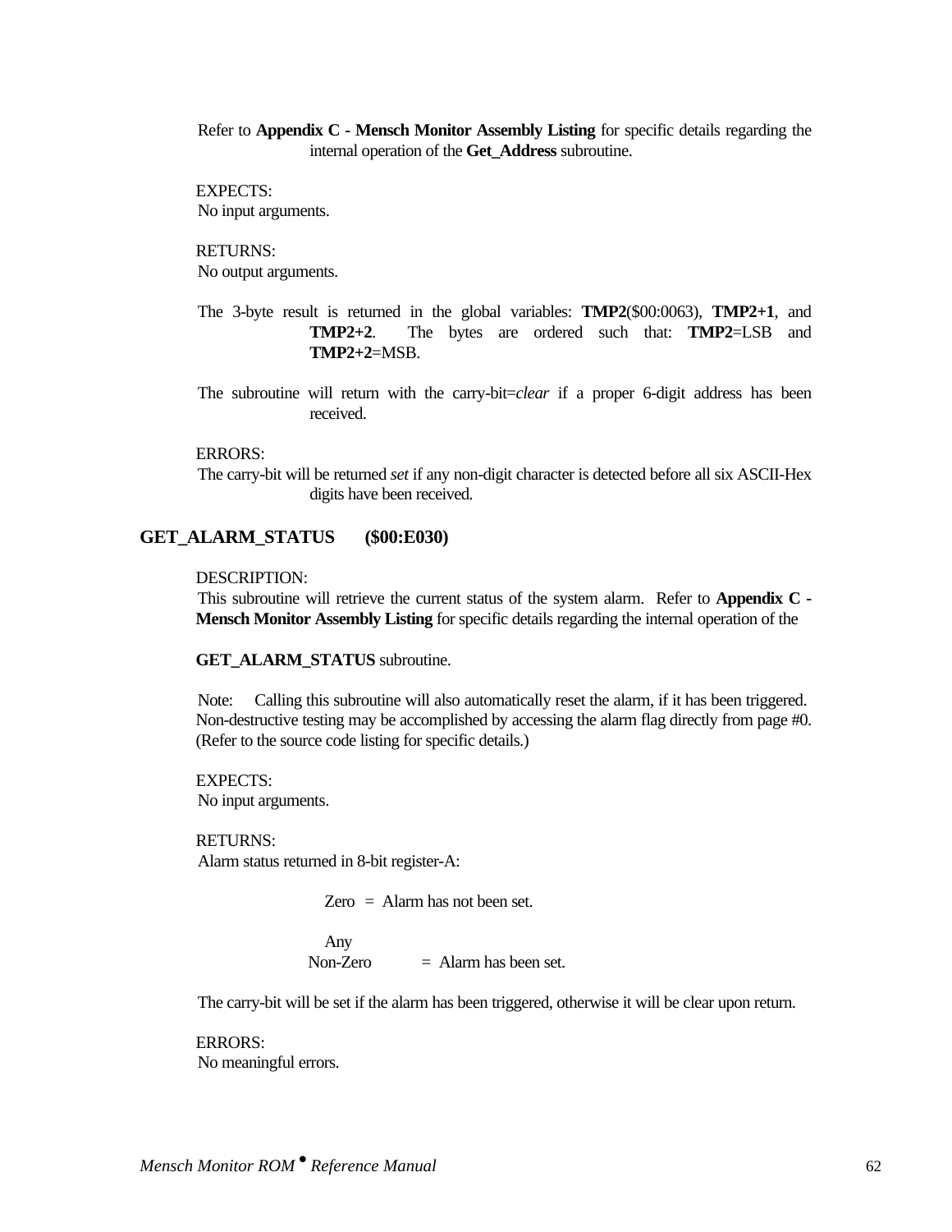Refer to **Appendix C - Mensch Monitor Assembly Listing** for specific details regarding the internal operation of the **Get_Address** subroutine.

EXPECTS:
No input arguments.

RETURNS:
No output arguments.

The 3-byte result is returned in the global variables: **TMP2**($00:0063), **TMP2+1**, and **TMP2+2**. The bytes are ordered such that: **TMP2**=LSB and **TMP2+2**=MSB.

The subroutine will return with the carry-bit=*clear* if a proper 6-digit address has been received.

ERRORS:
The carry-bit will be returned *set* if any non-digit character is detected before all six ASCII-Hex digits have been received.

## GET_ALARM_STATUS ($00:E030)

DESCRIPTION:
This subroutine will retrieve the current status of the system alarm. Refer to **Appendix C - Mensch Monitor Assembly Listing** for specific details regarding the internal operation of the

**GET_ALARM_STATUS** subroutine.

Note: Calling this subroutine will also automatically reset the alarm, if it has been triggered. Non-destructive testing may be accomplished by accessing the alarm flag directly from page #0. (Refer to the source code listing for specific details.)

EXPECTS:
No input arguments.

RETURNS:
Alarm status returned in 8-bit register-A:

Zero = Alarm has not been set.

Any Non-Zero = Alarm has been set.

The carry-bit will be set if the alarm has been triggered, otherwise it will be clear upon return.

ERRORS:
No meaningful errors.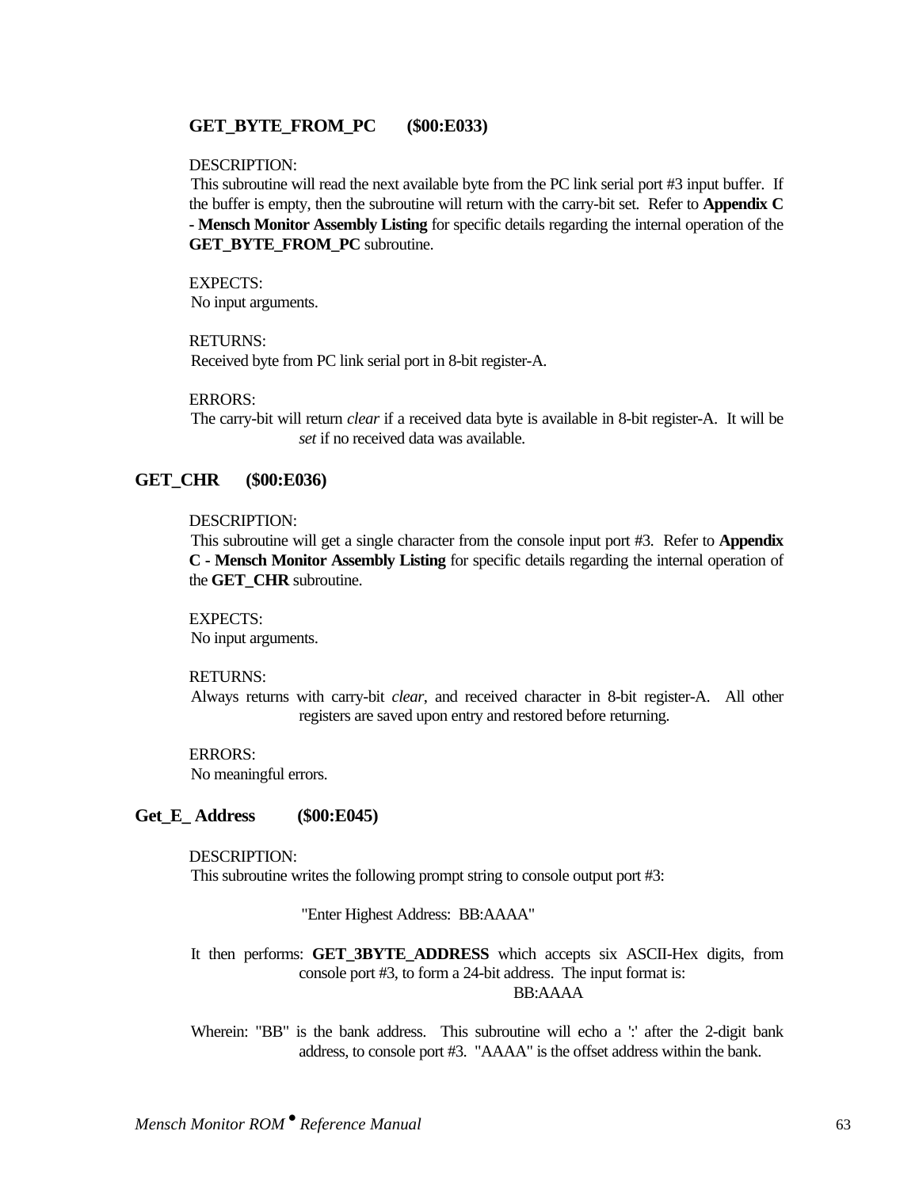### GET_BYTE_FROM_PC ($00:E033)

DESCRIPTION:
This subroutine will read the next available byte from the PC link serial port #3 input buffer. If the buffer is empty, then the subroutine will return with the carry-bit set. Refer to **Appendix C - Mensch Monitor Assembly Listing** for specific details regarding the internal operation of the **GET_BYTE_FROM_PC** subroutine.

EXPECTS:
No input arguments.

RETURNS:
Received byte from PC link serial port in 8-bit register-A.

ERRORS:
The carry-bit will return *clear* if a received data byte is available in 8-bit register-A. It will be *set* if no received data was available.

### GET_CHR ($00:E036)

DESCRIPTION:
This subroutine will get a single character from the console input port #3. Refer to **Appendix C - Mensch Monitor Assembly Listing** for specific details regarding the internal operation of the **GET_CHR** subroutine.

EXPECTS:
No input arguments.

RETURNS:
Always returns with carry-bit *clear*, and received character in 8-bit register-A. All other registers are saved upon entry and restored before returning.

ERRORS:
No meaningful errors.

### Get_E_ Address ($00:E045)

DESCRIPTION:
This subroutine writes the following prompt string to console output port #3:

"Enter Highest Address: BB:AAAA"

It then performs: **GET_3BYTE_ADDRESS** which accepts six ASCII-Hex digits, from console port #3, to form a 24-bit address. The input format is:

BB:AAAA

Wherein: "BB" is the bank address. This subroutine will echo a ':' after the 2-digit bank address, to console port #3. "AAAA" is the offset address within the bank.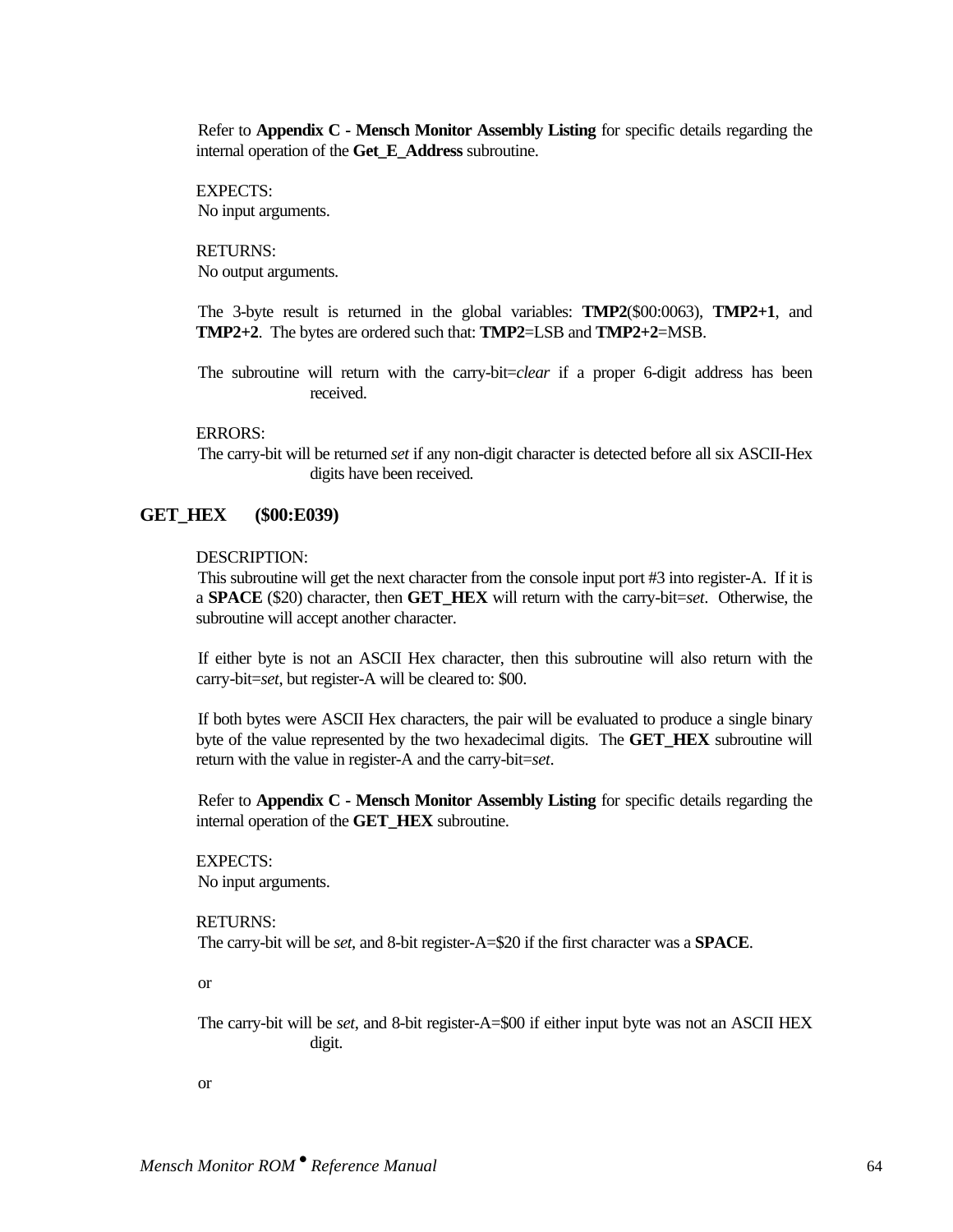Refer to **Appendix C - Mensch Monitor Assembly Listing** for specific details regarding the internal operation of the **Get_E_Address** subroutine.

EXPECTS:
No input arguments.

RETURNS:
No output arguments.

The 3-byte result is returned in the global variables: **TMP2**($00:0063), **TMP2+1**, and **TMP2+2**. The bytes are ordered such that: **TMP2**=LSB and **TMP2+2**=MSB.

The subroutine will return with the carry-bit=*clear* if a proper 6-digit address has been received.

ERRORS:
The carry-bit will be returned *set* if any non-digit character is detected before all six ASCII-Hex digits have been received.

## GET_HEX ($00:E039)

DESCRIPTION:
This subroutine will get the next character from the console input port #3 into register-A. If it is a **SPACE** ($20) character, then **GET_HEX** will return with the carry-bit=*set*. Otherwise, the subroutine will accept another character.

If either byte is not an ASCII Hex character, then this subroutine will also return with the carry-bit=*set*, but register-A will be cleared to: $00.

If both bytes were ASCII Hex characters, the pair will be evaluated to produce a single binary byte of the value represented by the two hexadecimal digits. The **GET_HEX** subroutine will return with the value in register-A and the carry-bit=*set*.

Refer to **Appendix C - Mensch Monitor Assembly Listing** for specific details regarding the internal operation of the **GET_HEX** subroutine.

EXPECTS:
No input arguments.

RETURNS:
The carry-bit will be *set*, and 8-bit register-A=$20 if the first character was a **SPACE**.

or

The carry-bit will be *set*, and 8-bit register-A=$00 if either input byte was not an ASCII HEX digit.

or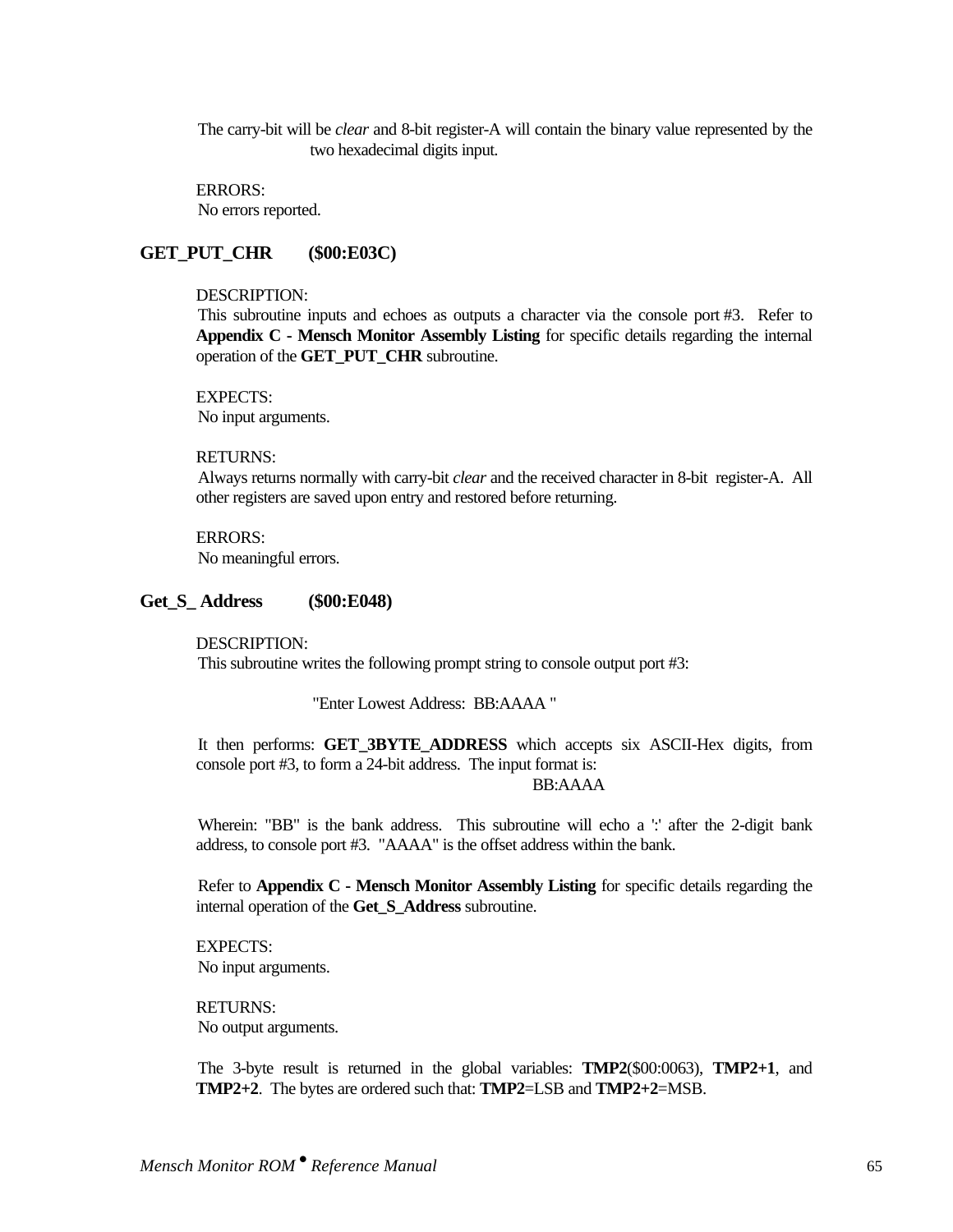The carry-bit will be *clear* and 8-bit register-A will contain the binary value represented by the two hexadecimal digits input.

ERRORS:
No errors reported.

### GET_PUT_CHR ($00:E03C)

DESCRIPTION:
This subroutine inputs and echoes as outputs a character via the console port #3. Refer to **Appendix C - Mensch Monitor Assembly Listing** for specific details regarding the internal operation of the **GET_PUT_CHR** subroutine.

EXPECTS:
No input arguments.

RETURNS:
Always returns normally with carry-bit *clear* and the received character in 8-bit register-A. All other registers are saved upon entry and restored before returning.

ERRORS:
No meaningful errors.

### Get_S_ Address ($00:E048)

DESCRIPTION:
This subroutine writes the following prompt string to console output port #3:

"Enter Lowest Address: BB:AAAA "

It then performs: **GET_3BYTE_ADDRESS** which accepts six ASCII-Hex digits, from console port #3, to form a 24-bit address. The input format is:

BB:AAAA

Wherein: "BB" is the bank address. This subroutine will echo a ':' after the 2-digit bank address, to console port #3. "AAAA" is the offset address within the bank.

Refer to **Appendix C - Mensch Monitor Assembly Listing** for specific details regarding the internal operation of the **Get_S_Address** subroutine.

EXPECTS:
No input arguments.

RETURNS:
No output arguments.

The 3-byte result is returned in the global variables: **TMP2**($00:0063), **TMP2+1**, and **TMP2+2**. The bytes are ordered such that: **TMP2**=LSB and **TMP2+2**=MSB.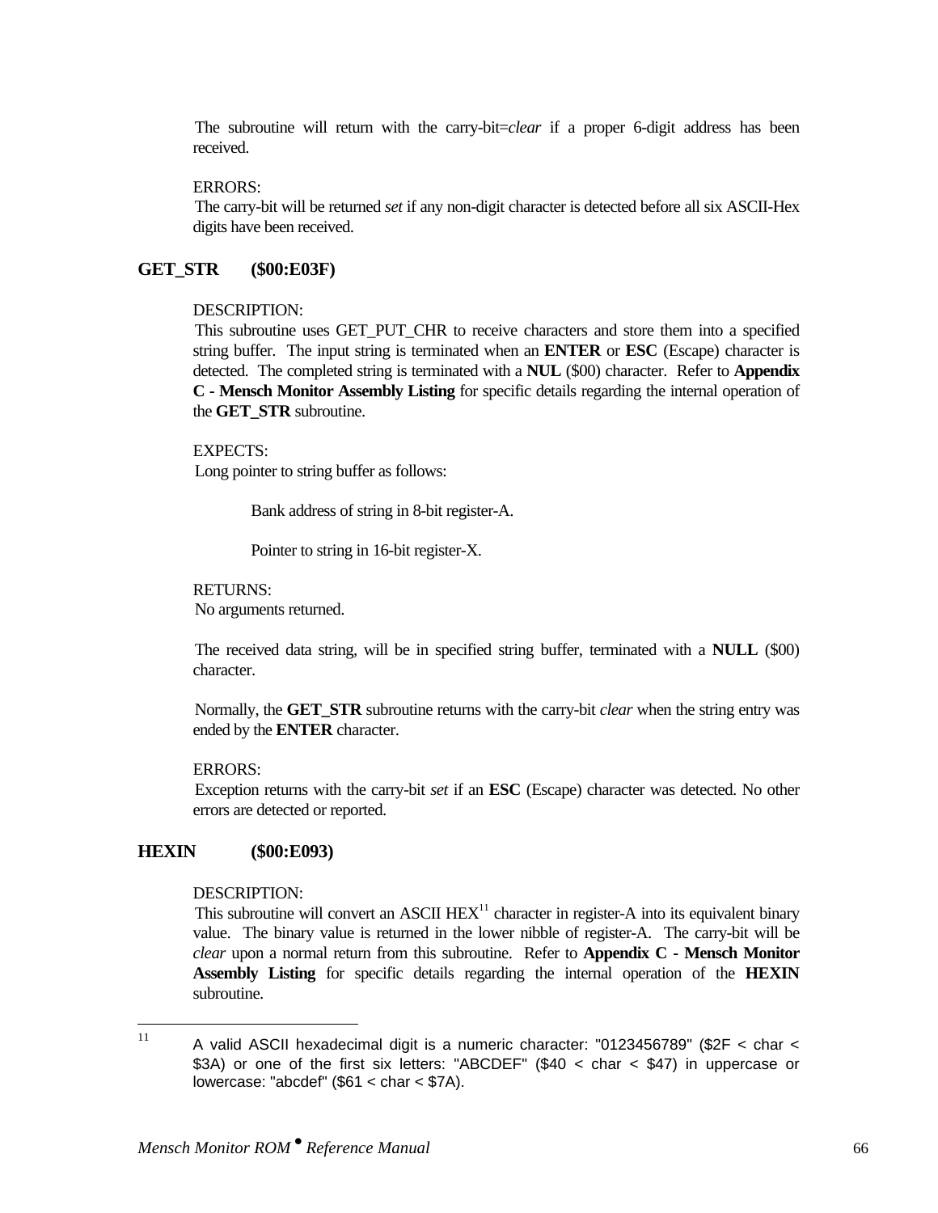The subroutine will return with the carry-bit=*clear* if a proper 6-digit address has been received.

ERRORS:
The carry-bit will be returned *set* if any non-digit character is detected before all six ASCII-Hex digits have been received.

## GET_STR ($00:E03F)

DESCRIPTION:
This subroutine uses GET_PUT_CHR to receive characters and store them into a specified string buffer. The input string is terminated when an **ENTER** or **ESC** (Escape) character is detected. The completed string is terminated with a **NUL** ($00) character. Refer to **Appendix C - Mensch Monitor Assembly Listing** for specific details regarding the internal operation of the **GET_STR** subroutine.

EXPECTS:
Long pointer to string buffer as follows:

Bank address of string in 8-bit register-A.

Pointer to string in 16-bit register-X.

RETURNS:
No arguments returned.

The received data string, will be in specified string buffer, terminated with a **NULL** ($00) character.

Normally, the **GET_STR** subroutine returns with the carry-bit *clear* when the string entry was ended by the **ENTER** character.

ERRORS:
Exception returns with the carry-bit *set* if an **ESC** (Escape) character was detected. No other errors are detected or reported.

## HEXIN ($00:E093)

DESCRIPTION:
This subroutine will convert an ASCII HEX[11] character in register-A into its equivalent binary value. The binary value is returned in the lower nibble of register-A. The carry-bit will be *clear* upon a normal return from this subroutine. Refer to **Appendix C - Mensch Monitor Assembly Listing** for specific details regarding the internal operation of the **HEXIN** subroutine.

---

[11] A valid ASCII hexadecimal digit is a numeric character: "0123456789" ($2F < char < $3A) or one of the first six letters: "ABCDEF" ($40 < char < $47) in uppercase or lowercase: "abcdef" ($61 < char < $7A).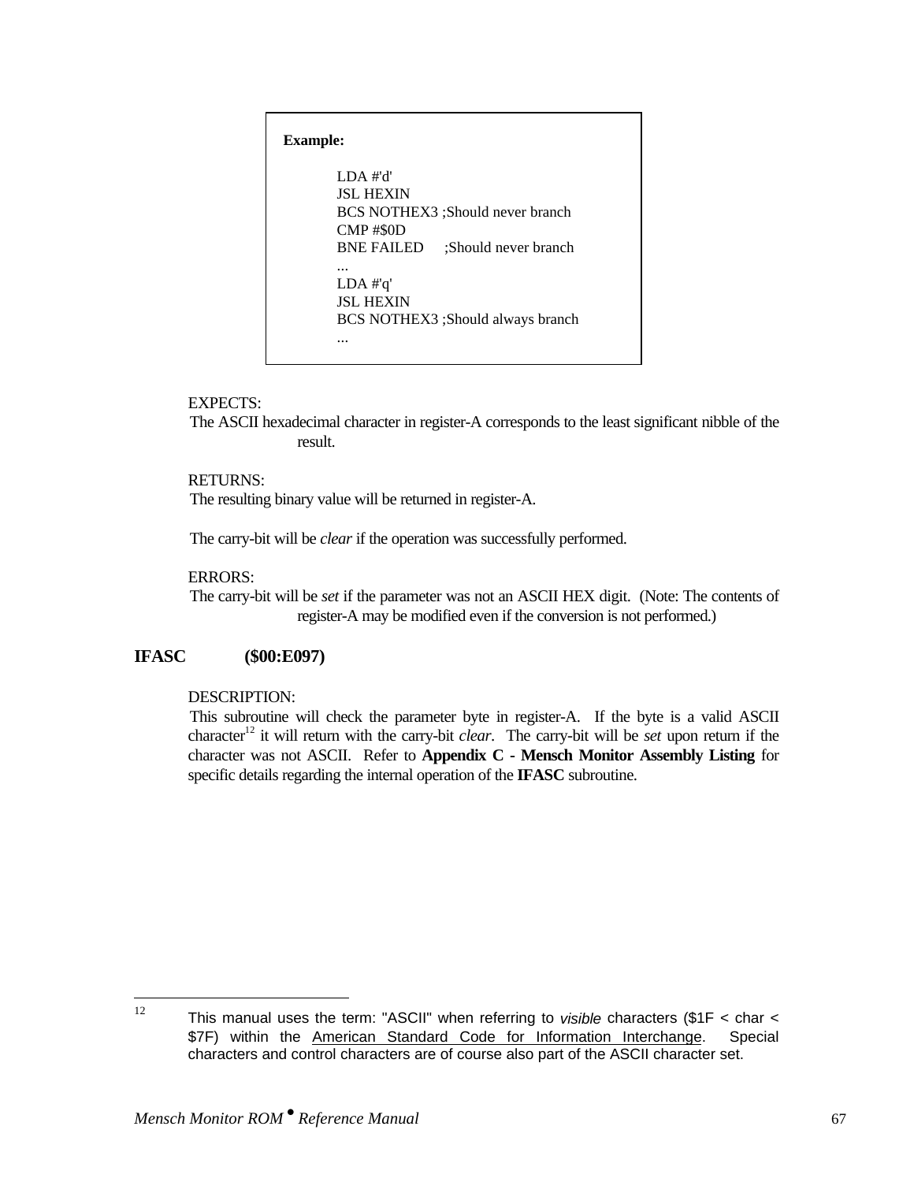**Example:**

```
LDA #'d'
JSL HEXIN
BCS NOTHEX3 ;Should never branch
CMP #$0D
BNE FAILED     ;Should never branch
...
LDA #'q'
JSL HEXIN
BCS NOTHEX3 ;Should always branch
...
```

EXPECTS:

The ASCII hexadecimal character in register-A corresponds to the least significant nibble of the result.

RETURNS:

The resulting binary value will be returned in register-A.

The carry-bit will be *clear* if the operation was successfully performed.

ERRORS:

The carry-bit will be *set* if the parameter was not an ASCII HEX digit. (Note: The contents of register-A may be modified even if the conversion is not performed.)

## IFASC ($00:E097)

DESCRIPTION:

This subroutine will check the parameter byte in register-A. If the byte is a valid ASCII character[12] it will return with the carry-bit *clear*. The carry-bit will be *set* upon return if the character was not ASCII. Refer to **Appendix C - Mensch Monitor Assembly Listing** for specific details regarding the internal operation of the **IFASC** subroutine.

---

[12] This manual uses the term: "ASCII" when referring to *visible* characters ($1F < char < $7F) within the American Standard Code for Information Interchange. Special characters and control characters are of course also part of the ASCII character set.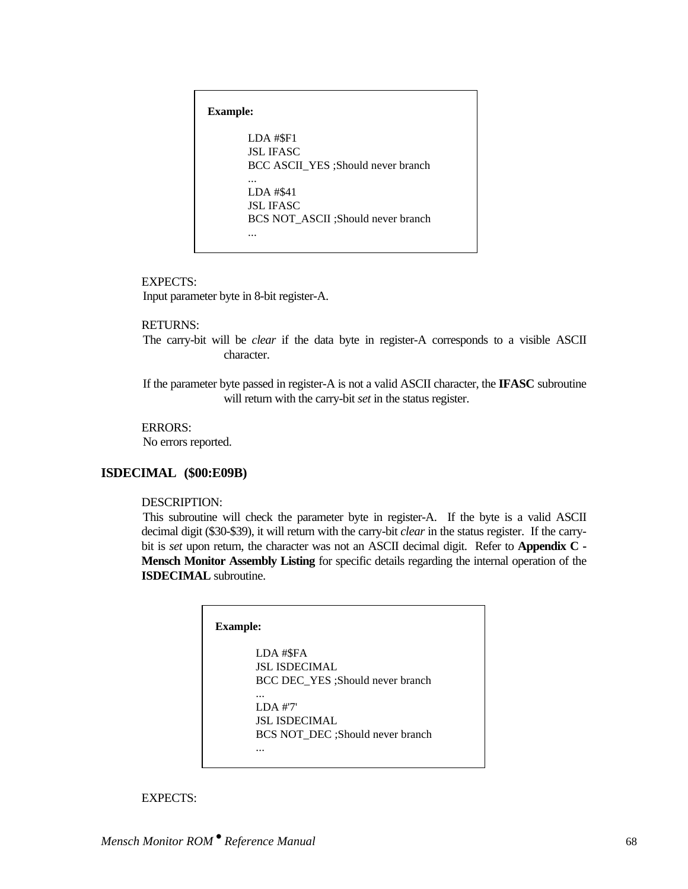**Example:**

```
LDA #$F1
JSL IFASC
BCC ASCII_YES ;Should never branch
...
LDA #$41
JSL IFASC
BCS NOT_ASCII ;Should never branch
...
```

EXPECTS:
Input parameter byte in 8-bit register-A.

RETURNS:
The carry-bit will be *clear* if the data byte in register-A corresponds to a visible ASCII character.

If the parameter byte passed in register-A is not a valid ASCII character, the **IFASC** subroutine will return with the carry-bit *set* in the status register.

ERRORS:
No errors reported.

## ISDECIMAL ($00:E09B)

DESCRIPTION:
This subroutine will check the parameter byte in register-A. If the byte is a valid ASCII decimal digit ($30-$39), it will return with the carry-bit *clear* in the status register. If the carry-bit is *set* upon return, the character was not an ASCII decimal digit. Refer to **Appendix C - Mensch Monitor Assembly Listing** for specific details regarding the internal operation of the **ISDECIMAL** subroutine.

**Example:**

```
LDA #$FA
JSL ISDECIMAL
BCC DEC_YES ;Should never branch
...
LDA #'7'
JSL ISDECIMAL
BCS NOT_DEC ;Should never branch
...
```

EXPECTS: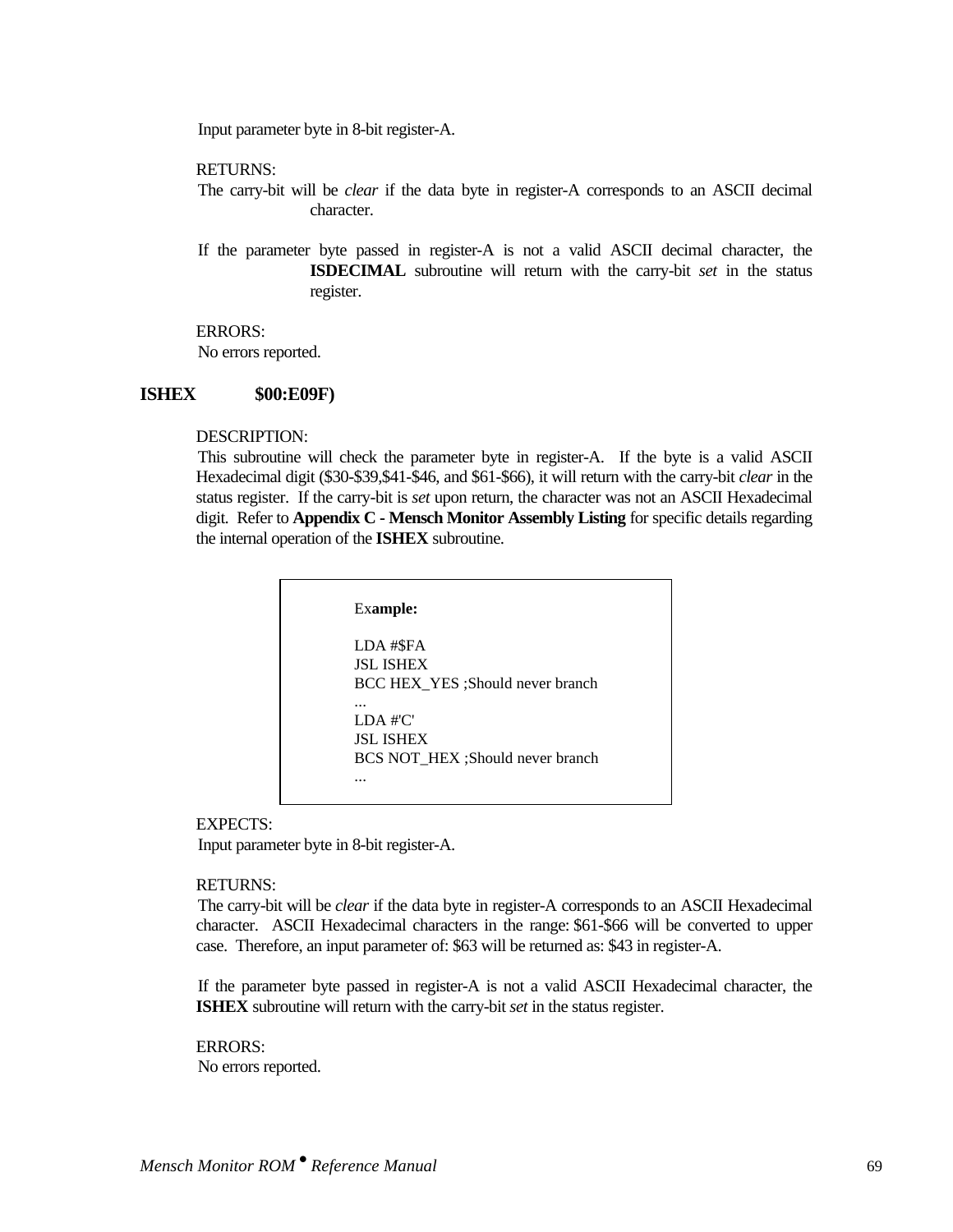Input parameter byte in 8-bit register-A.

RETURNS:

The carry-bit will be *clear* if the data byte in register-A corresponds to an ASCII decimal character.

If the parameter byte passed in register-A is not a valid ASCII decimal character, the **ISDECIMAL** subroutine will return with the carry-bit *set* in the status register.

ERRORS:

No errors reported.

## ISHEX $00:E09F)

DESCRIPTION:

This subroutine will check the parameter byte in register-A. If the byte is a valid ASCII Hexadecimal digit ($30-$39,$41-$46, and $61-$66), it will return with the carry-bit *clear* in the status register. If the carry-bit is *set* upon return, the character was not an ASCII Hexadecimal digit. Refer to **Appendix C - Mensch Monitor Assembly Listing** for specific details regarding the internal operation of the **ISHEX** subroutine.

**Example:**

```
LDA #$FA
JSL ISHEX
BCC HEX_YES ;Should never branch
...
LDA #'C'
JSL ISHEX
BCS NOT_HEX ;Should never branch
...
```

EXPECTS:

Input parameter byte in 8-bit register-A.

RETURNS:

The carry-bit will be *clear* if the data byte in register-A corresponds to an ASCII Hexadecimal character. ASCII Hexadecimal characters in the range: $61-$66 will be converted to upper case. Therefore, an input parameter of: $63 will be returned as: $43 in register-A.

If the parameter byte passed in register-A is not a valid ASCII Hexadecimal character, the **ISHEX** subroutine will return with the carry-bit *set* in the status register.

ERRORS:

No errors reported.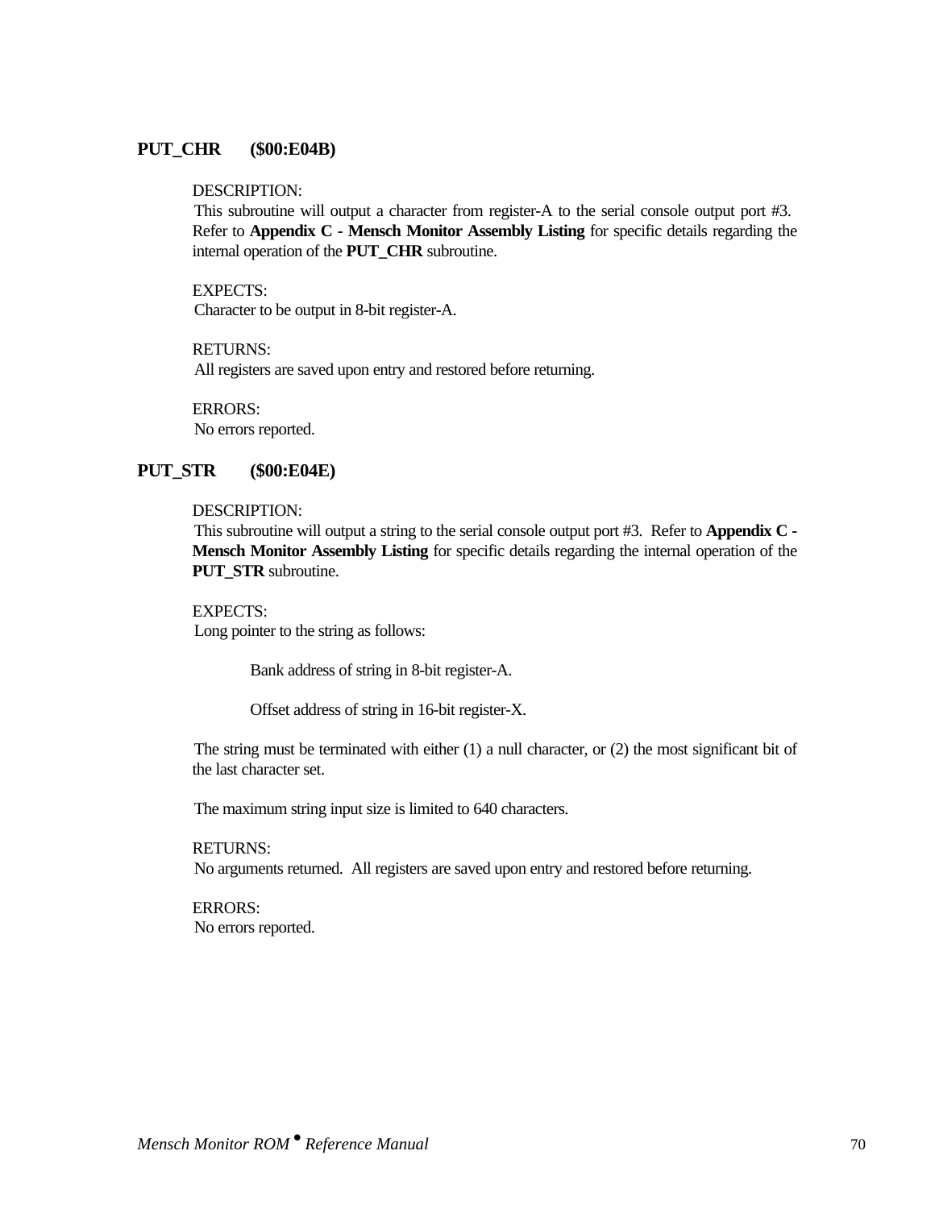### PUT_CHR ($00:E04B)

DESCRIPTION:
This subroutine will output a character from register-A to the serial console output port #3. Refer to **Appendix C - Mensch Monitor Assembly Listing** for specific details regarding the internal operation of the **PUT_CHR** subroutine.

EXPECTS:
Character to be output in 8-bit register-A.

RETURNS:
All registers are saved upon entry and restored before returning.

ERRORS:
No errors reported.

### PUT_STR ($00:E04E)

DESCRIPTION:
This subroutine will output a string to the serial console output port #3. Refer to **Appendix C - Mensch Monitor Assembly Listing** for specific details regarding the internal operation of the **PUT_STR** subroutine.

EXPECTS:
Long pointer to the string as follows:

Bank address of string in 8-bit register-A.

Offset address of string in 16-bit register-X.

The string must be terminated with either (1) a null character, or (2) the most significant bit of the last character set.

The maximum string input size is limited to 640 characters.

RETURNS:
No arguments returned. All registers are saved upon entry and restored before returning.

ERRORS:
No errors reported.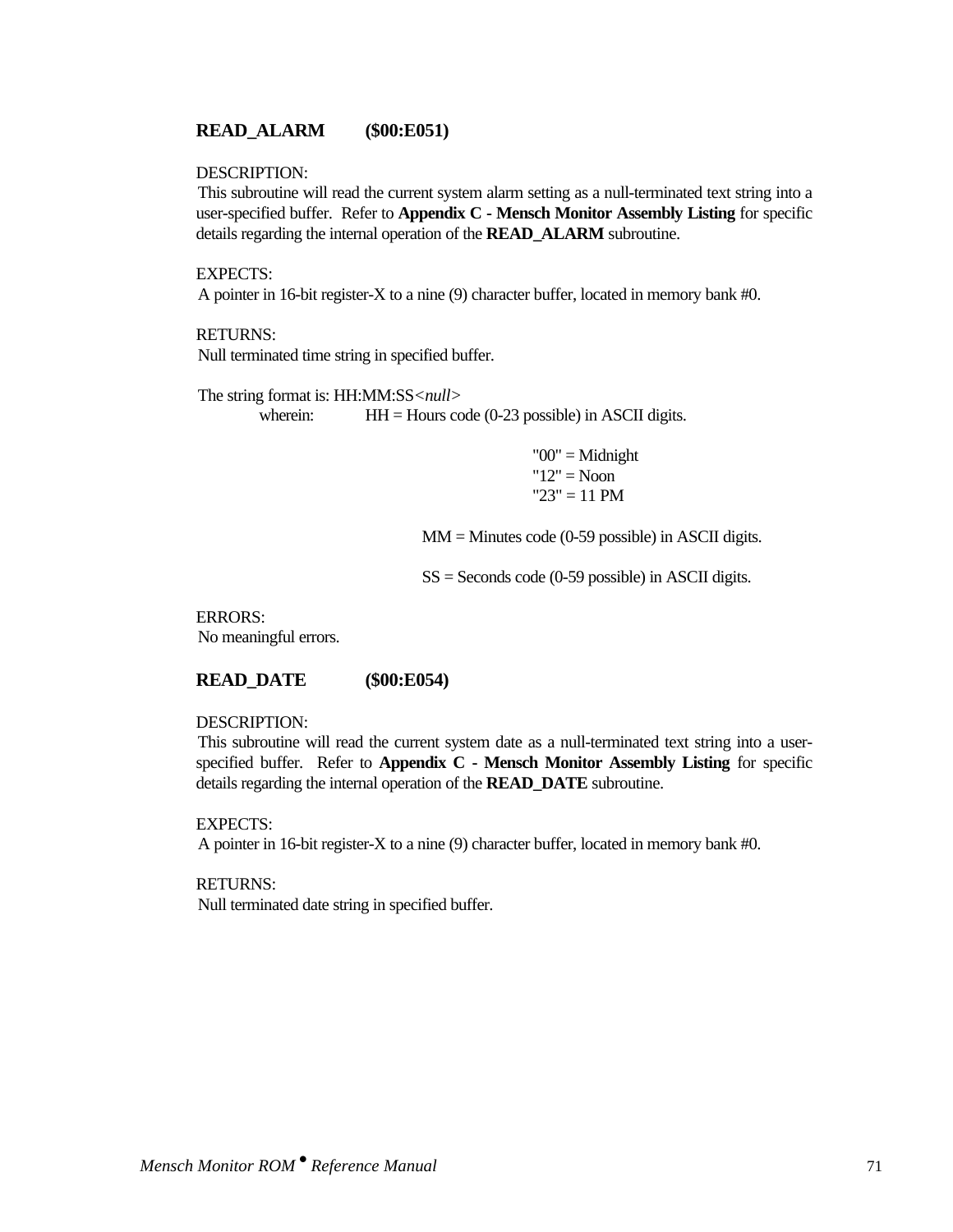### READ_ALARM ($00:E051)

DESCRIPTION:
This subroutine will read the current system alarm setting as a null-terminated text string into a user-specified buffer. Refer to **Appendix C - Mensch Monitor Assembly Listing** for specific details regarding the internal operation of the **READ_ALARM** subroutine.

EXPECTS:
A pointer in 16-bit register-X to a nine (9) character buffer, located in memory bank #0.

RETURNS:
Null terminated time string in specified buffer.

The string format is: HH:MM:SS<*null*>
wherein: HH = Hours code (0-23 possible) in ASCII digits.

"00" = Midnight
"12" = Noon
"23" = 11 PM

MM = Minutes code (0-59 possible) in ASCII digits.

SS = Seconds code (0-59 possible) in ASCII digits.

ERRORS:
No meaningful errors.

### READ_DATE ($00:E054)

DESCRIPTION:
This subroutine will read the current system date as a null-terminated text string into a user-specified buffer. Refer to **Appendix C - Mensch Monitor Assembly Listing** for specific details regarding the internal operation of the **READ_DATE** subroutine.

EXPECTS:
A pointer in 16-bit register-X to a nine (9) character buffer, located in memory bank #0.

RETURNS:
Null terminated date string in specified buffer.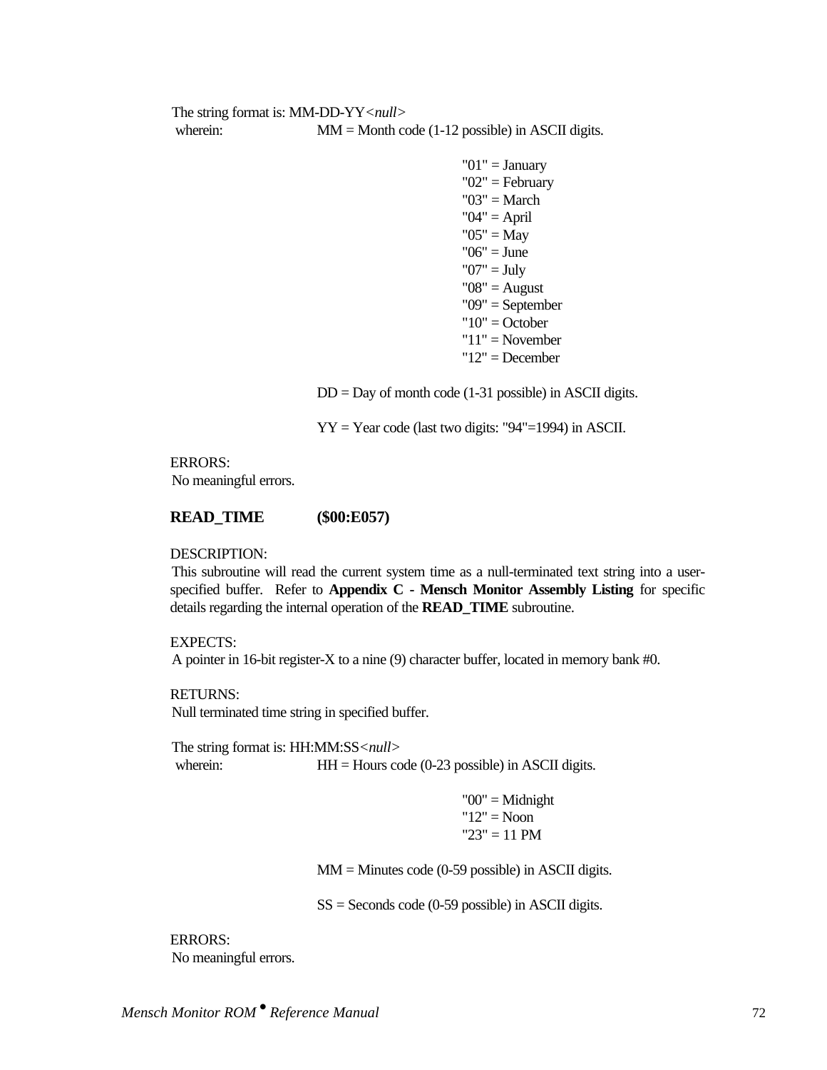The string format is: MM-DD-YY*<null>*

wherein: MM = Month code (1-12 possible) in ASCII digits.

"01" = January
"02" = February
"03" = March
"04" = April
"05" = May
"06" = June
"07" = July
"08" = August
"09" = September
"10" = October
"11" = November
"12" = December

DD = Day of month code (1-31 possible) in ASCII digits.

YY = Year code (last two digits: "94"=1994) in ASCII.

ERRORS:
No meaningful errors.

### READ_TIME ($00:E057)

DESCRIPTION:
This subroutine will read the current system time as a null-terminated text string into a user-specified buffer. Refer to **Appendix C - Mensch Monitor Assembly Listing** for specific details regarding the internal operation of the **READ_TIME** subroutine.

EXPECTS:
A pointer in 16-bit register-X to a nine (9) character buffer, located in memory bank #0.

RETURNS:
Null terminated time string in specified buffer.

The string format is: HH:MM:SS*<null>*

wherein: HH = Hours code (0-23 possible) in ASCII digits.

"00" = Midnight
"12" = Noon
"23" = 11 PM

MM = Minutes code (0-59 possible) in ASCII digits.

SS = Seconds code (0-59 possible) in ASCII digits.

ERRORS:
No meaningful errors.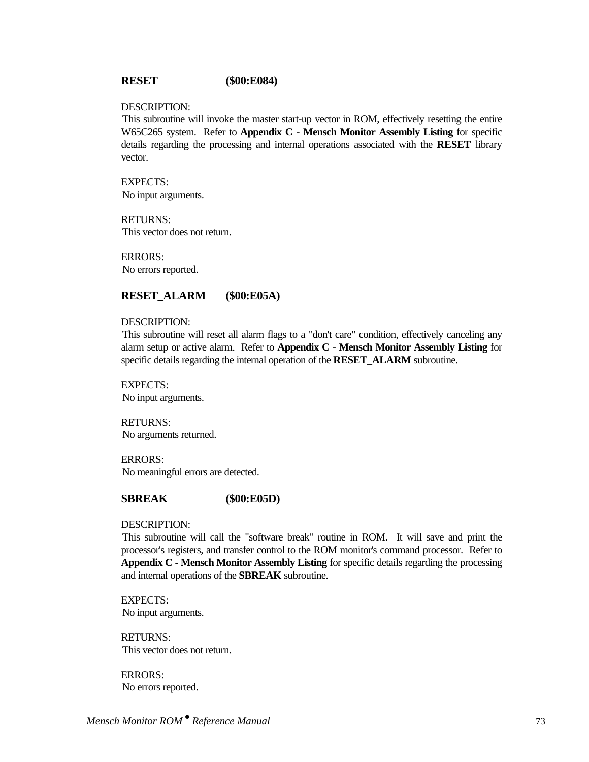### RESET ($00:E084)

DESCRIPTION:
This subroutine will invoke the master start-up vector in ROM, effectively resetting the entire W65C265 system. Refer to **Appendix C - Mensch Monitor Assembly Listing** for specific details regarding the processing and internal operations associated with the **RESET** library vector.

EXPECTS:
No input arguments.

RETURNS:
This vector does not return.

ERRORS:
No errors reported.

### RESET_ALARM ($00:E05A)

DESCRIPTION:
This subroutine will reset all alarm flags to a "don't care" condition, effectively canceling any alarm setup or active alarm. Refer to **Appendix C - Mensch Monitor Assembly Listing** for specific details regarding the internal operation of the **RESET_ALARM** subroutine.

EXPECTS:
No input arguments.

RETURNS:
No arguments returned.

ERRORS:
No meaningful errors are detected.

### SBREAK ($00:E05D)

DESCRIPTION:
This subroutine will call the "software break" routine in ROM. It will save and print the processor's registers, and transfer control to the ROM monitor's command processor. Refer to **Appendix C - Mensch Monitor Assembly Listing** for specific details regarding the processing and internal operations of the **SBREAK** subroutine.

EXPECTS:
No input arguments.

RETURNS:
This vector does not return.

ERRORS:
No errors reported.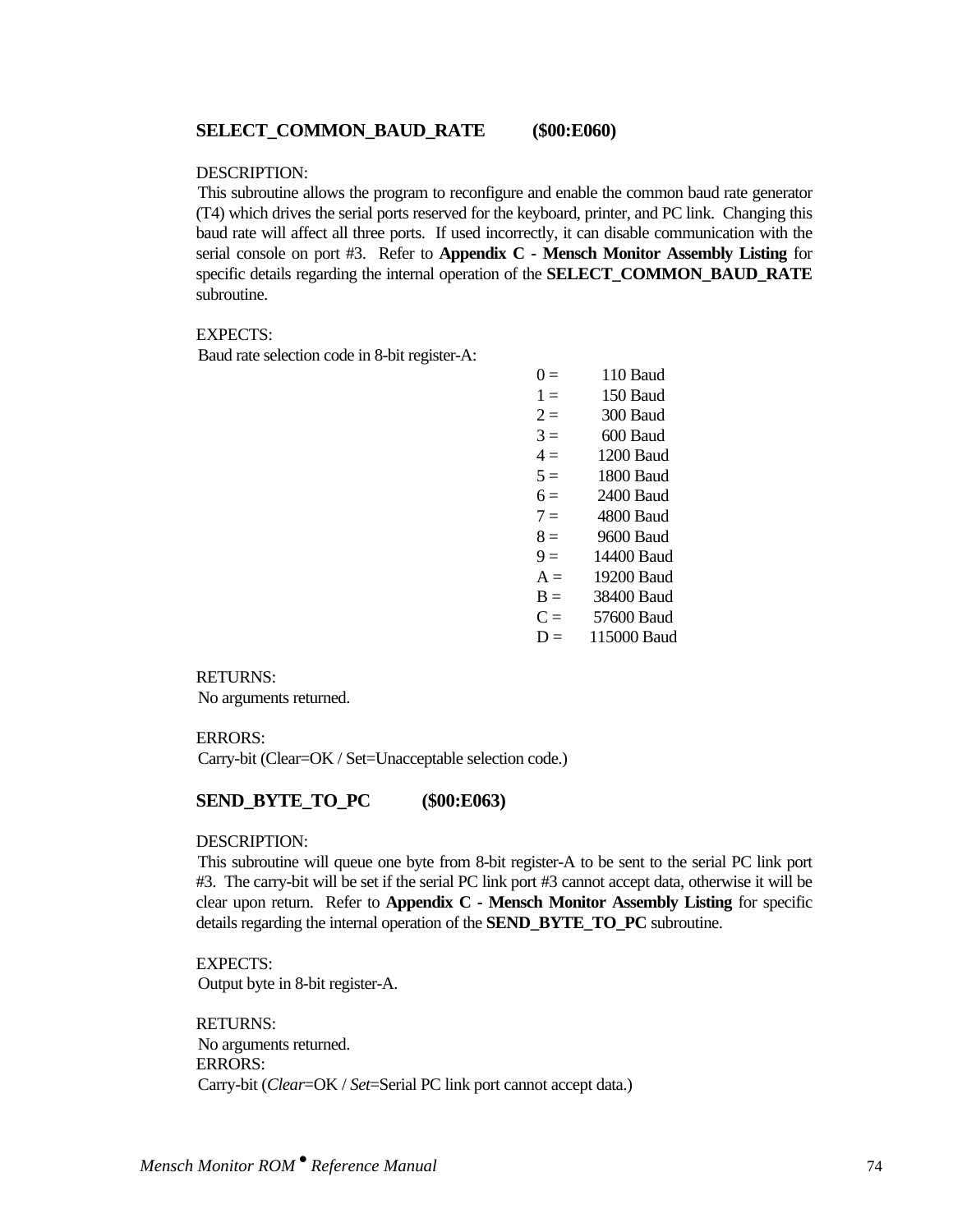### SELECT_COMMON_BAUD_RATE ($00:E060)

DESCRIPTION:
This subroutine allows the program to reconfigure and enable the common baud rate generator (T4) which drives the serial ports reserved for the keyboard, printer, and PC link. Changing this baud rate will affect all three ports. If used incorrectly, it can disable communication with the serial console on port #3. Refer to **Appendix C - Mensch Monitor Assembly Listing** for specific details regarding the internal operation of the **SELECT_COMMON_BAUD_RATE** subroutine.

EXPECTS:
Baud rate selection code in 8-bit register-A:

| Code | Baud Rate |
|---|---|
| 0 = | 110 Baud |
| 1 = | 150 Baud |
| 2 = | 300 Baud |
| 3 = | 600 Baud |
| 4 = | 1200 Baud |
| 5 = | 1800 Baud |
| 6 = | 2400 Baud |
| 7 = | 4800 Baud |
| 8 = | 9600 Baud |
| 9 = | 14400 Baud |
| A = | 19200 Baud |
| B = | 38400 Baud |
| C = | 57600 Baud |
| D = | 115000 Baud |

RETURNS:
No arguments returned.

ERRORS:
Carry-bit (Clear=OK / Set=Unacceptable selection code.)

### SEND_BYTE_TO_PC ($00:E063)

DESCRIPTION:
This subroutine will queue one byte from 8-bit register-A to be sent to the serial PC link port #3. The carry-bit will be set if the serial PC link port #3 cannot accept data, otherwise it will be clear upon return. Refer to **Appendix C - Mensch Monitor Assembly Listing** for specific details regarding the internal operation of the **SEND_BYTE_TO_PC** subroutine.

EXPECTS:
Output byte in 8-bit register-A.

RETURNS:
No arguments returned.

ERRORS:
Carry-bit (*Clear*=OK / *Set*=Serial PC link port cannot accept data.)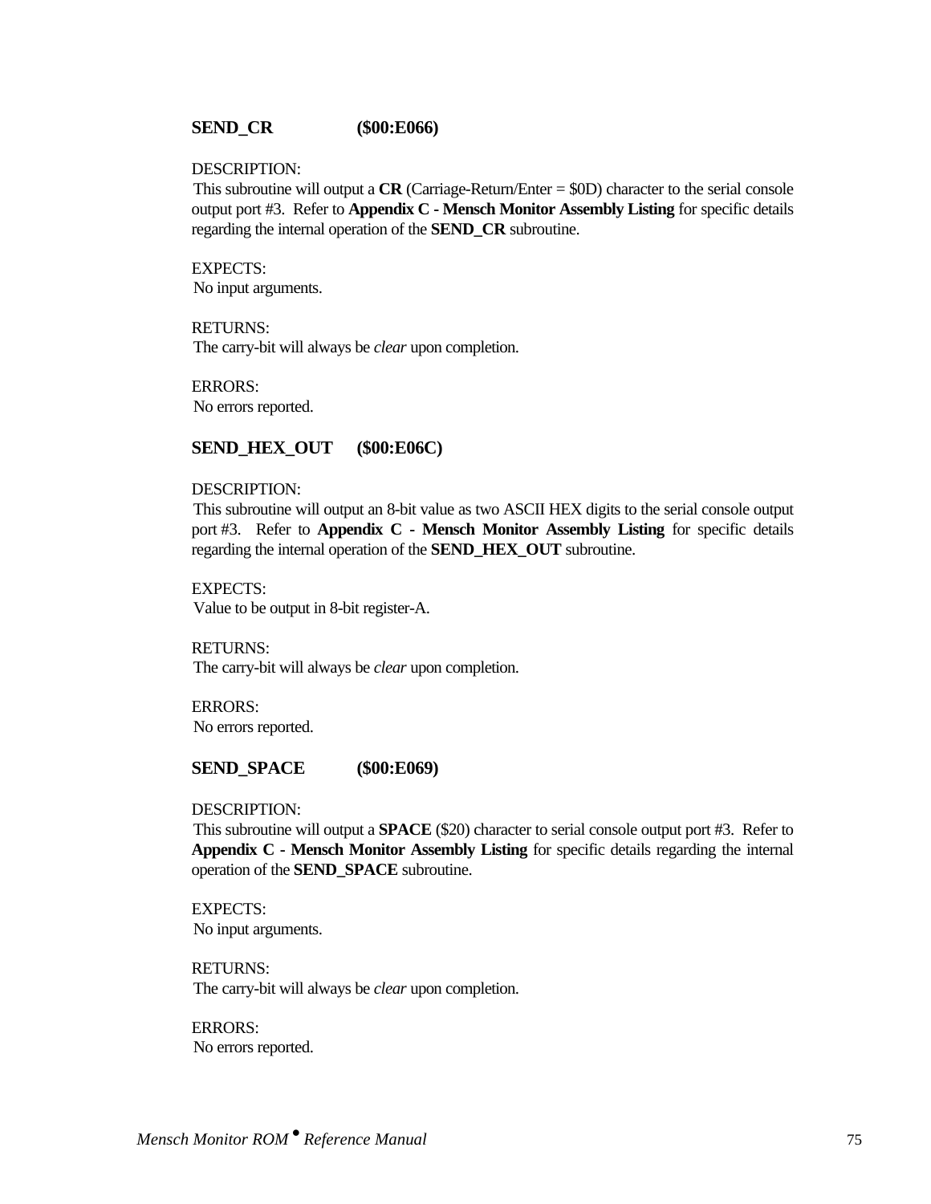### SEND_CR ($00:E066)

DESCRIPTION:
This subroutine will output a **CR** (Carriage-Return/Enter = $0D) character to the serial console output port #3. Refer to **Appendix C - Mensch Monitor Assembly Listing** for specific details regarding the internal operation of the **SEND_CR** subroutine.

EXPECTS:
No input arguments.

RETURNS:
The carry-bit will always be *clear* upon completion.

ERRORS:
No errors reported.

### SEND_HEX_OUT ($00:E06C)

DESCRIPTION:
This subroutine will output an 8-bit value as two ASCII HEX digits to the serial console output port #3. Refer to **Appendix C - Mensch Monitor Assembly Listing** for specific details regarding the internal operation of the **SEND_HEX_OUT** subroutine.

EXPECTS:
Value to be output in 8-bit register-A.

RETURNS:
The carry-bit will always be *clear* upon completion.

ERRORS:
No errors reported.

### SEND_SPACE ($00:E069)

DESCRIPTION:
This subroutine will output a **SPACE** ($20) character to serial console output port #3. Refer to **Appendix C - Mensch Monitor Assembly Listing** for specific details regarding the internal operation of the **SEND_SPACE** subroutine.

EXPECTS:
No input arguments.

RETURNS:
The carry-bit will always be *clear* upon completion.

ERRORS:
No errors reported.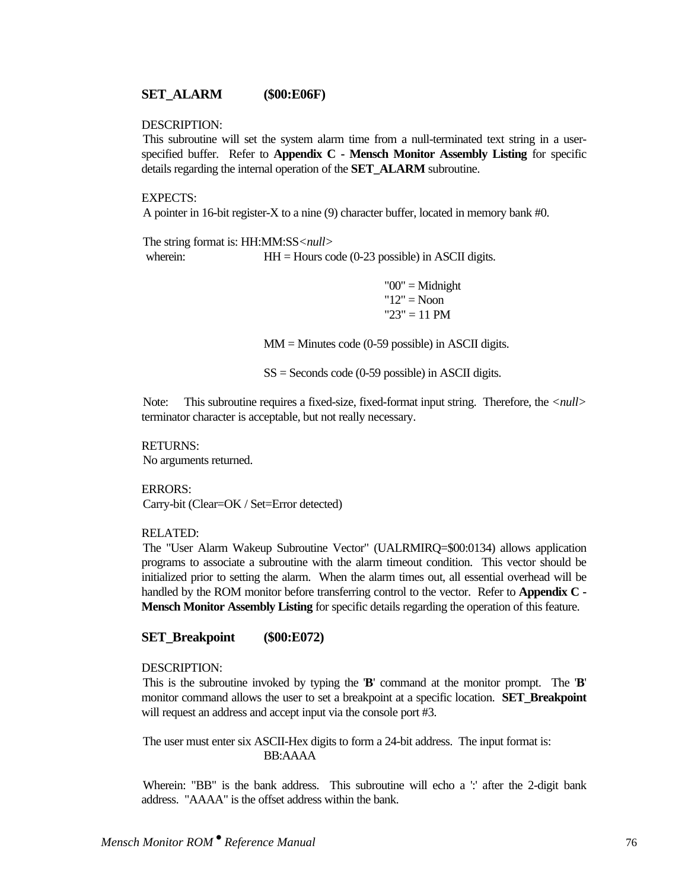### SET_ALARM ($00:E06F)

DESCRIPTION:
This subroutine will set the system alarm time from a null-terminated text string in a user-specified buffer. Refer to **Appendix C - Mensch Monitor Assembly Listing** for specific details regarding the internal operation of the **SET_ALARM** subroutine.

EXPECTS:
A pointer in 16-bit register-X to a nine (9) character buffer, located in memory bank #0.

The string format is: HH:MM:SS<*null*>
wherein: HH = Hours code (0-23 possible) in ASCII digits.

"00" = Midnight
"12" = Noon
"23" = 11 PM

MM = Minutes code (0-59 possible) in ASCII digits.

SS = Seconds code (0-59 possible) in ASCII digits.

Note: This subroutine requires a fixed-size, fixed-format input string. Therefore, the <*null*> terminator character is acceptable, but not really necessary.

RETURNS:
No arguments returned.

ERRORS:
Carry-bit (Clear=OK / Set=Error detected)

RELATED:
The "User Alarm Wakeup Subroutine Vector" (UALRMIRQ=$00:0134) allows application programs to associate a subroutine with the alarm timeout condition. This vector should be initialized prior to setting the alarm. When the alarm times out, all essential overhead will be handled by the ROM monitor before transferring control to the vector. Refer to **Appendix C - Mensch Monitor Assembly Listing** for specific details regarding the operation of this feature.

### SET_Breakpoint ($00:E072)

DESCRIPTION:
This is the subroutine invoked by typing the '**B**' command at the monitor prompt. The '**B**' monitor command allows the user to set a breakpoint at a specific location. **SET_Breakpoint** will request an address and accept input via the console port #3.

The user must enter six ASCII-Hex digits to form a 24-bit address. The input format is:
BB:AAAA

Wherein: "BB" is the bank address. This subroutine will echo a ':' after the 2-digit bank address. "AAAA" is the offset address within the bank.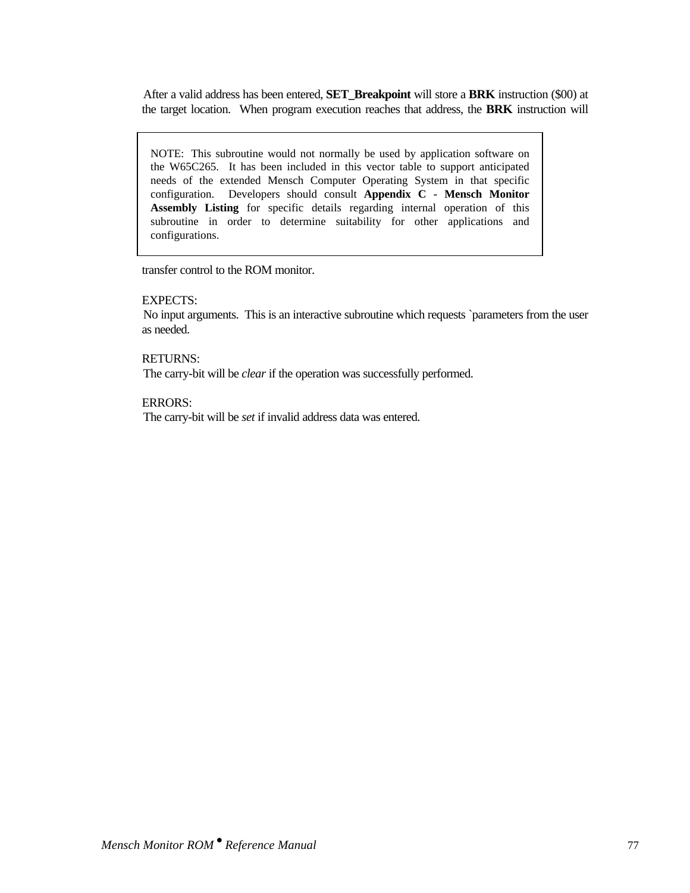After a valid address has been entered, **SET_Breakpoint** will store a **BRK** instruction ($00) at the target location. When program execution reaches that address, the **BRK** instruction will transfer control to the ROM monitor.

> NOTE: This subroutine would not normally be used by application software on the W65C265. It has been included in this vector table to support anticipated needs of the extended Mensch Computer Operating System in that specific configuration. Developers should consult **Appendix C - Mensch Monitor Assembly Listing** for specific details regarding internal operation of this subroutine in order to determine suitability for other applications and configurations.

EXPECTS:
No input arguments. This is an interactive subroutine which requests `parameters from the user as needed.

RETURNS:
The carry-bit will be *clear* if the operation was successfully performed.

ERRORS:
The carry-bit will be *set* if invalid address data was entered.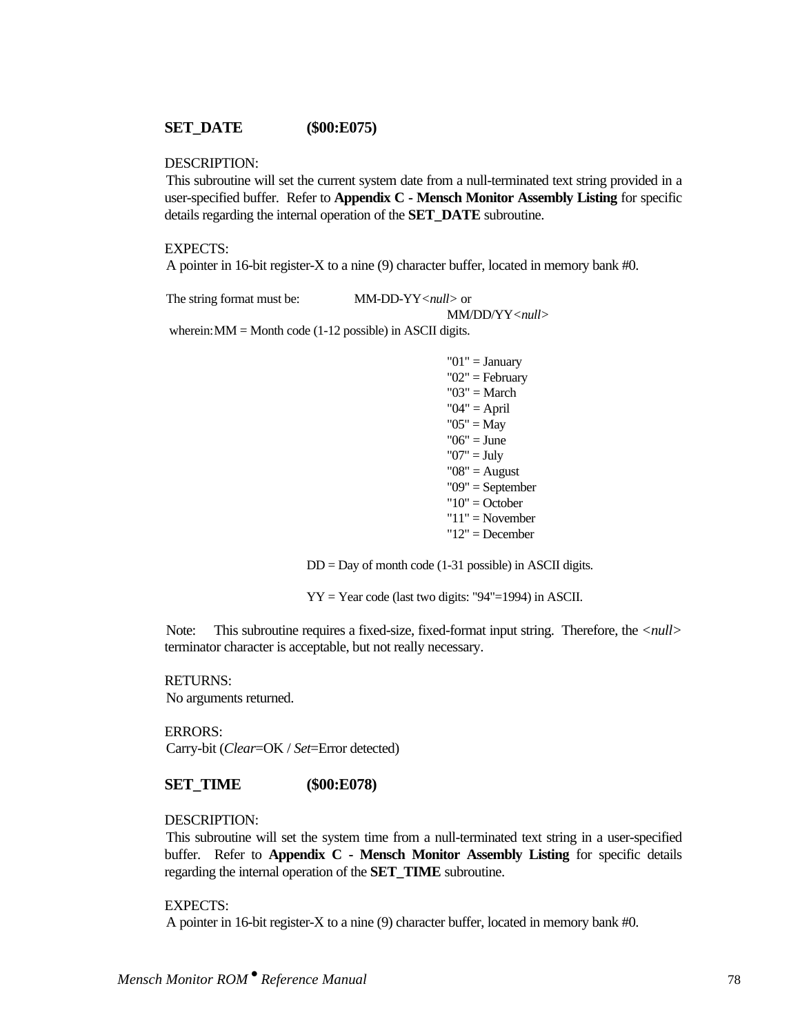### SET_DATE ($00:E075)

DESCRIPTION:
This subroutine will set the current system date from a null-terminated text string provided in a user-specified buffer. Refer to **Appendix C - Mensch Monitor Assembly Listing** for specific details regarding the internal operation of the **SET_DATE** subroutine.

EXPECTS:
A pointer in 16-bit register-X to a nine (9) character buffer, located in memory bank #0.

The string format must be: MM-DD-YY<*null*> or
MM/DD/YY<*null*>

wherein: MM = Month code (1-12 possible) in ASCII digits.

- "01" = January
- "02" = February
- "03" = March
- "04" = April
- "05" = May
- "06" = June
- "07" = July
- "08" = August
- "09" = September
- "10" = October
- "11" = November
- "12" = December

DD = Day of month code (1-31 possible) in ASCII digits.

YY = Year code (last two digits: "94"=1994) in ASCII.

Note: This subroutine requires a fixed-size, fixed-format input string. Therefore, the <*null*> terminator character is acceptable, but not really necessary.

RETURNS:
No arguments returned.

ERRORS:
Carry-bit (*Clear*=OK / *Set*=Error detected)

### SET_TIME ($00:E078)

DESCRIPTION:
This subroutine will set the system time from a null-terminated text string in a user-specified buffer. Refer to **Appendix C - Mensch Monitor Assembly Listing** for specific details regarding the internal operation of the **SET_TIME** subroutine.

EXPECTS:
A pointer in 16-bit register-X to a nine (9) character buffer, located in memory bank #0.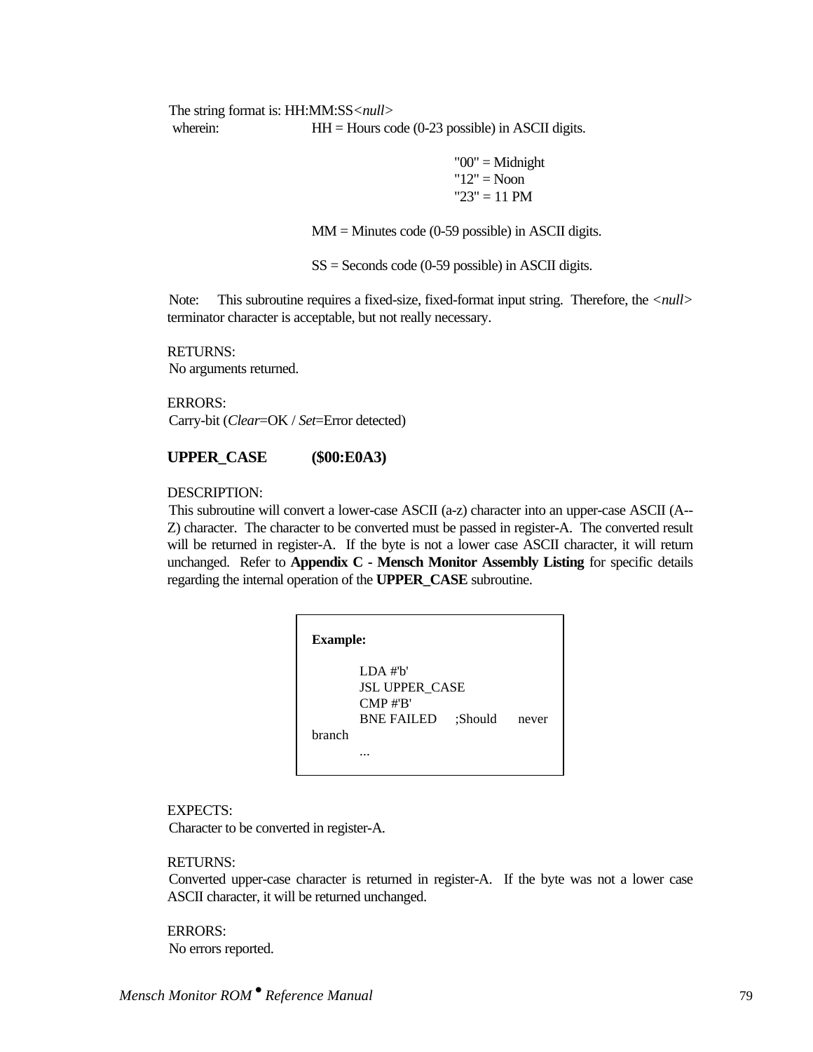The string format is: HH:MM:SS*<null>*

wherein: HH = Hours code (0-23 possible) in ASCII digits.

"00" = Midnight
"12" = Noon
"23" = 11 PM

MM = Minutes code (0-59 possible) in ASCII digits.

SS = Seconds code (0-59 possible) in ASCII digits.

Note: This subroutine requires a fixed-size, fixed-format input string. Therefore, the *<null>* terminator character is acceptable, but not really necessary.

RETURNS:
No arguments returned.

ERRORS:
Carry-bit (*Clear*=OK / *Set*=Error detected)

**UPPER_CASE ($00:E0A3)**

DESCRIPTION:
This subroutine will convert a lower-case ASCII (a-z) character into an upper-case ASCII (A--Z) character. The character to be converted must be passed in register-A. The converted result will be returned in register-A. If the byte is not a lower case ASCII character, it will return unchanged. Refer to **Appendix C - Mensch Monitor Assembly Listing** for specific details regarding the internal operation of the **UPPER_CASE** subroutine.

**Example:**

```
        LDA #'b'
        JSL UPPER_CASE
        CMP #'B'
        BNE FAILED     ;Should never branch
        ...
```

EXPECTS:
Character to be converted in register-A.

RETURNS:
Converted upper-case character is returned in register-A. If the byte was not a lower case ASCII character, it will be returned unchanged.

ERRORS:
No errors reported.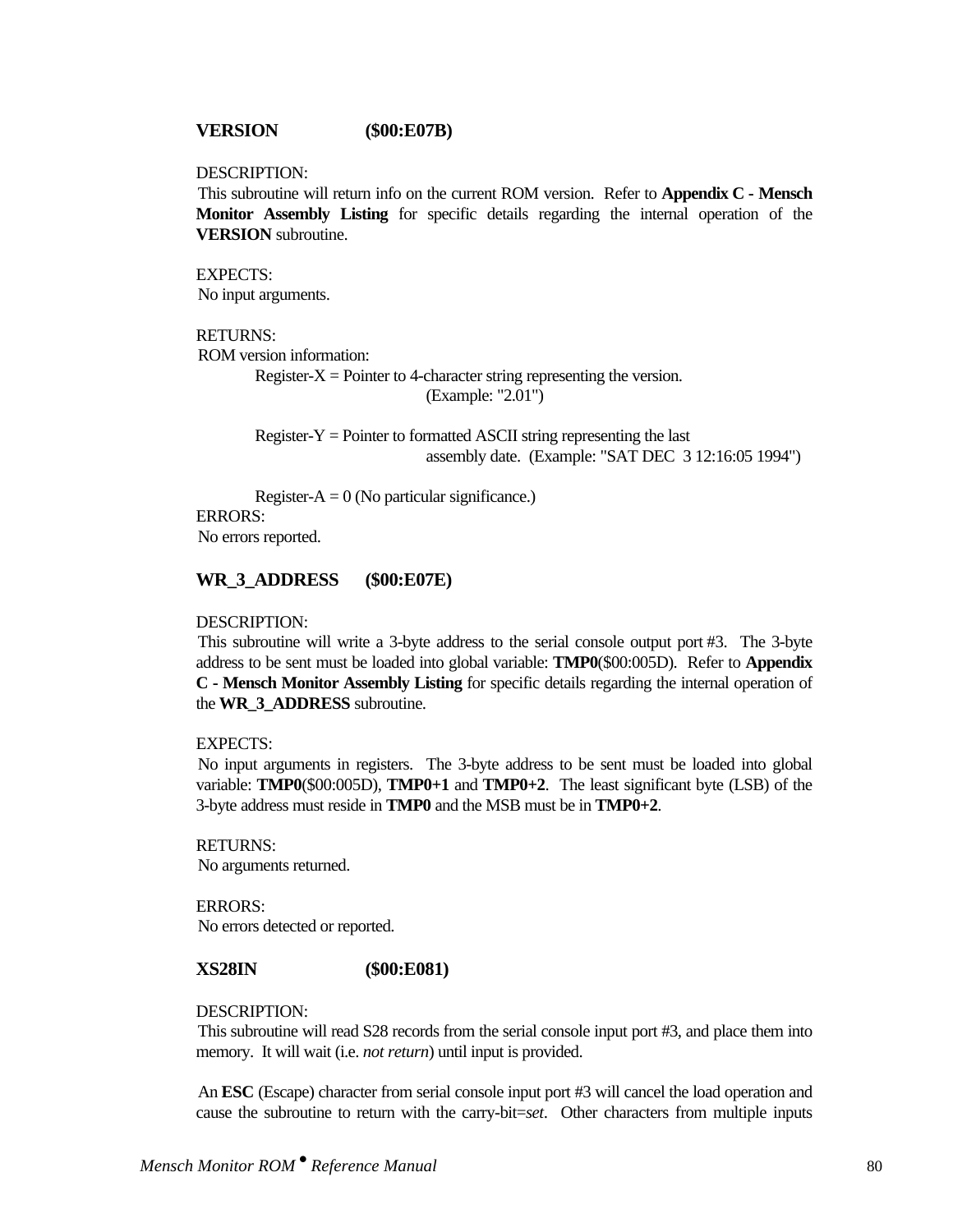### VERSION ($00:E07B)

DESCRIPTION:
This subroutine will return info on the current ROM version. Refer to **Appendix C - Mensch Monitor Assembly Listing** for specific details regarding the internal operation of the **VERSION** subroutine.

EXPECTS:
No input arguments.

RETURNS:
ROM version information:

Register-X = Pointer to 4-character string representing the version. (Example: "2.01")

Register-Y = Pointer to formatted ASCII string representing the last assembly date. (Example: "SAT DEC 3 12:16:05 1994")

Register-A = 0 (No particular significance.)

ERRORS:
No errors reported.

### WR_3_ADDRESS ($00:E07E)

DESCRIPTION:
This subroutine will write a 3-byte address to the serial console output port #3. The 3-byte address to be sent must be loaded into global variable: **TMP0**($00:005D). Refer to **Appendix C - Mensch Monitor Assembly Listing** for specific details regarding the internal operation of the **WR_3_ADDRESS** subroutine.

EXPECTS:
No input arguments in registers. The 3-byte address to be sent must be loaded into global variable: **TMP0**($00:005D), **TMP0+1** and **TMP0+2**. The least significant byte (LSB) of the 3-byte address must reside in **TMP0** and the MSB must be in **TMP0+2**.

RETURNS:
No arguments returned.

ERRORS:
No errors detected or reported.

### XS28IN ($00:E081)

DESCRIPTION:
This subroutine will read S28 records from the serial console input port #3, and place them into memory. It will wait (i.e. *not return*) until input is provided.

An **ESC** (Escape) character from serial console input port #3 will cancel the load operation and cause the subroutine to return with the carry-bit=*set*. Other characters from multiple inputs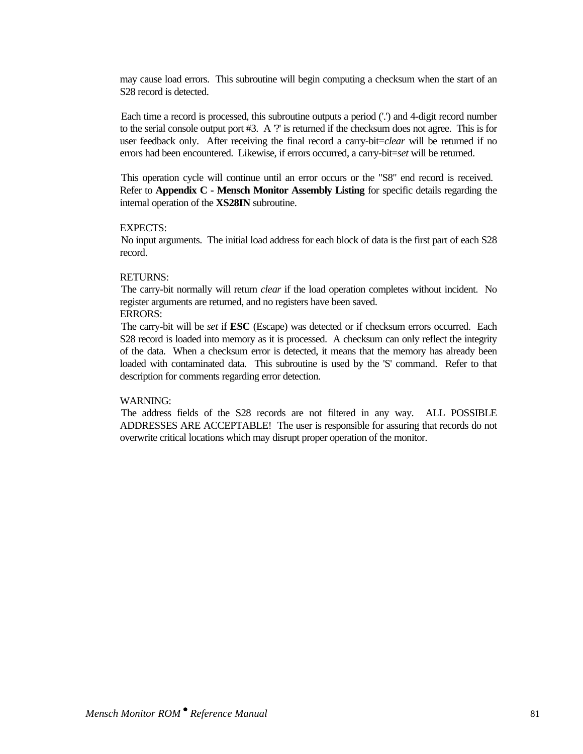may cause load errors. This subroutine will begin computing a checksum when the start of an S28 record is detected.

Each time a record is processed, this subroutine outputs a period ('.') and 4-digit record number to the serial console output port #3. A '?' is returned if the checksum does not agree. This is for user feedback only. After receiving the final record a carry-bit=*clear* will be returned if no errors had been encountered. Likewise, if errors occurred, a carry-bit=*set* will be returned.

This operation cycle will continue until an error occurs or the "S8" end record is received. Refer to **Appendix C - Mensch Monitor Assembly Listing** for specific details regarding the internal operation of the **XS28IN** subroutine.

EXPECTS:
No input arguments. The initial load address for each block of data is the first part of each S28 record.

RETURNS:
The carry-bit normally will return *clear* if the load operation completes without incident. No register arguments are returned, and no registers have been saved.

ERRORS:
The carry-bit will be *set* if **ESC** (Escape) was detected or if checksum errors occurred. Each S28 record is loaded into memory as it is processed. A checksum can only reflect the integrity of the data. When a checksum error is detected, it means that the memory has already been loaded with contaminated data. This subroutine is used by the 'S' command. Refer to that description for comments regarding error detection.

WARNING:
The address fields of the S28 records are not filtered in any way. ALL POSSIBLE ADDRESSES ARE ACCEPTABLE! The user is responsible for assuring that records do not overwrite critical locations which may disrupt proper operation of the monitor.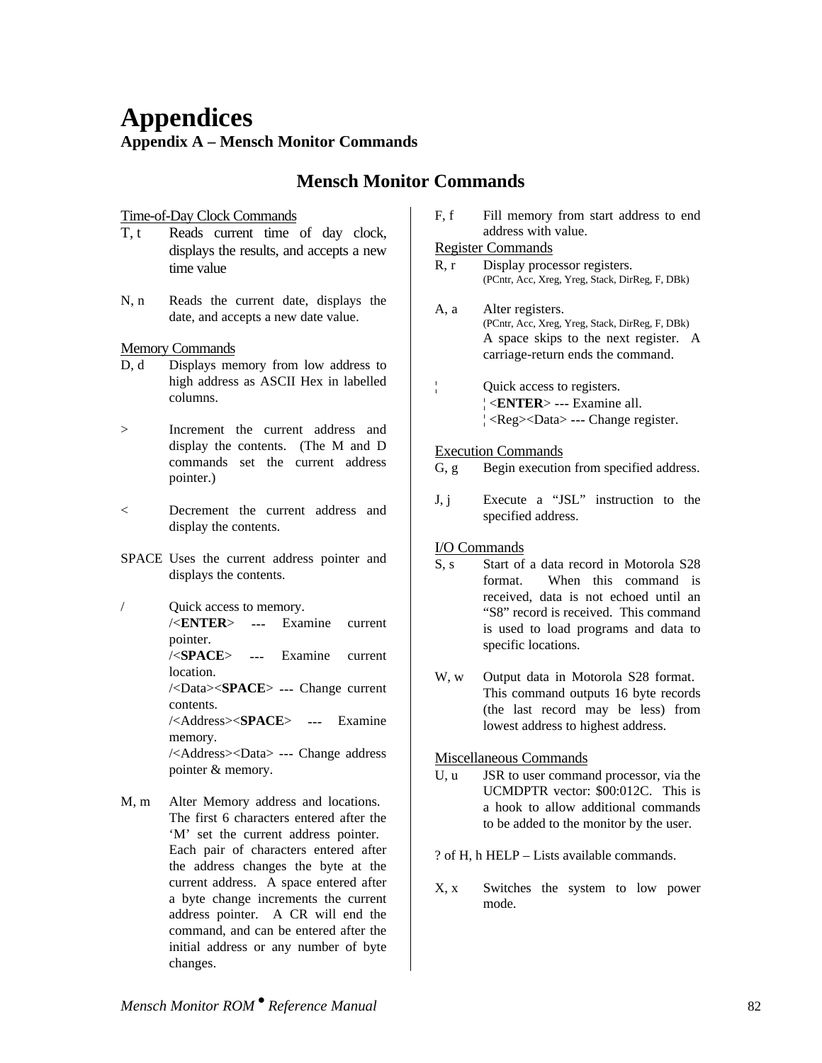# Appendices

## Appendix A – Mensch Monitor Commands

## Mensch Monitor Commands

### Time-of-Day Clock Commands

T, t — Reads current time of day clock, displays the results, and accepts a new time value

N, n — Reads the current date, displays the date, and accepts a new date value.

### Memory Commands

D, d — Displays memory from low address to high address as ASCII Hex in labelled columns.

> — Increment the current address and display the contents. (The M and D commands set the current address pointer.)

< — Decrement the current address and display the contents.

SPACE — Uses the current address pointer and displays the contents.

/ — Quick access to memory.
/<**ENTER**> --- Examine current pointer.
/<**SPACE**> --- Examine current location.
/<Data><**SPACE**> --- Change current contents.
/<Address><**SPACE**> --- Examine memory.
/<Address><Data> --- Change address pointer & memory.

M, m — Alter Memory address and locations. The first 6 characters entered after the 'M' set the current address pointer. Each pair of characters entered after the address changes the byte at the current address. A space entered after a byte change increments the current address pointer. A CR will end the command, and can be entered after the initial address or any number of byte changes.

F, f — Fill memory from start address to end address with value.

### Register Commands

R, r — Display processor registers.
(PCntr, Acc, Xreg, Yreg, Stack, DirReg, F, DBk)

A, a — Alter registers.
(PCntr, Acc, Xreg, Yreg, Stack, DirReg, F, DBk)
A space skips to the next register. A carriage-return ends the command.

¦ — Quick access to registers.
¦<**ENTER**> --- Examine all.
¦<Reg><Data> --- Change register.

### Execution Commands

G, g — Begin execution from specified address.

J, j — Execute a "JSL" instruction to the specified address.

### I/O Commands

S, s — Start of a data record in Motorola S28 format. When this command is received, data is not echoed until an "S8" record is received. This command is used to load programs and data to specific locations.

W, w — Output data in Motorola S28 format. This command outputs 16 byte records (the last record may be less) from lowest address to highest address.

### Miscellaneous Commands

U, u — JSR to user command processor, via the UCMDPTR vector: $00:012C. This is a hook to allow additional commands to be added to the monitor by the user.

? of H, h HELP – Lists available commands.

X, x — Switches the system to low power mode.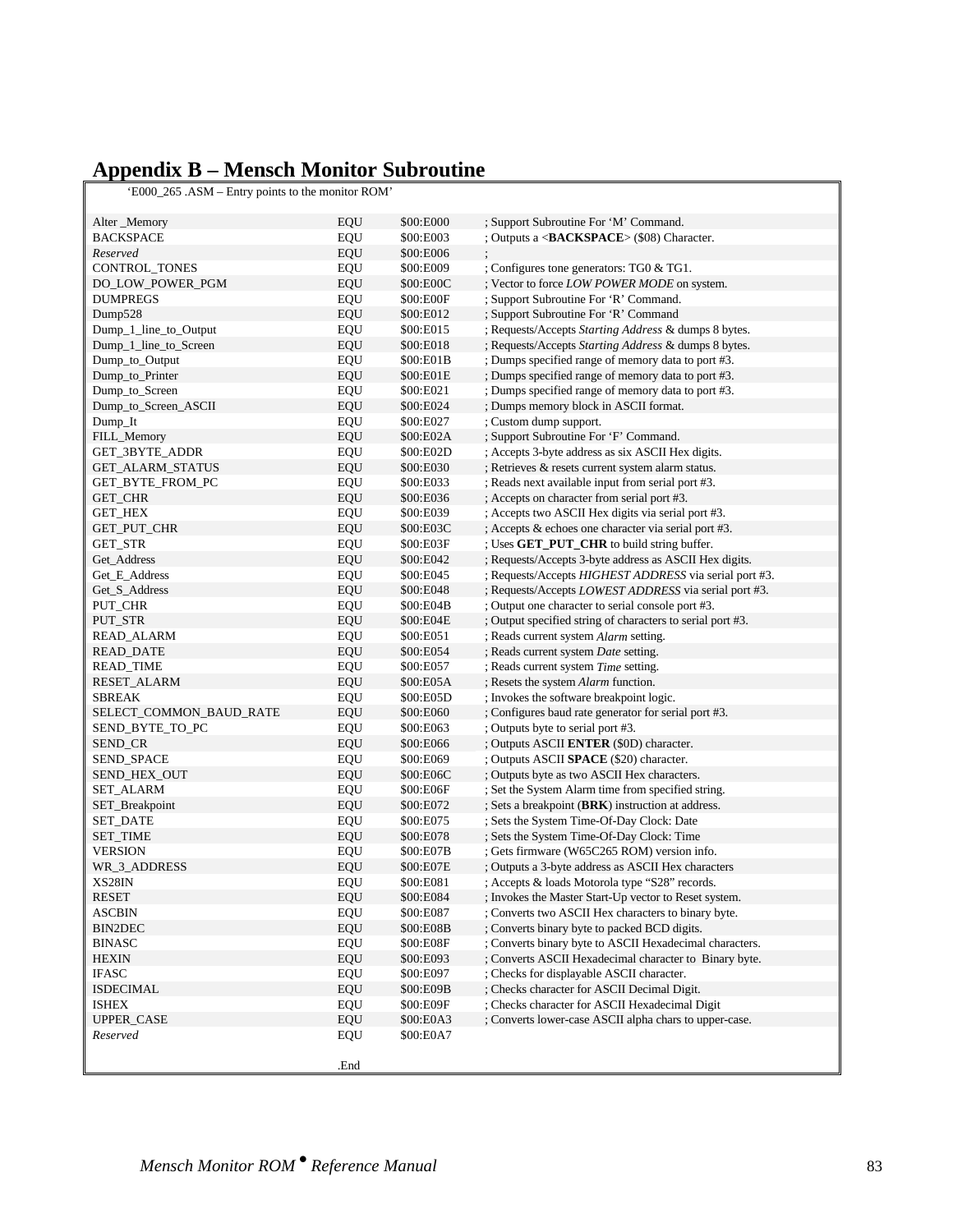# Appendix B – Mensch Monitor Subroutine

‘E000_265 .ASM – Entry points to the monitor ROM’

| | | | |
|---|---|---|---|
| Alter _Memory | EQU | $00:E000 | ; Support Subroutine For ‘M’ Command. |
| BACKSPACE | EQU | $00:E003 | ; Outputs a <**BACKSPACE**> ($08) Character. |
| *Reserved* | EQU | $00:E006 | ; |
| CONTROL_TONES | EQU | $00:E009 | ; Configures tone generators: TG0 & TG1. |
| DO_LOW_POWER_PGM | EQU | $00:E00C | ; Vector to force *LOW POWER MODE* on system. |
| DUMPREGS | EQU | $00:E00F | ; Support Subroutine For ‘R’ Command. |
| Dump528 | EQU | $00:E012 | ; Support Subroutine For ‘R’ Command |
| Dump_1_line_to_Output | EQU | $00:E015 | ; Requests/Accepts *Starting Address* & dumps 8 bytes. |
| Dump_1_line_to_Screen | EQU | $00:E018 | ; Requests/Accepts *Starting Address* & dumps 8 bytes. |
| Dump_to_Output | EQU | $00:E01B | ; Dumps specified range of memory data to port #3. |
| Dump_to_Printer | EQU | $00:E01E | ; Dumps specified range of memory data to port #3. |
| Dump_to_Screen | EQU | $00:E021 | ; Dumps specified range of memory data to port #3. |
| Dump_to_Screen_ASCII | EQU | $00:E024 | ; Dumps memory block in ASCII format. |
| Dump_It | EQU | $00:E027 | ; Custom dump support. |
| FILL_Memory | EQU | $00:E02A | ; Support Subroutine For ‘F’ Command. |
| GET_3BYTE_ADDR | EQU | $00:E02D | ; Accepts 3-byte address as six ASCII Hex digits. |
| GET_ALARM_STATUS | EQU | $00:E030 | ; Retrieves & resets current system alarm status. |
| GET_BYTE_FROM_PC | EQU | $00:E033 | ; Reads next available input from serial port #3. |
| GET_CHR | EQU | $00:E036 | ; Accepts on character from serial port #3. |
| GET_HEX | EQU | $00:E039 | ; Accepts two ASCII Hex digits via serial port #3. |
| GET_PUT_CHR | EQU | $00:E03C | ; Accepts & echoes one character via serial port #3. |
| GET_STR | EQU | $00:E03F | ; Uses **GET_PUT_CHR** to build string buffer. |
| Get_Address | EQU | $00:E042 | ; Requests/Accepts 3-byte address as ASCII Hex digits. |
| Get_E_Address | EQU | $00:E045 | ; Requests/Accepts *HIGHEST ADDRESS* via serial port #3. |
| Get_S_Address | EQU | $00:E048 | ; Requests/Accepts *LOWEST ADDRESS* via serial port #3. |
| PUT_CHR | EQU | $00:E04B | ; Output one character to serial console port #3. |
| PUT_STR | EQU | $00:E04E | ; Output specified string of characters to serial port #3. |
| READ_ALARM | EQU | $00:E051 | ; Reads current system *Alarm* setting. |
| READ_DATE | EQU | $00:E054 | ; Reads current system *Date* setting. |
| READ_TIME | EQU | $00:E057 | ; Reads current system *Time* setting. |
| RESET_ALARM | EQU | $00:E05A | ; Resets the system *Alarm* function. |
| SBREAK | EQU | $00:E05D | ; Invokes the software breakpoint logic. |
| SELECT_COMMON_BAUD_RATE | EQU | $00:E060 | ; Configures baud rate generator for serial port #3. |
| SEND_BYTE_TO_PC | EQU | $00:E063 | ; Outputs byte to serial port #3. |
| SEND_CR | EQU | $00:E066 | ; Outputs ASCII **ENTER** ($0D) character. |
| SEND_SPACE | EQU | $00:E069 | ; Outputs ASCII **SPACE** ($20) character. |
| SEND_HEX_OUT | EQU | $00:E06C | ; Outputs byte as two ASCII Hex characters. |
| SET_ALARM | EQU | $00:E06F | ; Set the System Alarm time from specified string. |
| SET_Breakpoint | EQU | $00:E072 | ; Sets a breakpoint (**BRK**) instruction at address. |
| SET_DATE | EQU | $00:E075 | ; Sets the System Time-Of-Day Clock: Date |
| SET_TIME | EQU | $00:E078 | ; Sets the System Time-Of-Day Clock: Time |
| VERSION | EQU | $00:E07B | ; Gets firmware (W65C265 ROM) version info. |
| WR_3_ADDRESS | EQU | $00:E07E | ; Outputs a 3-byte address as ASCII Hex characters |
| XS28IN | EQU | $00:E081 | ; Accepts & loads Motorola type “S28” records. |
| RESET | EQU | $00:E084 | ; Invokes the Master Start-Up vector to Reset system. |
| ASCBIN | EQU | $00:E087 | ; Converts two ASCII Hex characters to binary byte. |
| BIN2DEC | EQU | $00:E08B | ; Converts binary byte to packed BCD digits. |
| BINASC | EQU | $00:E08F | ; Converts binary byte to ASCII Hexadecimal characters. |
| HEXIN | EQU | $00:E093 | ; Converts ASCII Hexadecimal character to Binary byte. |
| IFASC | EQU | $00:E097 | ; Checks for displayable ASCII character. |
| ISDECIMAL | EQU | $00:E09B | ; Checks character for ASCII Decimal Digit. |
| ISHEX | EQU | $00:E09F | ; Checks character for ASCII Hexadecimal Digit |
| UPPER_CASE | EQU | $00:E0A3 | ; Converts lower-case ASCII alpha chars to upper-case. |
| *Reserved* | EQU | $00:E0A7 | |
| | .End | | |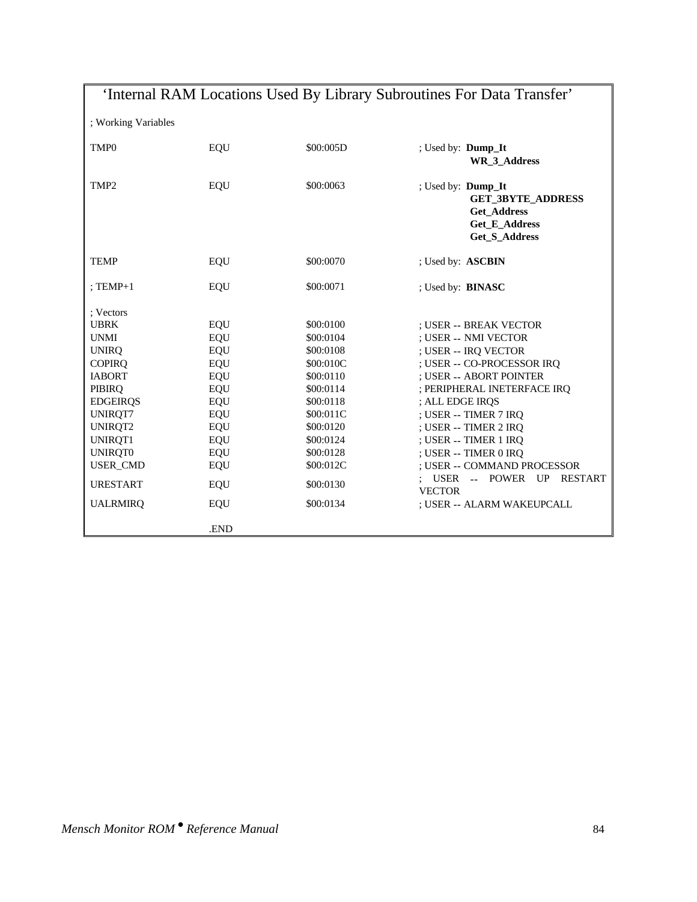## 'Internal RAM Locations Used By Library Subroutines For Data Transfer'

```
; Working Variables

TMP0        EQU     $00:005D    ; Used by: Dump_It
                                           WR_3_Address

TMP2        EQU     $00:0063    ; Used by: Dump_It
                                           GET_3BYTE_ADDRESS
                                           Get_Address
                                           Get_E_Address
                                           Get_S_Address

TEMP        EQU     $00:0070    ; Used by: ASCBIN

; TEMP+1    EQU     $00:0071    ; Used by: BINASC

; Vectors
UBRK        EQU     $00:0100    ; USER -- BREAK VECTOR
UNMI        EQU     $00:0104    ; USER -- NMI VECTOR
UNIRQ       EQU     $00:0108    ; USER -- IRQ VECTOR
COPIRQ      EQU     $00:010C    ; USER -- CO-PROCESSOR IRQ
IABORT      EQU     $00:0110    ; USER -- ABORT POINTER
PIBIRQ      EQU     $00:0114    ; PERIPHERAL INETERFACE IRQ
EDGEIRQS    EQU     $00:0118    ; ALL EDGE IRQS
UNIRQT7     EQU     $00:011C    ; USER -- TIMER 7 IRQ
UNIRQT2     EQU     $00:0120    ; USER -- TIMER 2 IRQ
UNIRQT1     EQU     $00:0124    ; USER -- TIMER 1 IRQ
UNIRQT0     EQU     $00:0128    ; USER -- TIMER 0 IRQ
USER_CMD    EQU     $00:012C    ; USER -- COMMAND PROCESSOR
URESTART    EQU     $00:0130    ; USER -- POWER UP RESTART VECTOR
UALRMIRQ    EQU     $00:0134    ; USER -- ALARM WAKEUPCALL

            .END
```